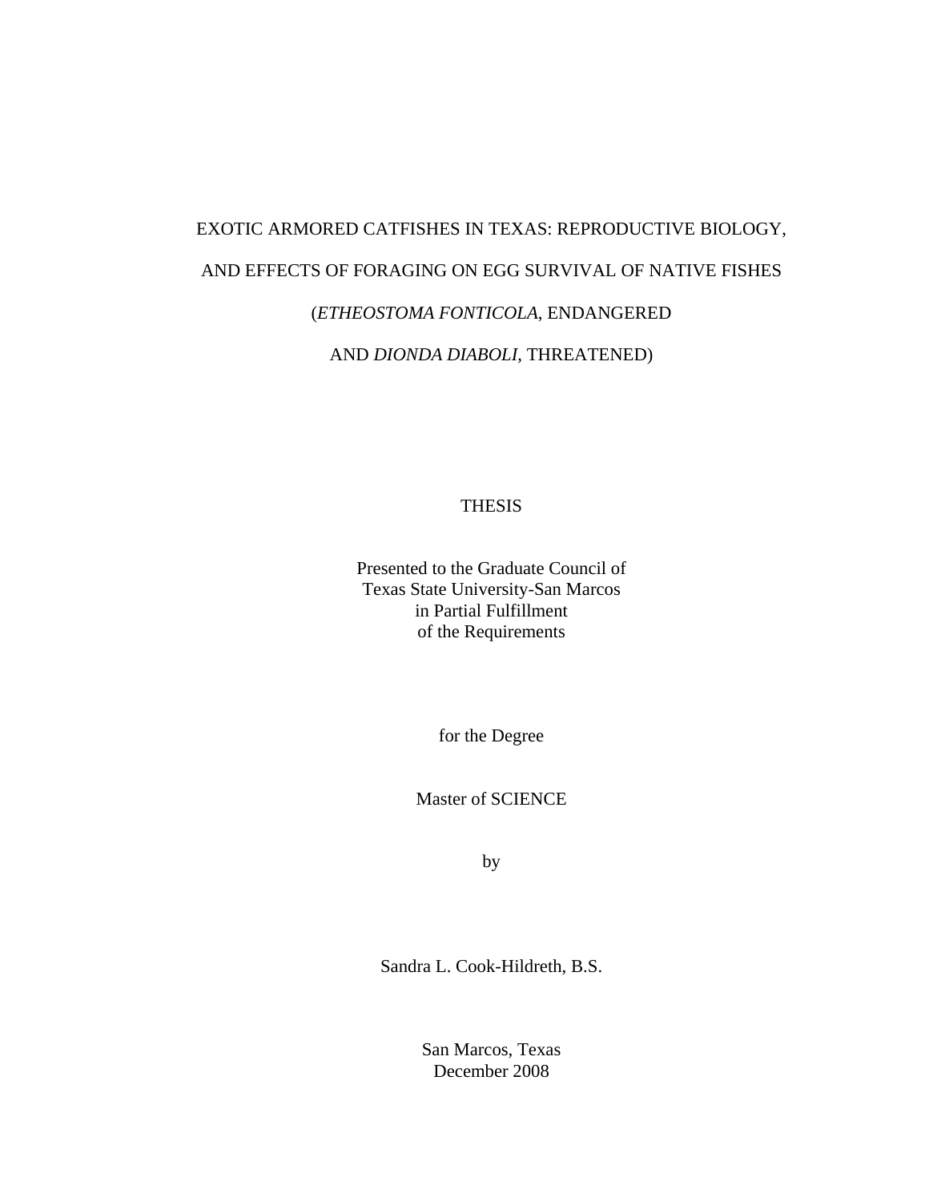# EXOTIC ARMORED CATFISHES IN TEXAS: REPRODUCTIVE BIOLOGY, AND EFFECTS OF FORAGING ON EGG SURVIVAL OF NATIVE FISHES (*ETHEOSTOMA FONTICOLA*, ENDANGERED AND *DIONDA DIABOLI*, THREATENED)

THESIS

Presented to the Graduate Council of
Texas State University-San Marcos
in Partial Fulfillment
of the Requirements

for the Degree

Master of SCIENCE

by

Sandra L. Cook-Hildreth, B.S.

San Marcos, Texas
December 2008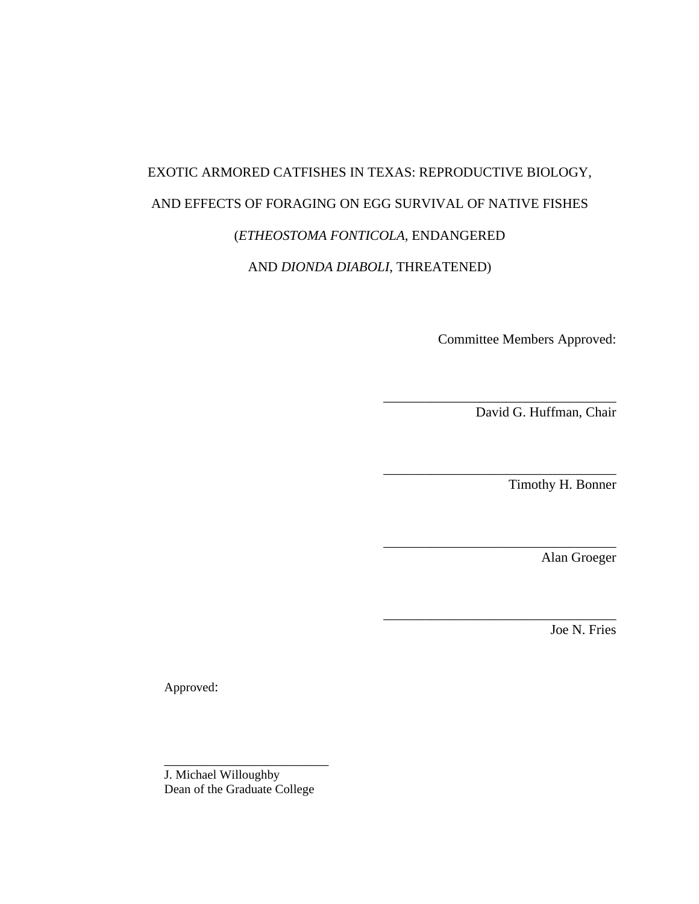EXOTIC ARMORED CATFISHES IN TEXAS: REPRODUCTIVE BIOLOGY,

AND EFFECTS OF FORAGING ON EGG SURVIVAL OF NATIVE FISHES

(*ETHEOSTOMA FONTICOLA*, ENDANGERED

AND *DIONDA DIABOLI*, THREATENED)

Committee Members Approved:

\_\_\_\_\_\_\_\_\_\_\_\_\_\_\_\_\_\_\_\_\_\_\_\_\_\_\_\_\_\_\_\_\_\_
David G. Huffman, Chair

\_\_\_\_\_\_\_\_\_\_\_\_\_\_\_\_\_\_\_\_\_\_\_\_\_\_\_\_\_\_\_\_\_\_
Timothy H. Bonner

\_\_\_\_\_\_\_\_\_\_\_\_\_\_\_\_\_\_\_\_\_\_\_\_\_\_\_\_\_\_\_\_\_\_
Alan Groeger

\_\_\_\_\_\_\_\_\_\_\_\_\_\_\_\_\_\_\_\_\_\_\_\_\_\_\_\_\_\_\_\_\_\_
Joe N. Fries

Approved:

\_\_\_\_\_\_\_\_\_\_\_\_\_\_\_\_\_\_\_\_\_\_\_\_\_\_\_
J. Michael Willoughby
Dean of the Graduate College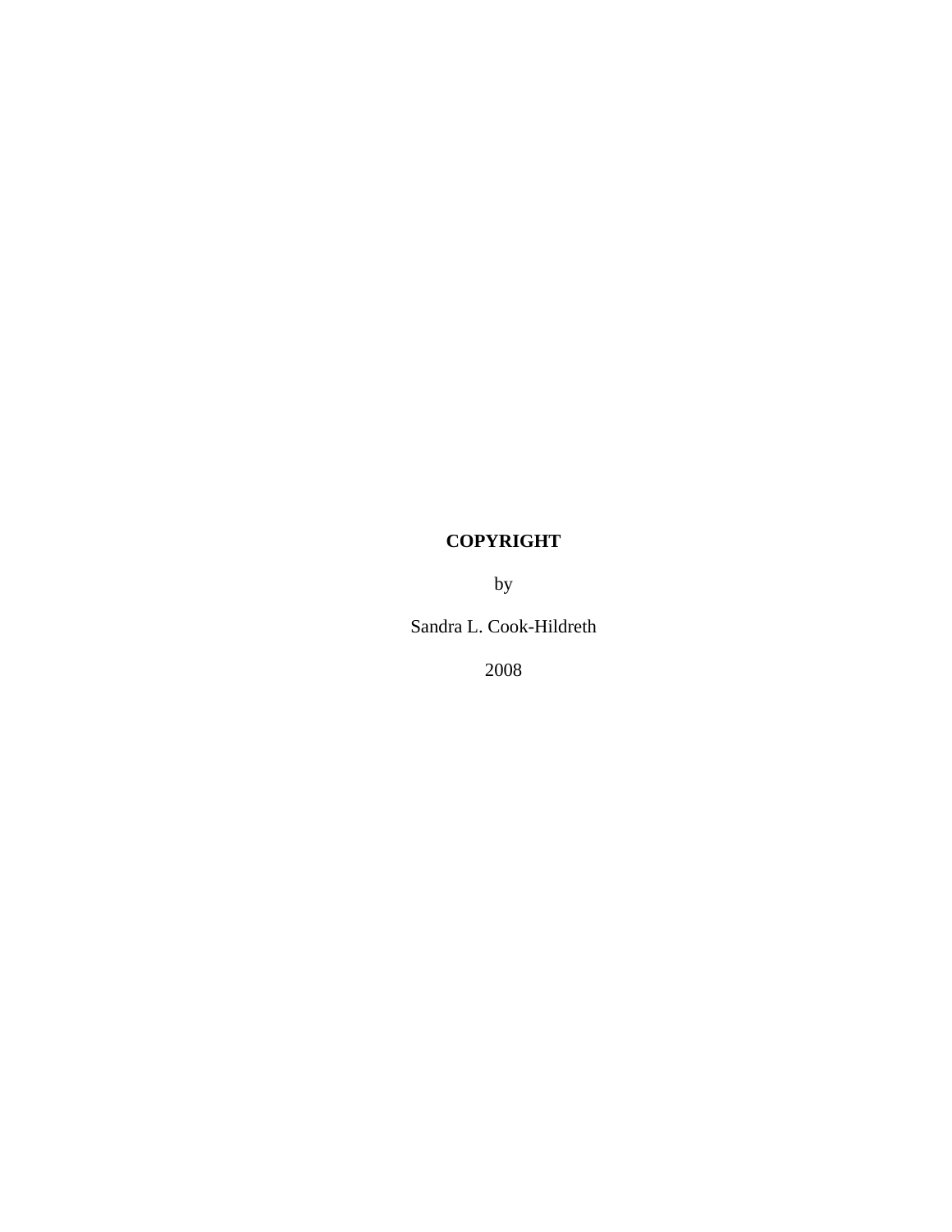**COPYRIGHT**

by

Sandra L. Cook-Hildreth

2008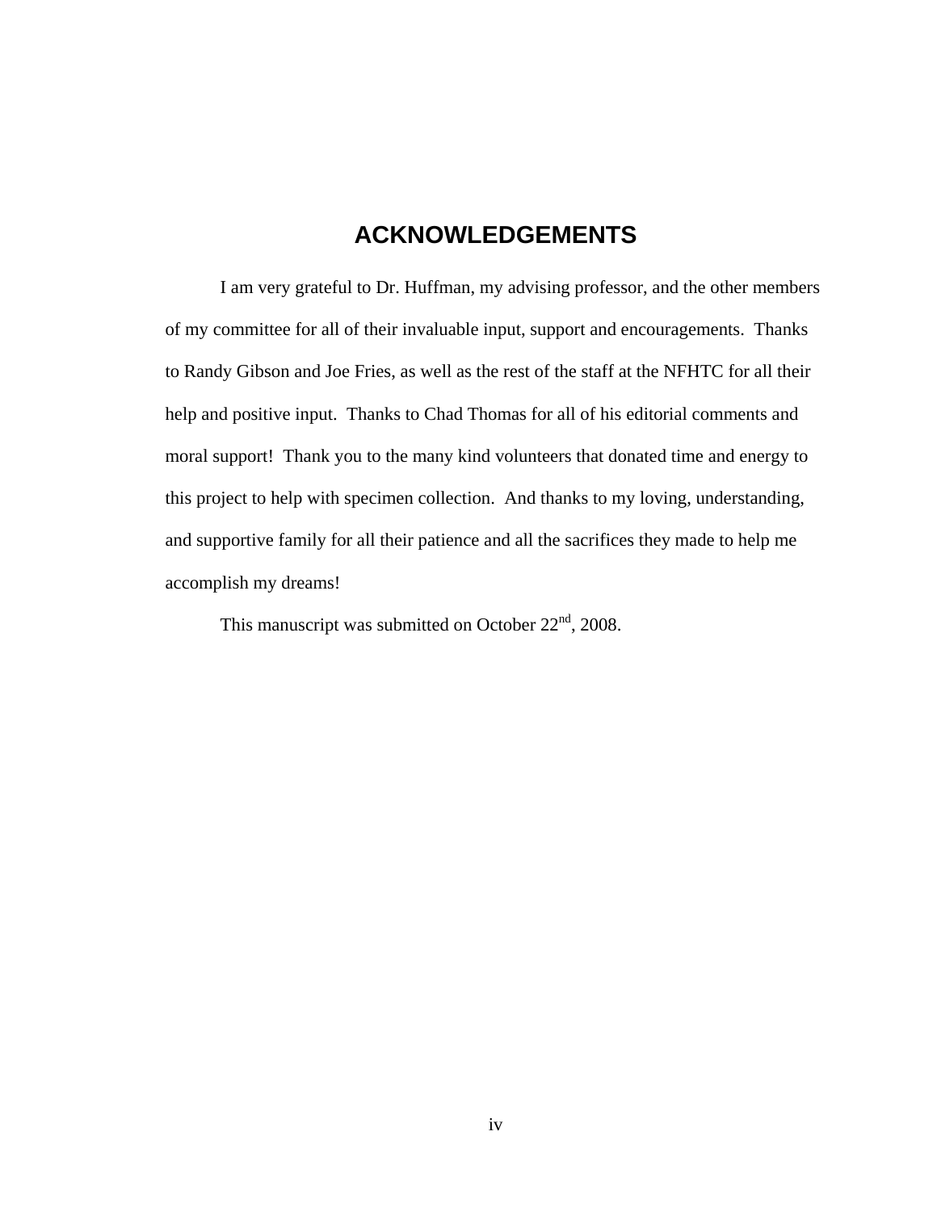# ACKNOWLEDGEMENTS

I am very grateful to Dr. Huffman, my advising professor, and the other members of my committee for all of their invaluable input, support and encouragements. Thanks to Randy Gibson and Joe Fries, as well as the rest of the staff at the NFHTC for all their help and positive input. Thanks to Chad Thomas for all of his editorial comments and moral support! Thank you to the many kind volunteers that donated time and energy to this project to help with specimen collection. And thanks to my loving, understanding, and supportive family for all their patience and all the sacrifices they made to help me accomplish my dreams!

This manuscript was submitted on October 22nd, 2008.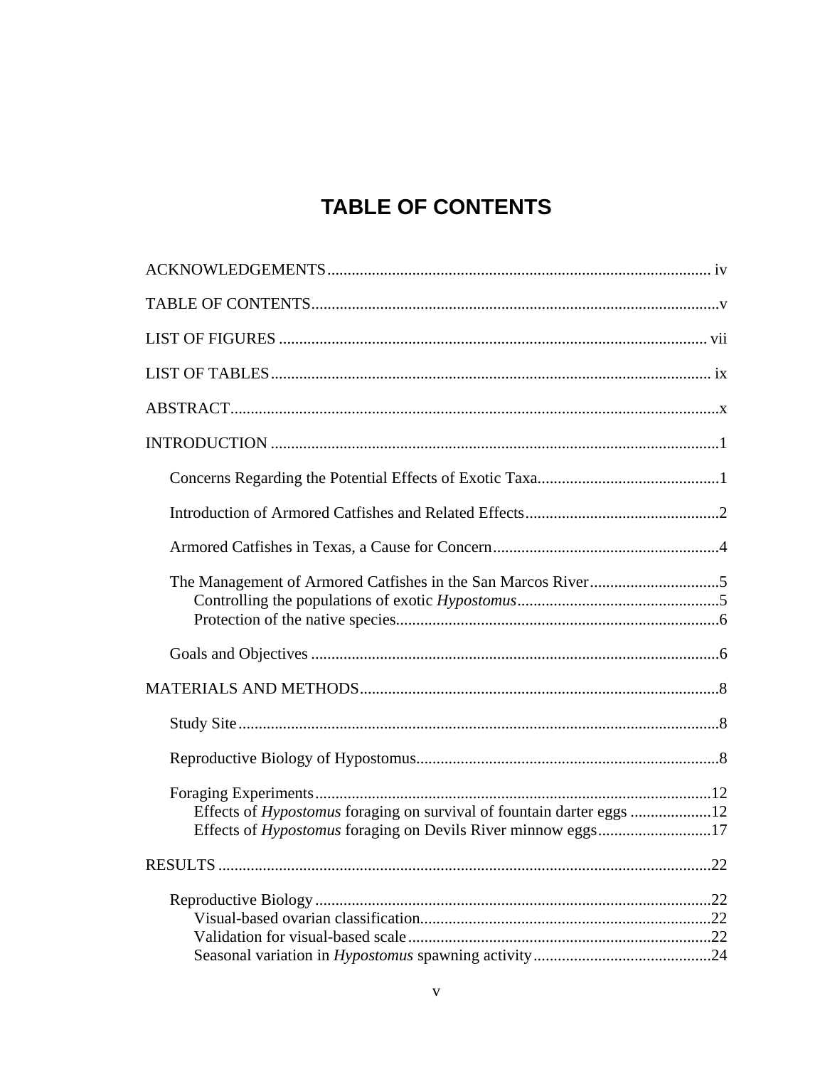# TABLE OF CONTENTS

ACKNOWLEDGEMENTS .......... iv

TABLE OF CONTENTS .......... v

LIST OF FIGURES .......... vii

LIST OF TABLES .......... ix

ABSTRACT .......... x

INTRODUCTION .......... 1

- Concerns Regarding the Potential Effects of Exotic Taxa .......... 1
- Introduction of Armored Catfishes and Related Effects .......... 2
- Armored Catfishes in Texas, a Cause for Concern .......... 4
- The Management of Armored Catfishes in the San Marcos River .......... 5
  - Controlling the populations of exotic *Hypostomus* .......... 5
  - Protection of the native species .......... 6
- Goals and Objectives .......... 6

MATERIALS AND METHODS .......... 8

- Study Site .......... 8
- Reproductive Biology of Hypostomus .......... 8
- Foraging Experiments .......... 12
  - Effects of *Hypostomus* foraging on survival of fountain darter eggs .......... 12
  - Effects of *Hypostomus* foraging on Devils River minnow eggs .......... 17

RESULTS .......... 22

- Reproductive Biology .......... 22
  - Visual-based ovarian classification .......... 22
  - Validation for visual-based scale .......... 22
  - Seasonal variation in *Hypostomus* spawning activity .......... 24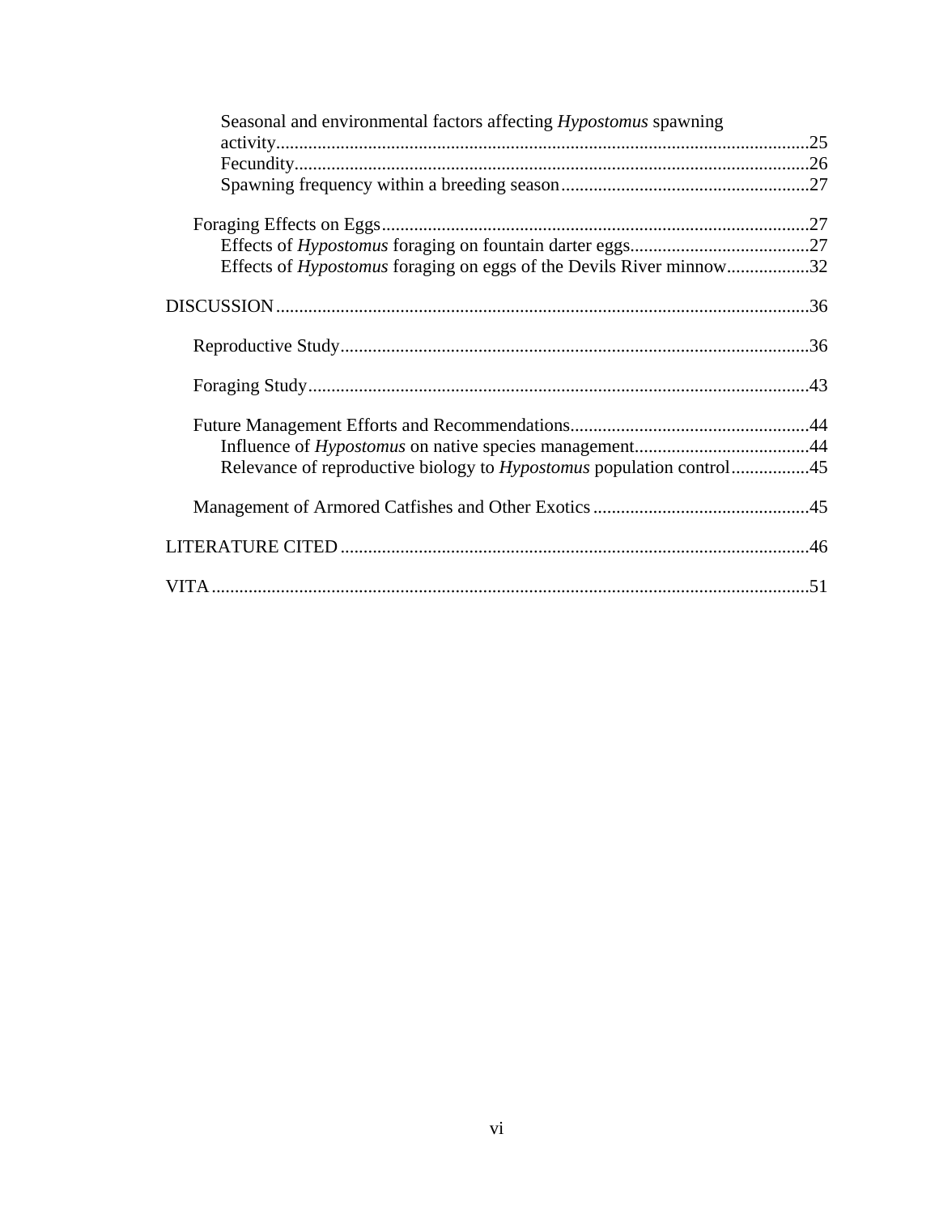Seasonal and environmental factors affecting *Hypostomus* spawning activity....................................................................................................................25
Fecundity................................................................................................................26
Spawning frequency within a breeding season......................................................27

Foraging Effects on Eggs............................................................................................27
Effects of *Hypostomus* foraging on fountain darter eggs.......................................27
Effects of *Hypostomus* foraging on eggs of the Devils River minnow..................32

DISCUSSION...................................................................................................................36

Reproductive Study.....................................................................................................36

Foraging Study............................................................................................................43

Future Management Efforts and Recommendations....................................................44
Influence of *Hypostomus* on native species management......................................44
Relevance of reproductive biology to *Hypostomus* population control.................45

Management of Armored Catfishes and Other Exotics...............................................45

LITERATURE CITED.....................................................................................................46

VITA.................................................................................................................................51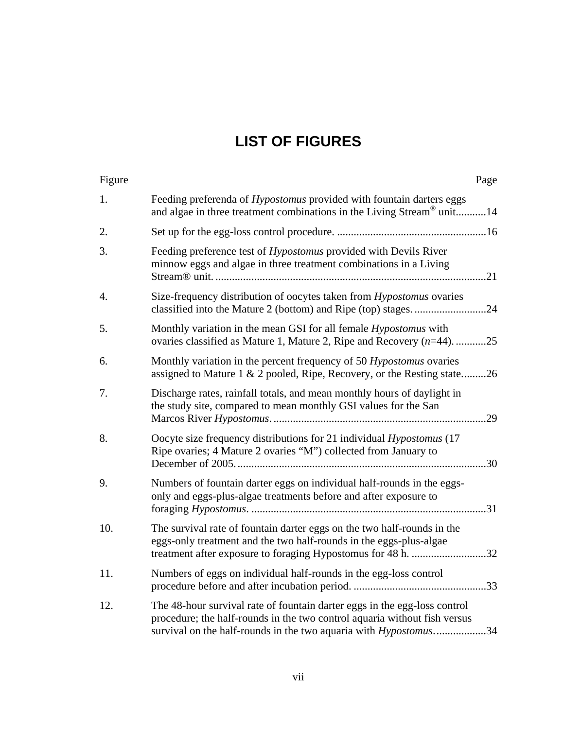# LIST OF FIGURES

| Figure | | Page |
|---|---|---|
| 1. | Feeding preferenda of *Hypostomus* provided with fountain darters eggs and algae in three treatment combinations in the Living Stream® unit | 14 |
| 2. | Set up for the egg-loss control procedure. | 16 |
| 3. | Feeding preference test of *Hypostomus* provided with Devils River minnow eggs and algae in three treatment combinations in a Living Stream® unit. | 21 |
| 4. | Size-frequency distribution of oocytes taken from *Hypostomus* ovaries classified into the Mature 2 (bottom) and Ripe (top) stages. | 24 |
| 5. | Monthly variation in the mean GSI for all female *Hypostomus* with ovaries classified as Mature 1, Mature 2, Ripe and Recovery ($n$=44). | 25 |
| 6. | Monthly variation in the percent frequency of 50 *Hypostomus* ovaries assigned to Mature 1 & 2 pooled, Ripe, Recovery, or the Resting state. | 26 |
| 7. | Discharge rates, rainfall totals, and mean monthly hours of daylight in the study site, compared to mean monthly GSI values for the San Marcos River *Hypostomus*. | 29 |
| 8. | Oocyte size frequency distributions for 21 individual *Hypostomus* (17 Ripe ovaries; 4 Mature 2 ovaries "M") collected from January to December of 2005. | 30 |
| 9. | Numbers of fountain darter eggs on individual half-rounds in the eggs-only and eggs-plus-algae treatments before and after exposure to foraging *Hypostomus*. | 31 |
| 10. | The survival rate of fountain darter eggs on the two half-rounds in the eggs-only treatment and the two half-rounds in the eggs-plus-algae treatment after exposure to foraging Hypostomus for 48 h. | 32 |
| 11. | Numbers of eggs on individual half-rounds in the egg-loss control procedure before and after incubation period. | 33 |
| 12. | The 48-hour survival rate of fountain darter eggs in the egg-loss control procedure; the half-rounds in the two control aquaria without fish versus survival on the half-rounds in the two aquaria with *Hypostomus*. | 34 |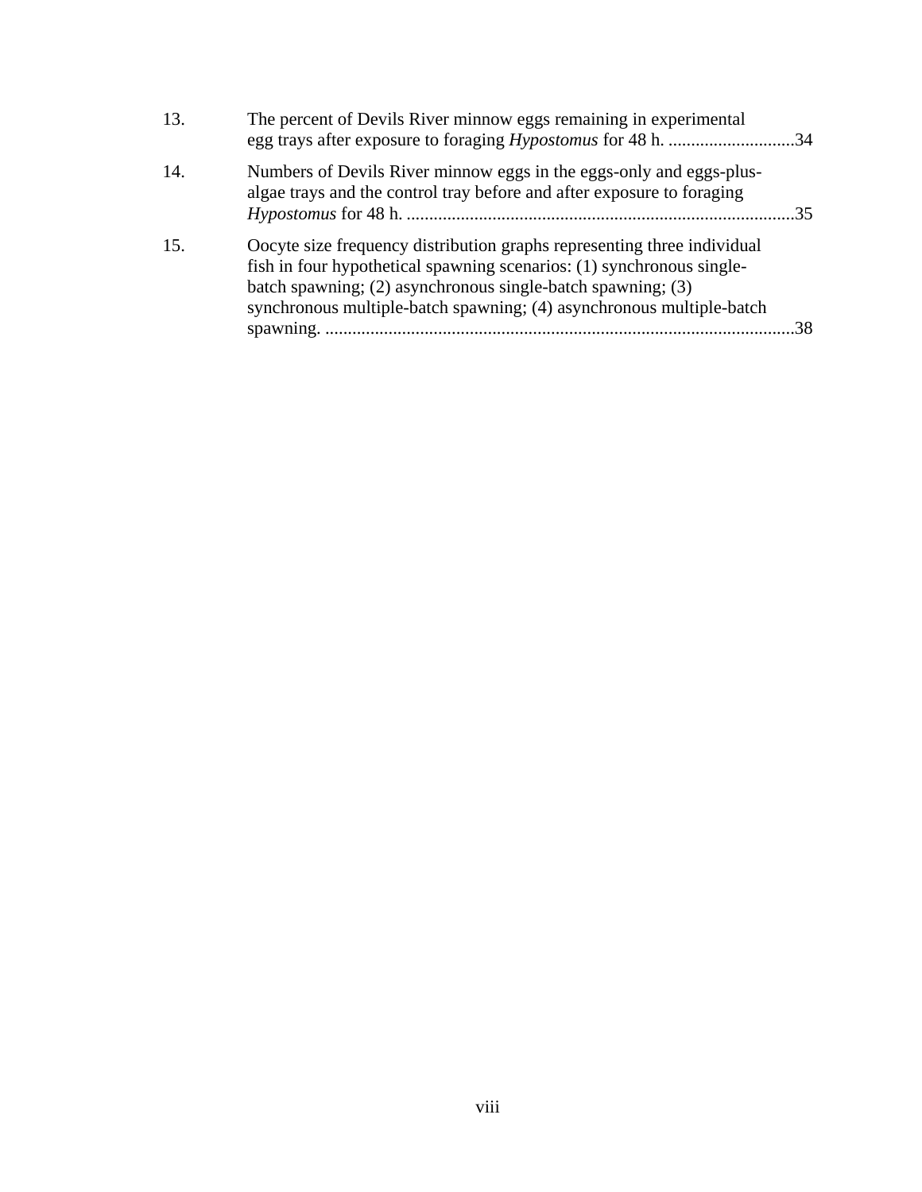13. The percent of Devils River minnow eggs remaining in experimental egg trays after exposure to foraging *Hypostomus* for 48 h. ............................34

14. Numbers of Devils River minnow eggs in the eggs-only and eggs-plus-algae trays and the control tray before and after exposure to foraging *Hypostomus* for 48 h. ......................................................................................35

15. Oocyte size frequency distribution graphs representing three individual fish in four hypothetical spawning scenarios: (1) synchronous single-batch spawning; (2) asynchronous single-batch spawning; (3) synchronous multiple-batch spawning; (4) asynchronous multiple-batch spawning. ........................................................................................................38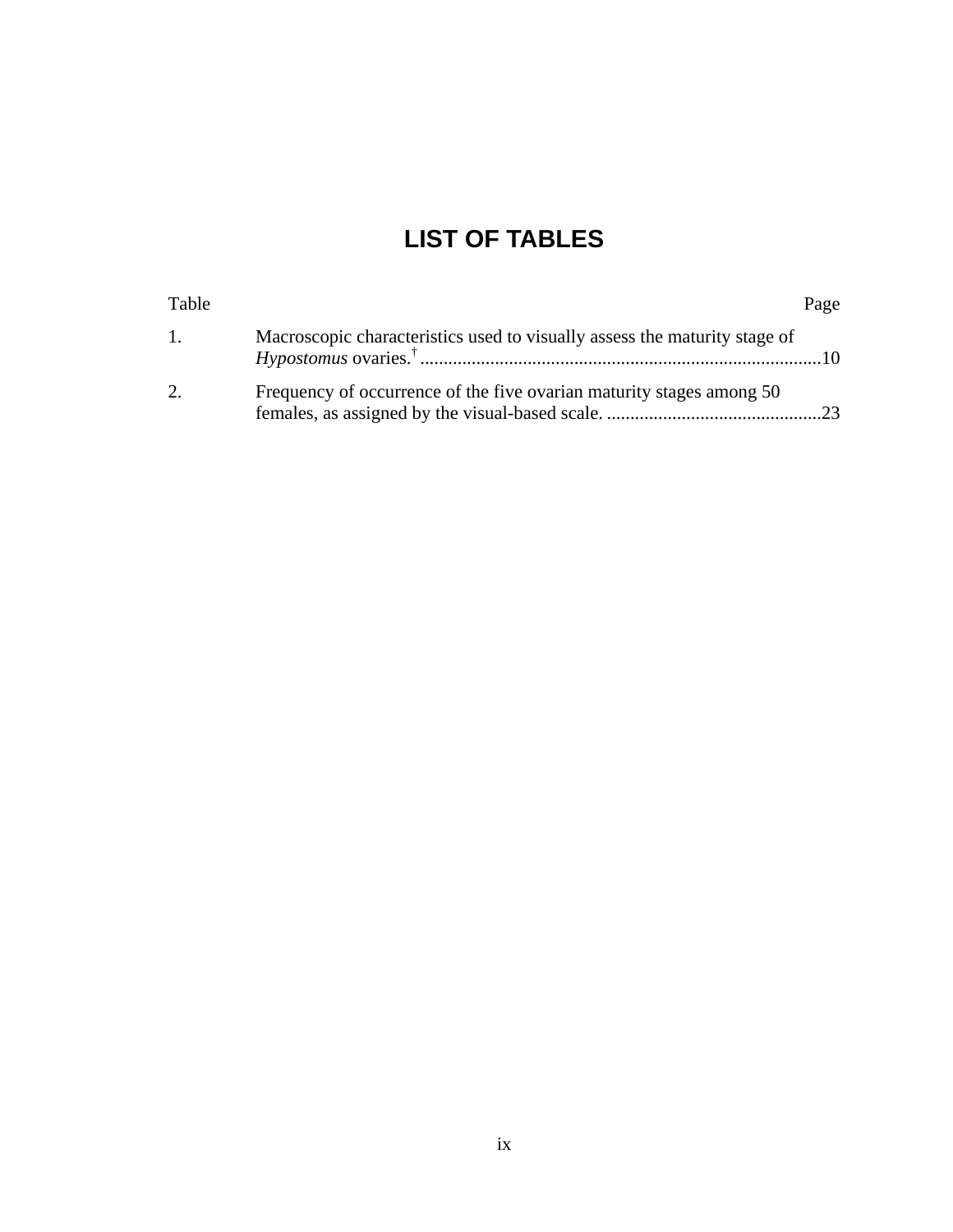# LIST OF TABLES

| Table | | Page |
|---|---|---|
| 1. | Macroscopic characteristics used to visually assess the maturity stage of *Hypostomus* ovaries.† | 10 |
| 2. | Frequency of occurrence of the five ovarian maturity stages among 50 females, as assigned by the visual-based scale. | 23 |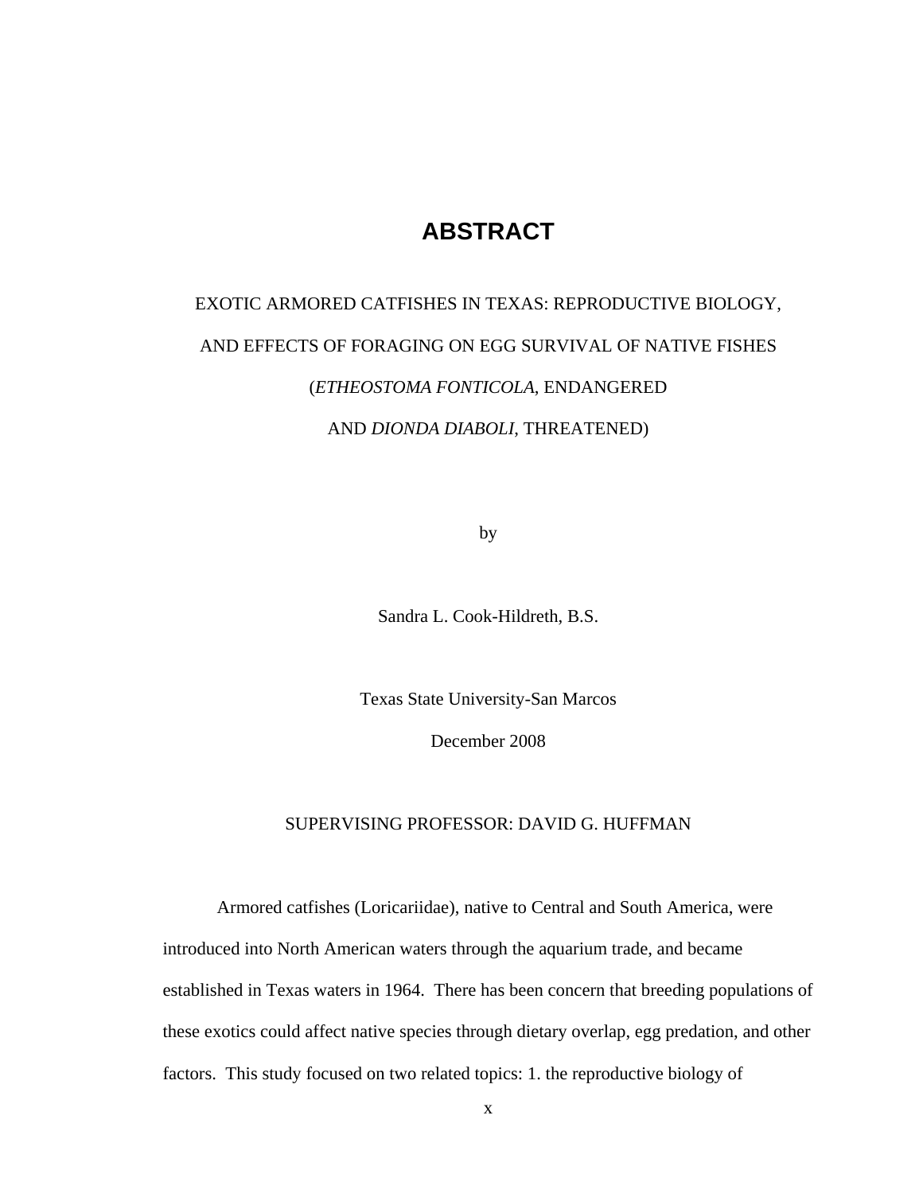# ABSTRACT

EXOTIC ARMORED CATFISHES IN TEXAS: REPRODUCTIVE BIOLOGY,

AND EFFECTS OF FORAGING ON EGG SURVIVAL OF NATIVE FISHES

(*ETHEOSTOMA FONTICOLA*, ENDANGERED

AND *DIONDA DIABOLI*, THREATENED)

by

Sandra L. Cook-Hildreth, B.S.

Texas State University-San Marcos

December 2008

SUPERVISING PROFESSOR: DAVID G. HUFFMAN

Armored catfishes (Loricariidae), native to Central and South America, were introduced into North American waters through the aquarium trade, and became established in Texas waters in 1964. There has been concern that breeding populations of these exotics could affect native species through dietary overlap, egg predation, and other factors. This study focused on two related topics: 1. the reproductive biology of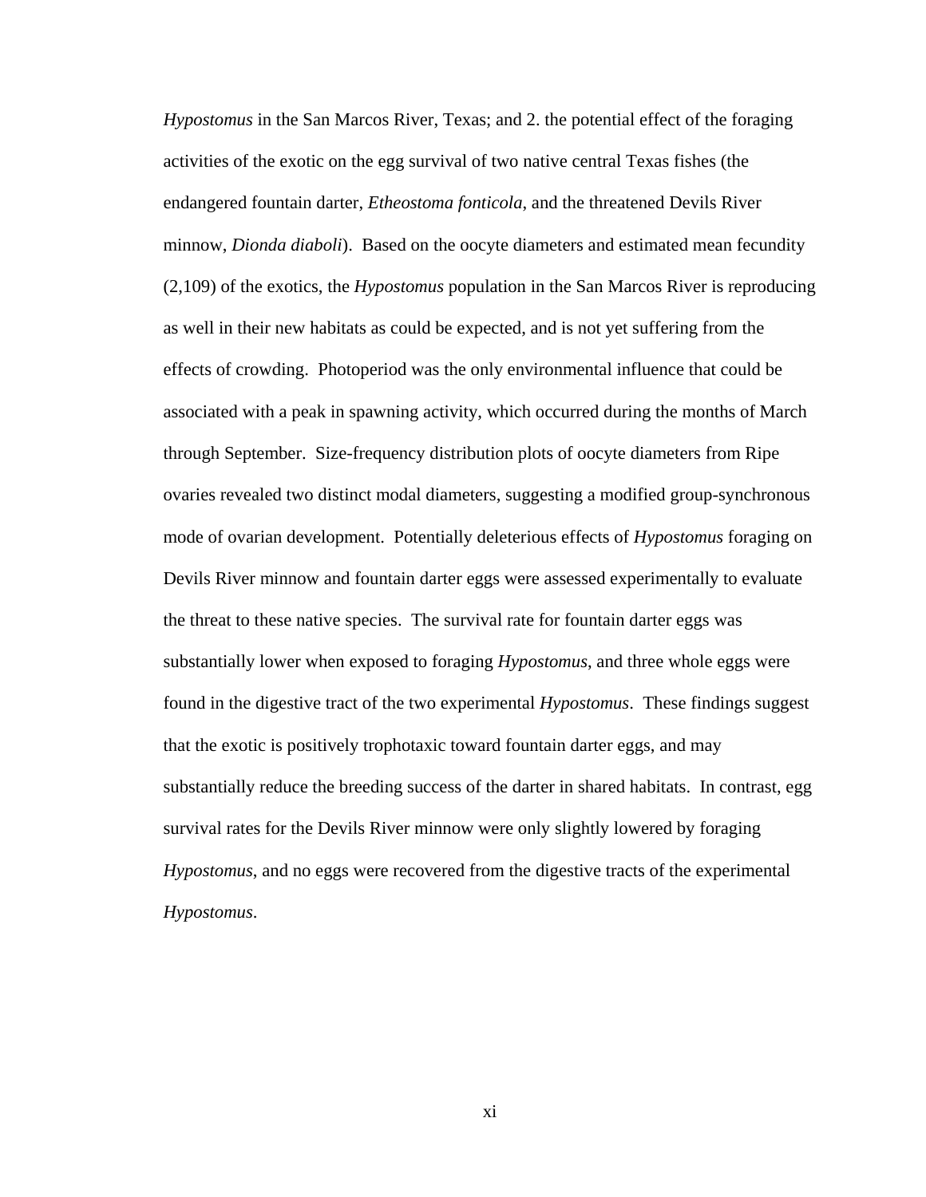*Hypostomus* in the San Marcos River, Texas; and 2. the potential effect of the foraging activities of the exotic on the egg survival of two native central Texas fishes (the endangered fountain darter, *Etheostoma fonticola*, and the threatened Devils River minnow, *Dionda diaboli*). Based on the oocyte diameters and estimated mean fecundity (2,109) of the exotics, the *Hypostomus* population in the San Marcos River is reproducing as well in their new habitats as could be expected, and is not yet suffering from the effects of crowding. Photoperiod was the only environmental influence that could be associated with a peak in spawning activity, which occurred during the months of March through September. Size-frequency distribution plots of oocyte diameters from Ripe ovaries revealed two distinct modal diameters, suggesting a modified group-synchronous mode of ovarian development. Potentially deleterious effects of *Hypostomus* foraging on Devils River minnow and fountain darter eggs were assessed experimentally to evaluate the threat to these native species. The survival rate for fountain darter eggs was substantially lower when exposed to foraging *Hypostomus*, and three whole eggs were found in the digestive tract of the two experimental *Hypostomus*. These findings suggest that the exotic is positively trophotaxic toward fountain darter eggs, and may substantially reduce the breeding success of the darter in shared habitats. In contrast, egg survival rates for the Devils River minnow were only slightly lowered by foraging *Hypostomus*, and no eggs were recovered from the digestive tracts of the experimental *Hypostomus*.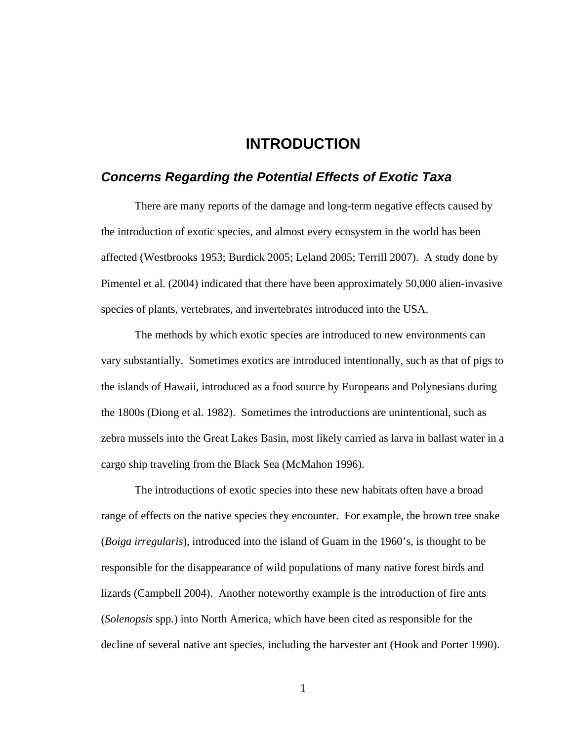# INTRODUCTION

## *Concerns Regarding the Potential Effects of Exotic Taxa*

There are many reports of the damage and long-term negative effects caused by the introduction of exotic species, and almost every ecosystem in the world has been affected (Westbrooks 1953; Burdick 2005; Leland 2005; Terrill 2007). A study done by Pimentel et al. (2004) indicated that there have been approximately 50,000 alien-invasive species of plants, vertebrates, and invertebrates introduced into the USA.

The methods by which exotic species are introduced to new environments can vary substantially. Sometimes exotics are introduced intentionally, such as that of pigs to the islands of Hawaii, introduced as a food source by Europeans and Polynesians during the 1800s (Diong et al. 1982). Sometimes the introductions are unintentional, such as zebra mussels into the Great Lakes Basin, most likely carried as larva in ballast water in a cargo ship traveling from the Black Sea (McMahon 1996).

The introductions of exotic species into these new habitats often have a broad range of effects on the native species they encounter. For example, the brown tree snake (*Boiga irregularis*), introduced into the island of Guam in the 1960's, is thought to be responsible for the disappearance of wild populations of many native forest birds and lizards (Campbell 2004). Another noteworthy example is the introduction of fire ants (*Solenopsis* spp.) into North America, which have been cited as responsible for the decline of several native ant species, including the harvester ant (Hook and Porter 1990).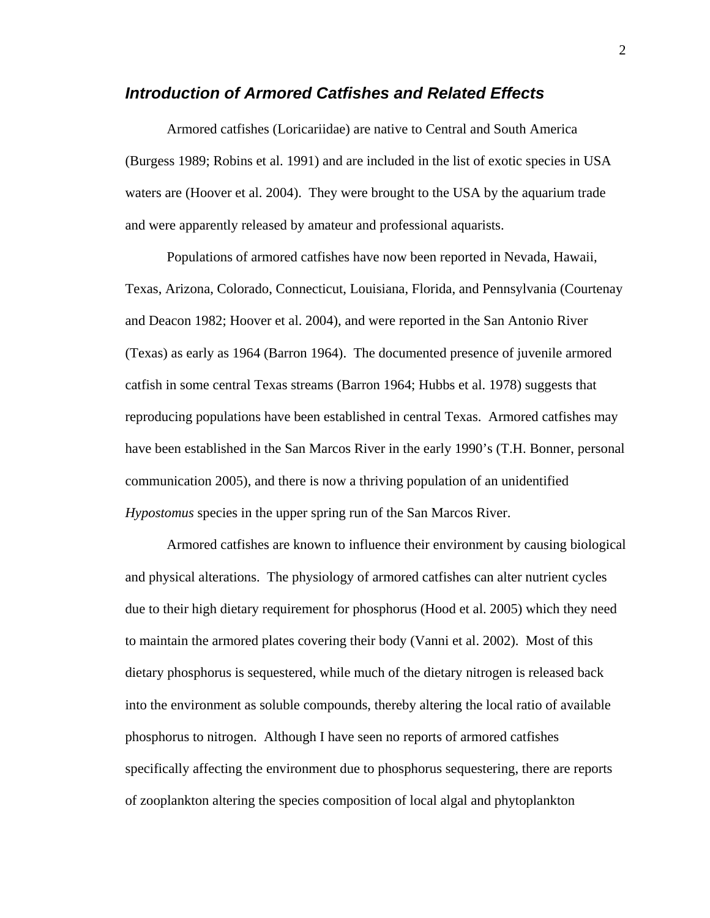## *Introduction of Armored Catfishes and Related Effects*

Armored catfishes (Loricariidae) are native to Central and South America (Burgess 1989; Robins et al. 1991) and are included in the list of exotic species in USA waters are (Hoover et al. 2004). They were brought to the USA by the aquarium trade and were apparently released by amateur and professional aquarists.

Populations of armored catfishes have now been reported in Nevada, Hawaii, Texas, Arizona, Colorado, Connecticut, Louisiana, Florida, and Pennsylvania (Courtenay and Deacon 1982; Hoover et al. 2004), and were reported in the San Antonio River (Texas) as early as 1964 (Barron 1964). The documented presence of juvenile armored catfish in some central Texas streams (Barron 1964; Hubbs et al. 1978) suggests that reproducing populations have been established in central Texas. Armored catfishes may have been established in the San Marcos River in the early 1990's (T.H. Bonner, personal communication 2005), and there is now a thriving population of an unidentified *Hypostomus* species in the upper spring run of the San Marcos River.

Armored catfishes are known to influence their environment by causing biological and physical alterations. The physiology of armored catfishes can alter nutrient cycles due to their high dietary requirement for phosphorus (Hood et al. 2005) which they need to maintain the armored plates covering their body (Vanni et al. 2002). Most of this dietary phosphorus is sequestered, while much of the dietary nitrogen is released back into the environment as soluble compounds, thereby altering the local ratio of available phosphorus to nitrogen. Although I have seen no reports of armored catfishes specifically affecting the environment due to phosphorus sequestering, there are reports of zooplankton altering the species composition of local algal and phytoplankton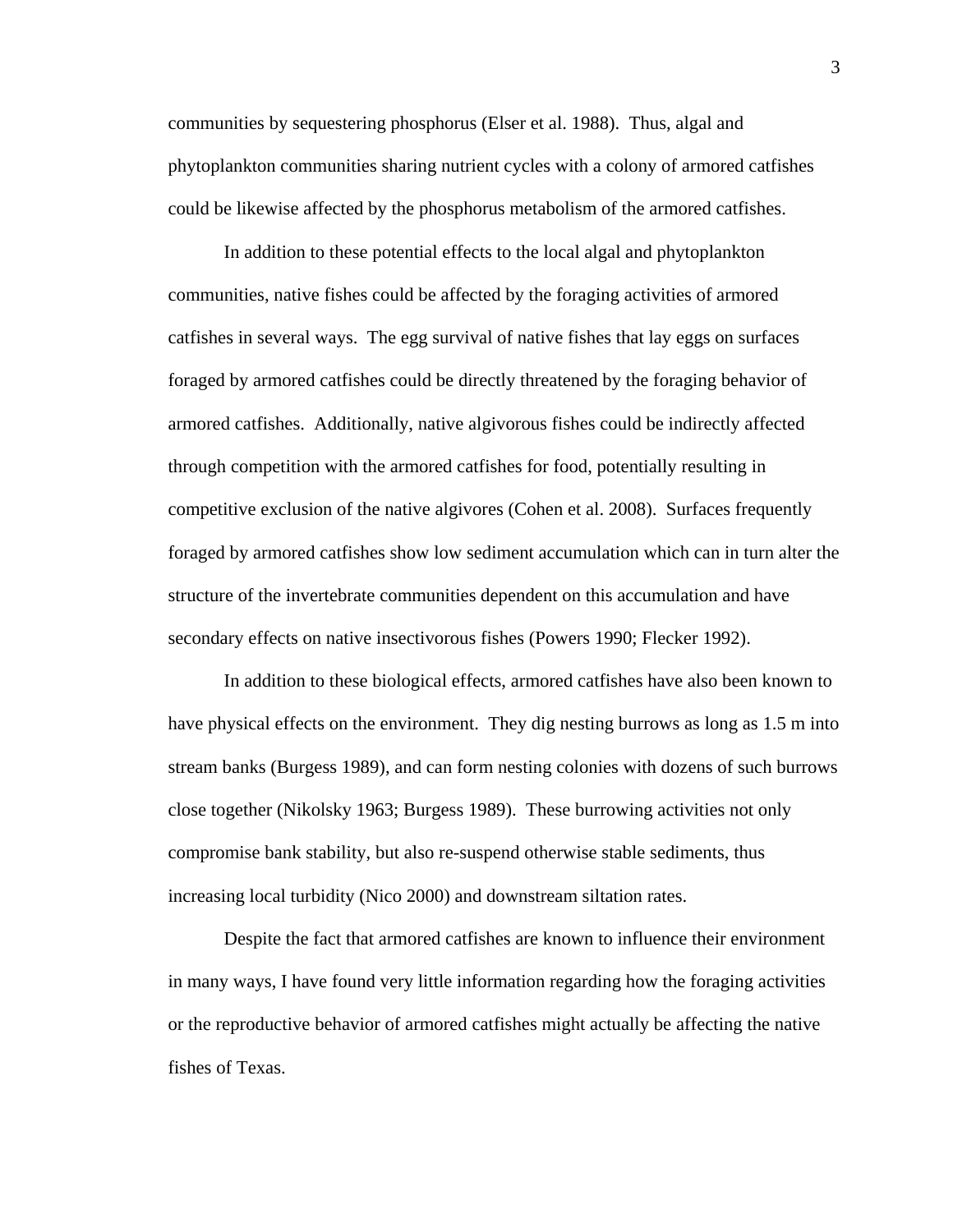communities by sequestering phosphorus (Elser et al. 1988). Thus, algal and phytoplankton communities sharing nutrient cycles with a colony of armored catfishes could be likewise affected by the phosphorus metabolism of the armored catfishes.

In addition to these potential effects to the local algal and phytoplankton communities, native fishes could be affected by the foraging activities of armored catfishes in several ways. The egg survival of native fishes that lay eggs on surfaces foraged by armored catfishes could be directly threatened by the foraging behavior of armored catfishes. Additionally, native algivorous fishes could be indirectly affected through competition with the armored catfishes for food, potentially resulting in competitive exclusion of the native algivores (Cohen et al. 2008). Surfaces frequently foraged by armored catfishes show low sediment accumulation which can in turn alter the structure of the invertebrate communities dependent on this accumulation and have secondary effects on native insectivorous fishes (Powers 1990; Flecker 1992).

In addition to these biological effects, armored catfishes have also been known to have physical effects on the environment. They dig nesting burrows as long as 1.5 m into stream banks (Burgess 1989), and can form nesting colonies with dozens of such burrows close together (Nikolsky 1963; Burgess 1989). These burrowing activities not only compromise bank stability, but also re-suspend otherwise stable sediments, thus increasing local turbidity (Nico 2000) and downstream siltation rates.

Despite the fact that armored catfishes are known to influence their environment in many ways, I have found very little information regarding how the foraging activities or the reproductive behavior of armored catfishes might actually be affecting the native fishes of Texas.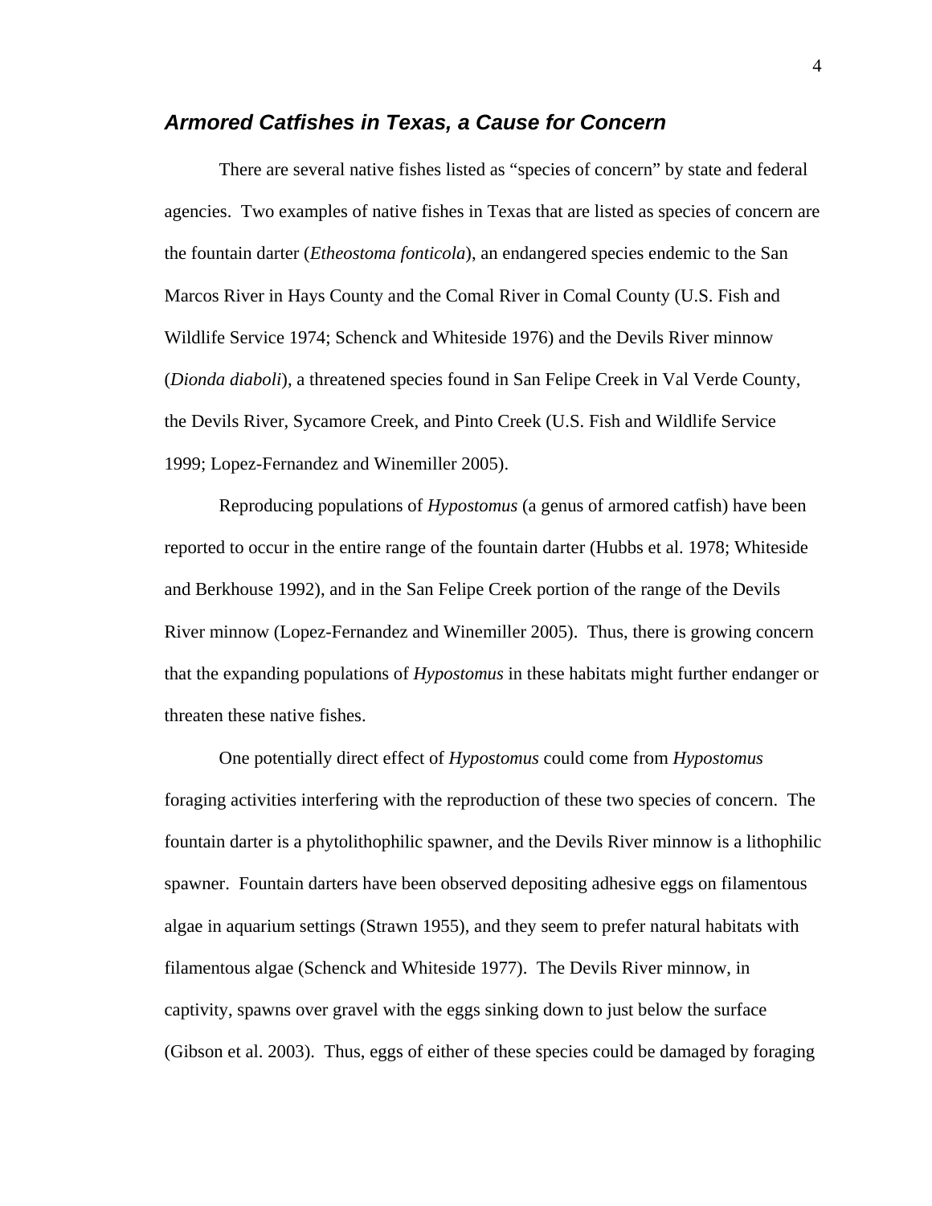## ***Armored Catfishes in Texas, a Cause for Concern***

There are several native fishes listed as "species of concern" by state and federal agencies. Two examples of native fishes in Texas that are listed as species of concern are the fountain darter (*Etheostoma fonticola*), an endangered species endemic to the San Marcos River in Hays County and the Comal River in Comal County (U.S. Fish and Wildlife Service 1974; Schenck and Whiteside 1976) and the Devils River minnow (*Dionda diaboli*), a threatened species found in San Felipe Creek in Val Verde County, the Devils River, Sycamore Creek, and Pinto Creek (U.S. Fish and Wildlife Service 1999; Lopez-Fernandez and Winemiller 2005).

Reproducing populations of *Hypostomus* (a genus of armored catfish) have been reported to occur in the entire range of the fountain darter (Hubbs et al. 1978; Whiteside and Berkhouse 1992), and in the San Felipe Creek portion of the range of the Devils River minnow (Lopez-Fernandez and Winemiller 2005). Thus, there is growing concern that the expanding populations of *Hypostomus* in these habitats might further endanger or threaten these native fishes.

One potentially direct effect of *Hypostomus* could come from *Hypostomus* foraging activities interfering with the reproduction of these two species of concern. The fountain darter is a phytolithophilic spawner, and the Devils River minnow is a lithophilic spawner. Fountain darters have been observed depositing adhesive eggs on filamentous algae in aquarium settings (Strawn 1955), and they seem to prefer natural habitats with filamentous algae (Schenck and Whiteside 1977). The Devils River minnow, in captivity, spawns over gravel with the eggs sinking down to just below the surface (Gibson et al. 2003). Thus, eggs of either of these species could be damaged by foraging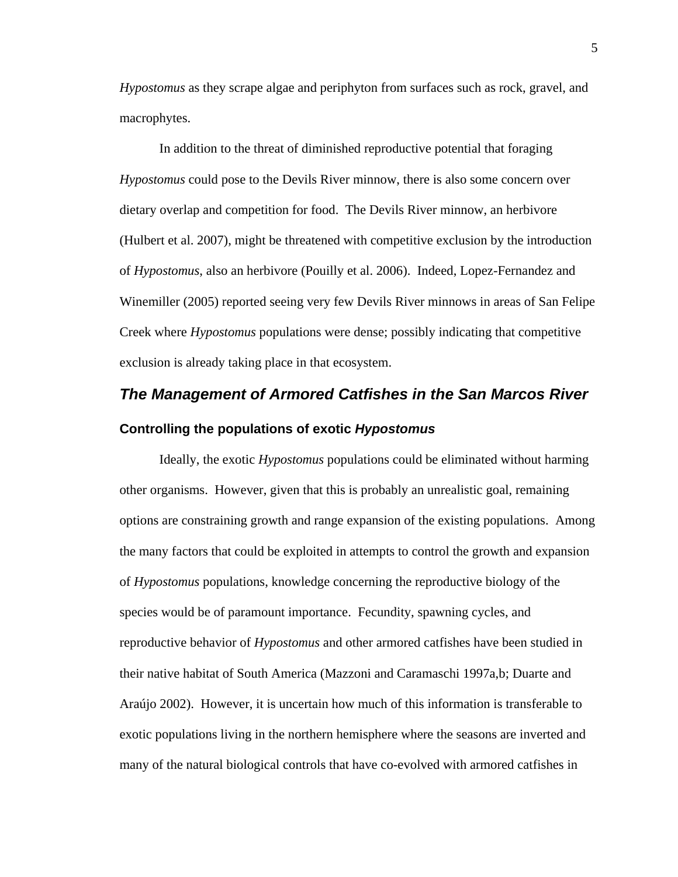*Hypostomus* as they scrape algae and periphyton from surfaces such as rock, gravel, and macrophytes.

In addition to the threat of diminished reproductive potential that foraging *Hypostomus* could pose to the Devils River minnow, there is also some concern over dietary overlap and competition for food. The Devils River minnow, an herbivore (Hulbert et al. 2007), might be threatened with competitive exclusion by the introduction of *Hypostomus*, also an herbivore (Pouilly et al. 2006). Indeed, Lopez-Fernandez and Winemiller (2005) reported seeing very few Devils River minnows in areas of San Felipe Creek where *Hypostomus* populations were dense; possibly indicating that competitive exclusion is already taking place in that ecosystem.

## *The Management of Armored Catfishes in the San Marcos River*

### Controlling the populations of exotic *Hypostomus*

Ideally, the exotic *Hypostomus* populations could be eliminated without harming other organisms. However, given that this is probably an unrealistic goal, remaining options are constraining growth and range expansion of the existing populations. Among the many factors that could be exploited in attempts to control the growth and expansion of *Hypostomus* populations, knowledge concerning the reproductive biology of the species would be of paramount importance. Fecundity, spawning cycles, and reproductive behavior of *Hypostomus* and other armored catfishes have been studied in their native habitat of South America (Mazzoni and Caramaschi 1997a,b; Duarte and Araújo 2002). However, it is uncertain how much of this information is transferable to exotic populations living in the northern hemisphere where the seasons are inverted and many of the natural biological controls that have co-evolved with armored catfishes in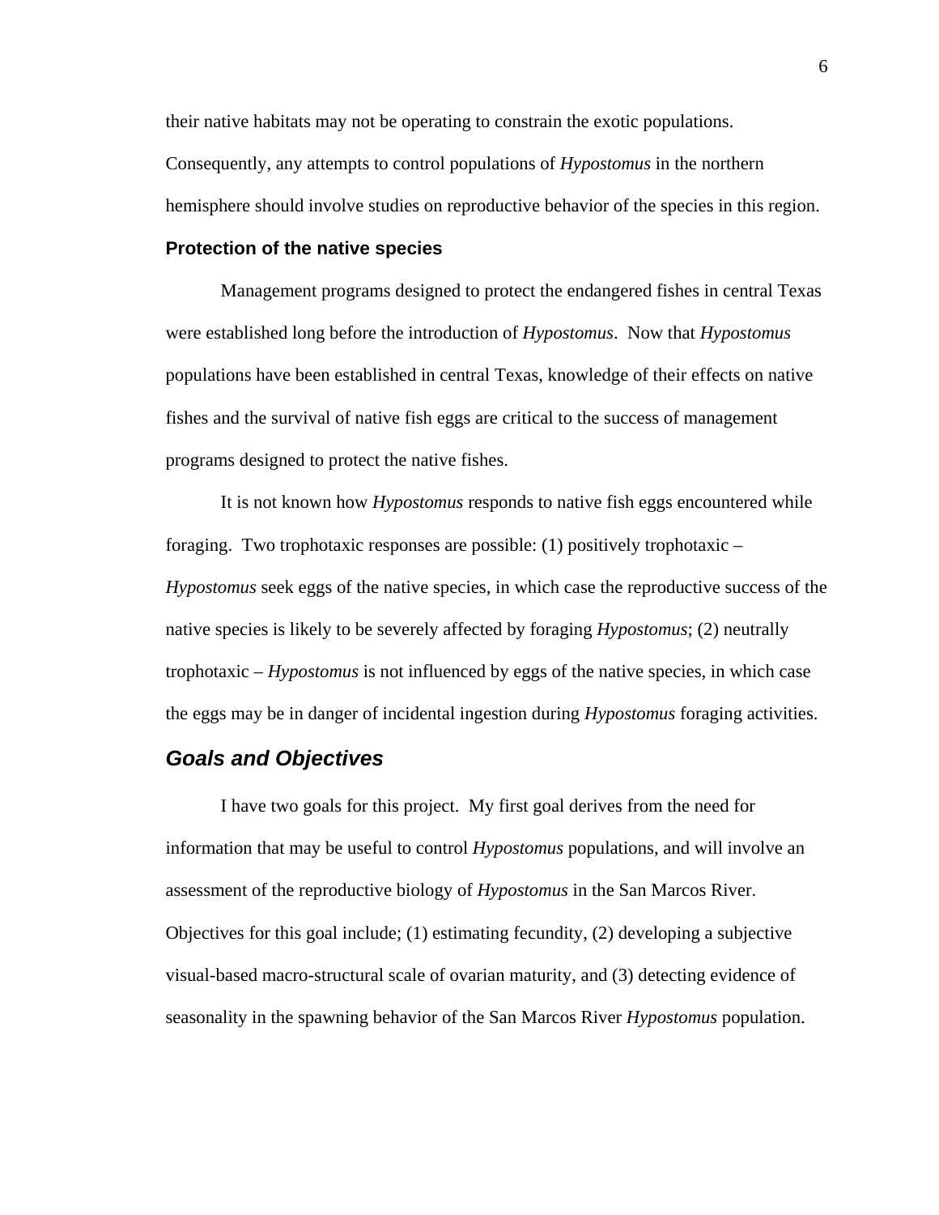their native habitats may not be operating to constrain the exotic populations. Consequently, any attempts to control populations of *Hypostomus* in the northern hemisphere should involve studies on reproductive behavior of the species in this region.

### Protection of the native species

Management programs designed to protect the endangered fishes in central Texas were established long before the introduction of *Hypostomus*. Now that *Hypostomus* populations have been established in central Texas, knowledge of their effects on native fishes and the survival of native fish eggs are critical to the success of management programs designed to protect the native fishes.

It is not known how *Hypostomus* responds to native fish eggs encountered while foraging. Two trophotaxic responses are possible: (1) positively trophotaxic – *Hypostomus* seek eggs of the native species, in which case the reproductive success of the native species is likely to be severely affected by foraging *Hypostomus*; (2) neutrally trophotaxic – *Hypostomus* is not influenced by eggs of the native species, in which case the eggs may be in danger of incidental ingestion during *Hypostomus* foraging activities.

## *Goals and Objectives*

I have two goals for this project. My first goal derives from the need for information that may be useful to control *Hypostomus* populations, and will involve an assessment of the reproductive biology of *Hypostomus* in the San Marcos River. Objectives for this goal include; (1) estimating fecundity, (2) developing a subjective visual-based macro-structural scale of ovarian maturity, and (3) detecting evidence of seasonality in the spawning behavior of the San Marcos River *Hypostomus* population.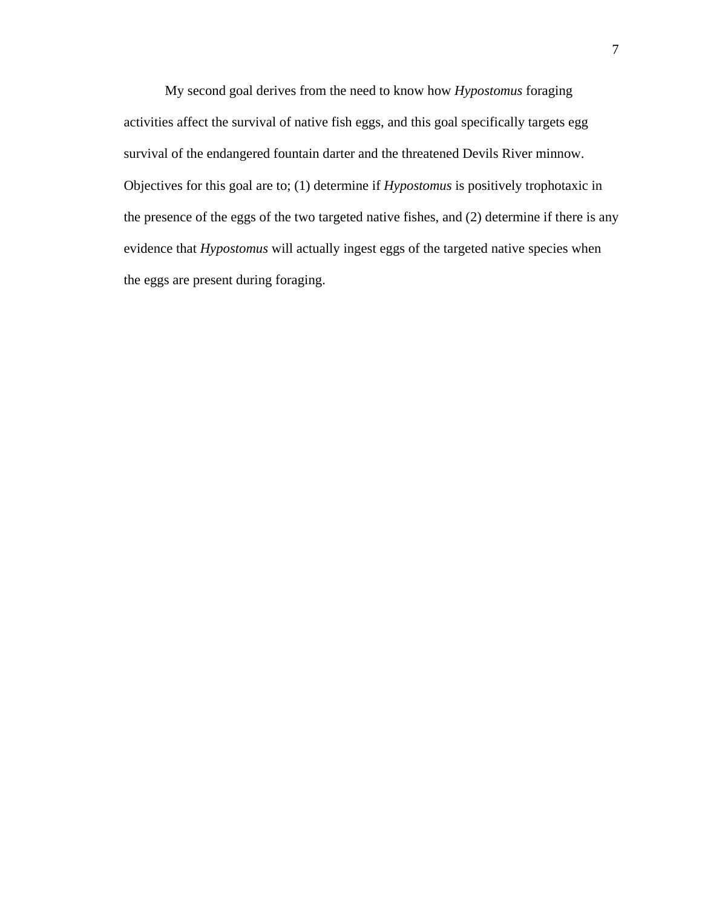My second goal derives from the need to know how *Hypostomus* foraging activities affect the survival of native fish eggs, and this goal specifically targets egg survival of the endangered fountain darter and the threatened Devils River minnow. Objectives for this goal are to; (1) determine if *Hypostomus* is positively trophotaxic in the presence of the eggs of the two targeted native fishes, and (2) determine if there is any evidence that *Hypostomus* will actually ingest eggs of the targeted native species when the eggs are present during foraging.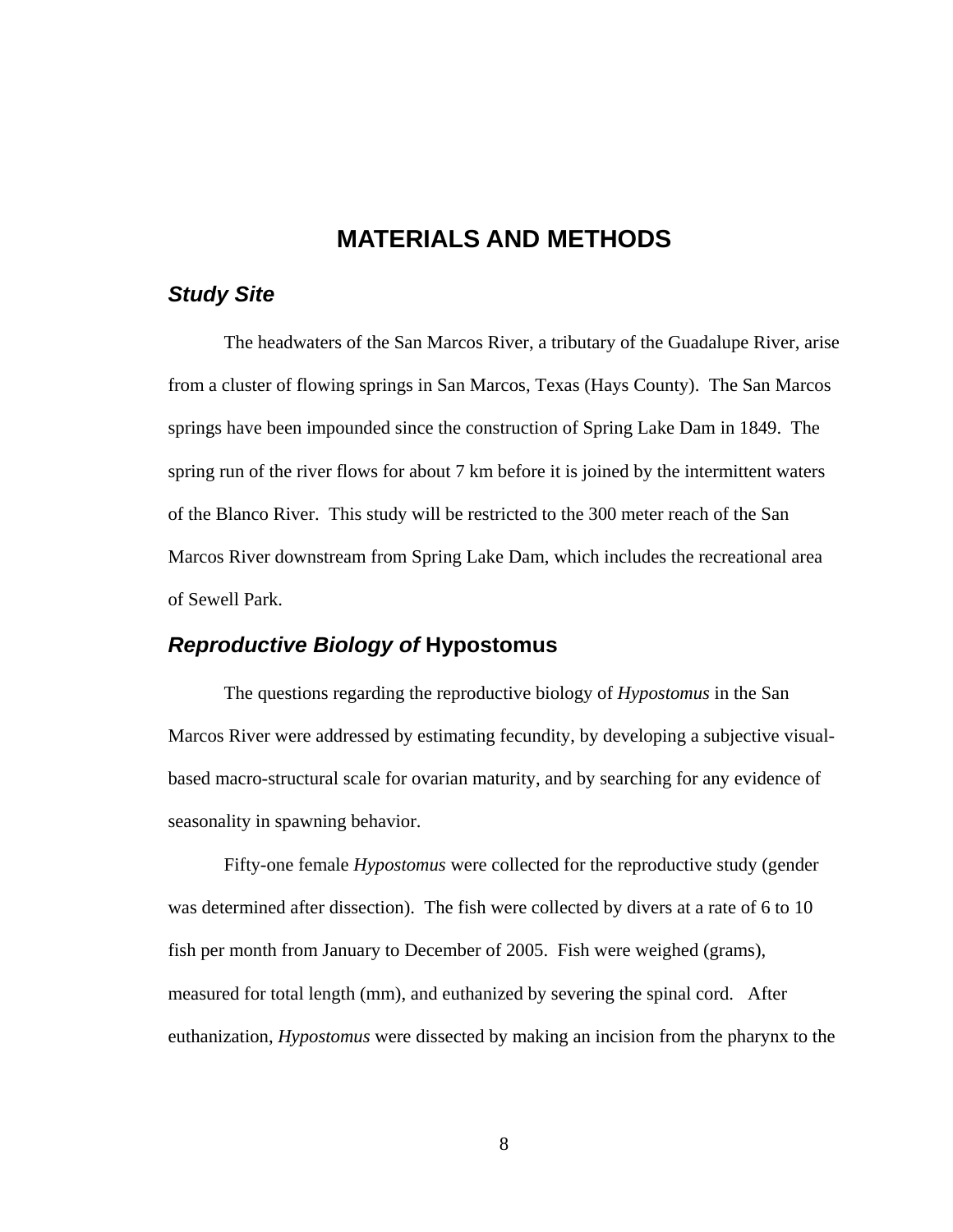# MATERIALS AND METHODS

## *Study Site*

The headwaters of the San Marcos River, a tributary of the Guadalupe River, arise from a cluster of flowing springs in San Marcos, Texas (Hays County). The San Marcos springs have been impounded since the construction of Spring Lake Dam in 1849. The spring run of the river flows for about 7 km before it is joined by the intermittent waters of the Blanco River. This study will be restricted to the 300 meter reach of the San Marcos River downstream from Spring Lake Dam, which includes the recreational area of Sewell Park.

## *Reproductive Biology of* Hypostomus

The questions regarding the reproductive biology of *Hypostomus* in the San Marcos River were addressed by estimating fecundity, by developing a subjective visual-based macro-structural scale for ovarian maturity, and by searching for any evidence of seasonality in spawning behavior.

Fifty-one female *Hypostomus* were collected for the reproductive study (gender was determined after dissection). The fish were collected by divers at a rate of 6 to 10 fish per month from January to December of 2005. Fish were weighed (grams), measured for total length (mm), and euthanized by severing the spinal cord. After euthanization, *Hypostomus* were dissected by making an incision from the pharynx to the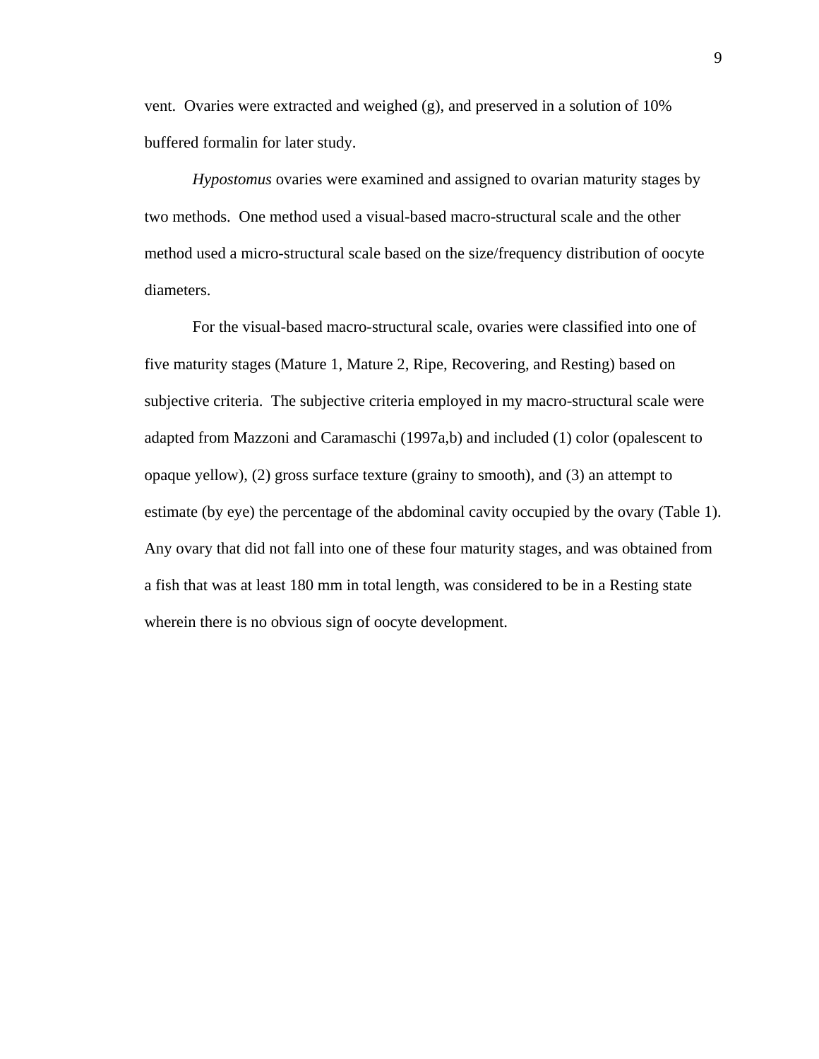vent. Ovaries were extracted and weighed (g), and preserved in a solution of 10% buffered formalin for later study.

*Hypostomus* ovaries were examined and assigned to ovarian maturity stages by two methods. One method used a visual-based macro-structural scale and the other method used a micro-structural scale based on the size/frequency distribution of oocyte diameters.

For the visual-based macro-structural scale, ovaries were classified into one of five maturity stages (Mature 1, Mature 2, Ripe, Recovering, and Resting) based on subjective criteria. The subjective criteria employed in my macro-structural scale were adapted from Mazzoni and Caramaschi (1997a,b) and included (1) color (opalescent to opaque yellow), (2) gross surface texture (grainy to smooth), and (3) an attempt to estimate (by eye) the percentage of the abdominal cavity occupied by the ovary (Table 1). Any ovary that did not fall into one of these four maturity stages, and was obtained from a fish that was at least 180 mm in total length, was considered to be in a Resting state wherein there is no obvious sign of oocyte development.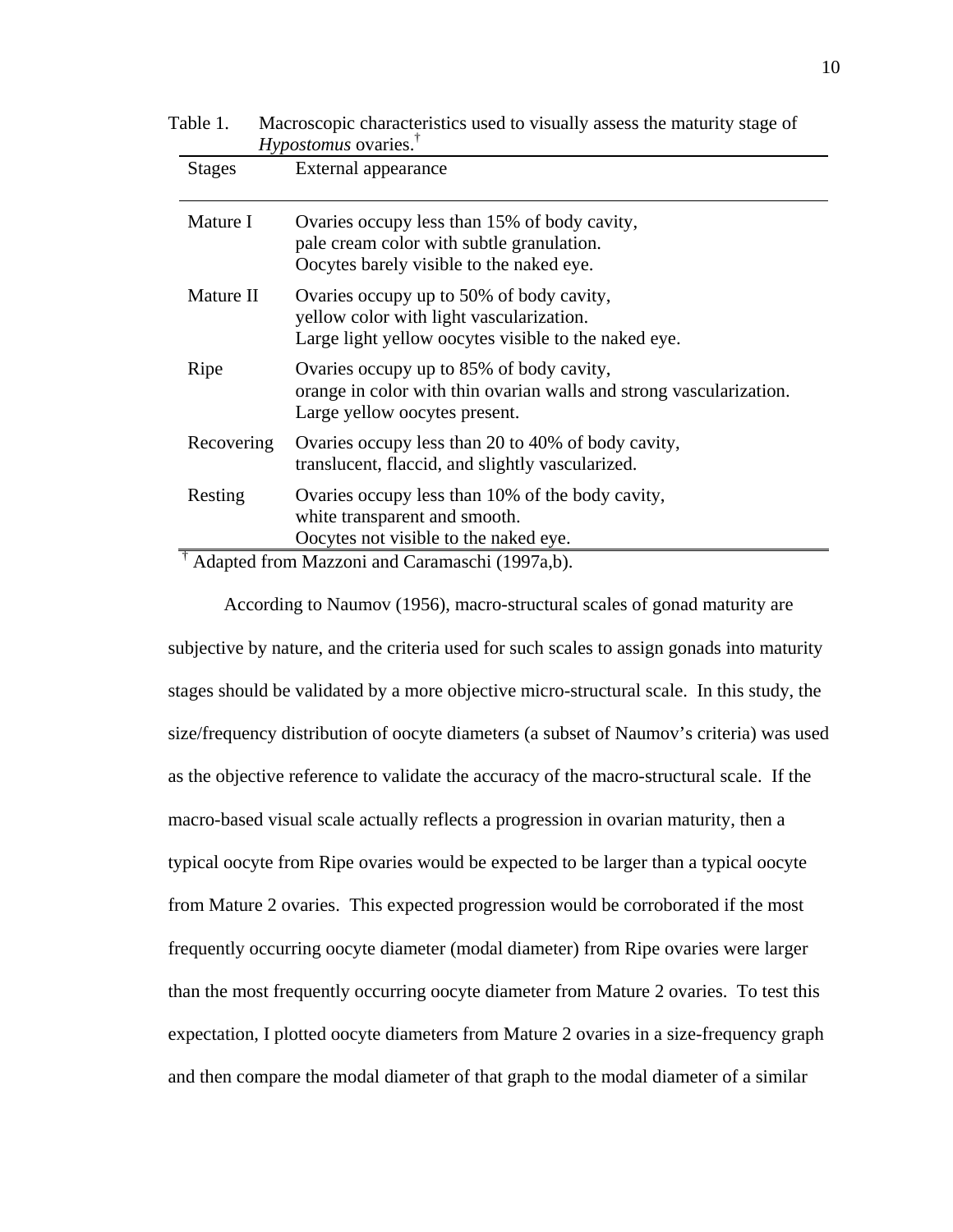Table 1. Macroscopic characteristics used to visually assess the maturity stage of *Hypostomus* ovaries.[†]

| Stages | External appearance |
|---|---|
| Mature I | Ovaries occupy less than 15% of body cavity, pale cream color with subtle granulation. Oocytes barely visible to the naked eye. |
| Mature II | Ovaries occupy up to 50% of body cavity, yellow color with light vascularization. Large light yellow oocytes visible to the naked eye. |
| Ripe | Ovaries occupy up to 85% of body cavity, orange in color with thin ovarian walls and strong vascularization. Large yellow oocytes present. |
| Recovering | Ovaries occupy less than 20 to 40% of body cavity, translucent, flaccid, and slightly vascularized. |
| Resting | Ovaries occupy less than 10% of the body cavity, white transparent and smooth. Oocytes not visible to the naked eye. |

[†] Adapted from Mazzoni and Caramaschi (1997a,b).

According to Naumov (1956), macro-structural scales of gonad maturity are subjective by nature, and the criteria used for such scales to assign gonads into maturity stages should be validated by a more objective micro-structural scale. In this study, the size/frequency distribution of oocyte diameters (a subset of Naumov's criteria) was used as the objective reference to validate the accuracy of the macro-structural scale. If the macro-based visual scale actually reflects a progression in ovarian maturity, then a typical oocyte from Ripe ovaries would be expected to be larger than a typical oocyte from Mature 2 ovaries. This expected progression would be corroborated if the most frequently occurring oocyte diameter (modal diameter) from Ripe ovaries were larger than the most frequently occurring oocyte diameter from Mature 2 ovaries. To test this expectation, I plotted oocyte diameters from Mature 2 ovaries in a size-frequency graph and then compare the modal diameter of that graph to the modal diameter of a similar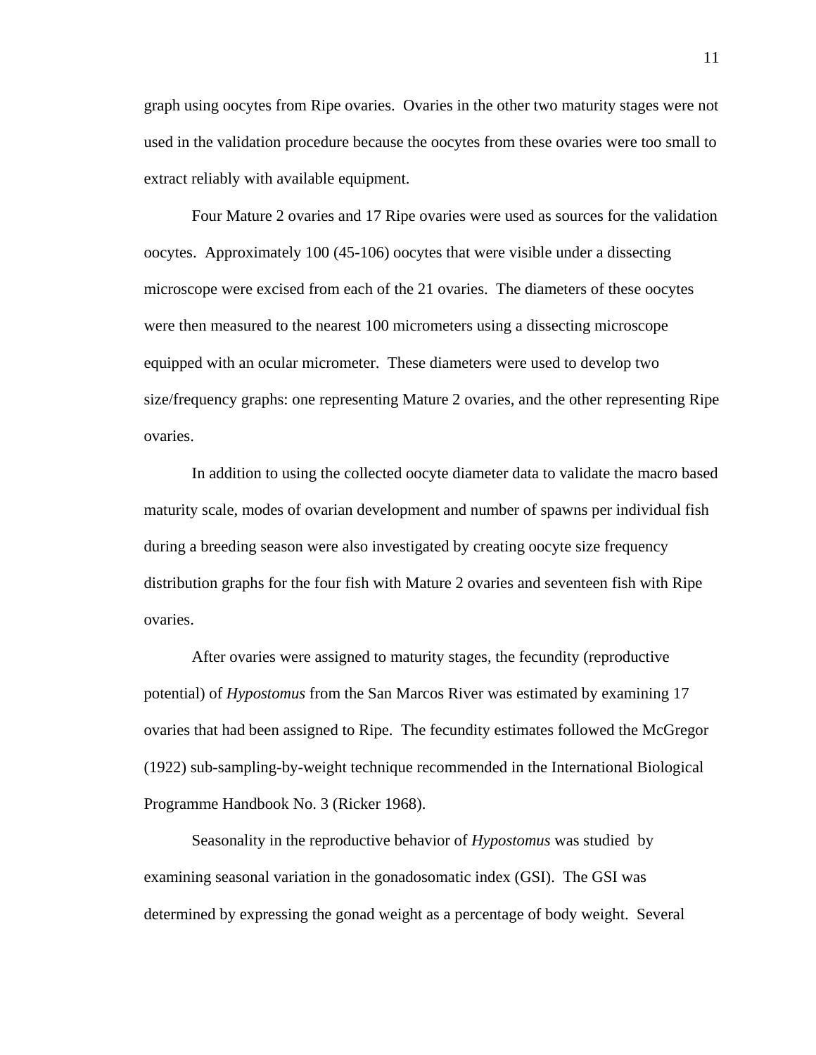graph using oocytes from Ripe ovaries. Ovaries in the other two maturity stages were not used in the validation procedure because the oocytes from these ovaries were too small to extract reliably with available equipment.

Four Mature 2 ovaries and 17 Ripe ovaries were used as sources for the validation oocytes. Approximately 100 (45-106) oocytes that were visible under a dissecting microscope were excised from each of the 21 ovaries. The diameters of these oocytes were then measured to the nearest 100 micrometers using a dissecting microscope equipped with an ocular micrometer. These diameters were used to develop two size/frequency graphs: one representing Mature 2 ovaries, and the other representing Ripe ovaries.

In addition to using the collected oocyte diameter data to validate the macro based maturity scale, modes of ovarian development and number of spawns per individual fish during a breeding season were also investigated by creating oocyte size frequency distribution graphs for the four fish with Mature 2 ovaries and seventeen fish with Ripe ovaries.

After ovaries were assigned to maturity stages, the fecundity (reproductive potential) of *Hypostomus* from the San Marcos River was estimated by examining 17 ovaries that had been assigned to Ripe. The fecundity estimates followed the McGregor (1922) sub-sampling-by-weight technique recommended in the International Biological Programme Handbook No. 3 (Ricker 1968).

Seasonality in the reproductive behavior of *Hypostomus* was studied by examining seasonal variation in the gonadosomatic index (GSI). The GSI was determined by expressing the gonad weight as a percentage of body weight. Several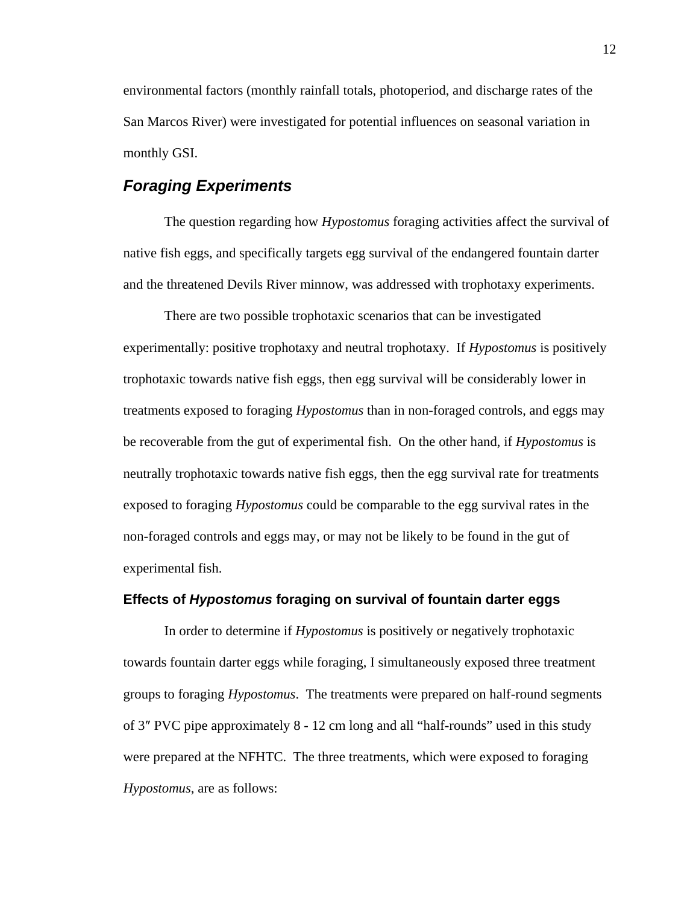environmental factors (monthly rainfall totals, photoperiod, and discharge rates of the San Marcos River) were investigated for potential influences on seasonal variation in monthly GSI.

## *Foraging Experiments*

The question regarding how *Hypostomus* foraging activities affect the survival of native fish eggs, and specifically targets egg survival of the endangered fountain darter and the threatened Devils River minnow, was addressed with trophotaxy experiments.

There are two possible trophotaxic scenarios that can be investigated experimentally: positive trophotaxy and neutral trophotaxy. If *Hypostomus* is positively trophotaxic towards native fish eggs, then egg survival will be considerably lower in treatments exposed to foraging *Hypostomus* than in non-foraged controls, and eggs may be recoverable from the gut of experimental fish. On the other hand, if *Hypostomus* is neutrally trophotaxic towards native fish eggs, then the egg survival rate for treatments exposed to foraging *Hypostomus* could be comparable to the egg survival rates in the non-foraged controls and eggs may, or may not be likely to be found in the gut of experimental fish.

### Effects of *Hypostomus* foraging on survival of fountain darter eggs

In order to determine if *Hypostomus* is positively or negatively trophotaxic towards fountain darter eggs while foraging, I simultaneously exposed three treatment groups to foraging *Hypostomus*. The treatments were prepared on half-round segments of 3″ PVC pipe approximately 8 - 12 cm long and all "half-rounds" used in this study were prepared at the NFHTC. The three treatments, which were exposed to foraging *Hypostomus*, are as follows: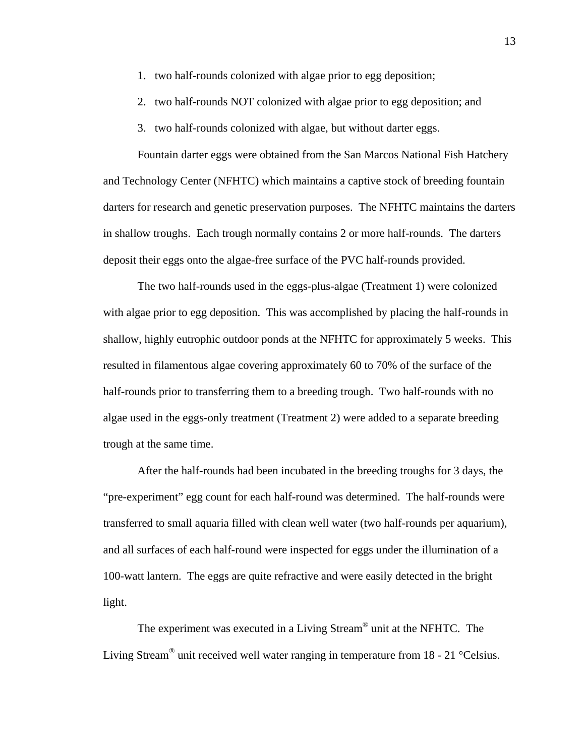1. two half-rounds colonized with algae prior to egg deposition;
2. two half-rounds NOT colonized with algae prior to egg deposition; and
3. two half-rounds colonized with algae, but without darter eggs.

Fountain darter eggs were obtained from the San Marcos National Fish Hatchery and Technology Center (NFHTC) which maintains a captive stock of breeding fountain darters for research and genetic preservation purposes. The NFHTC maintains the darters in shallow troughs. Each trough normally contains 2 or more half-rounds. The darters deposit their eggs onto the algae-free surface of the PVC half-rounds provided.

The two half-rounds used in the eggs-plus-algae (Treatment 1) were colonized with algae prior to egg deposition. This was accomplished by placing the half-rounds in shallow, highly eutrophic outdoor ponds at the NFHTC for approximately 5 weeks. This resulted in filamentous algae covering approximately 60 to 70% of the surface of the half-rounds prior to transferring them to a breeding trough. Two half-rounds with no algae used in the eggs-only treatment (Treatment 2) were added to a separate breeding trough at the same time.

After the half-rounds had been incubated in the breeding troughs for 3 days, the "pre-experiment" egg count for each half-round was determined. The half-rounds were transferred to small aquaria filled with clean well water (two half-rounds per aquarium), and all surfaces of each half-round were inspected for eggs under the illumination of a 100-watt lantern. The eggs are quite refractive and were easily detected in the bright light.

The experiment was executed in a Living Stream® unit at the NFHTC. The Living Stream® unit received well water ranging in temperature from 18 - 21 °Celsius.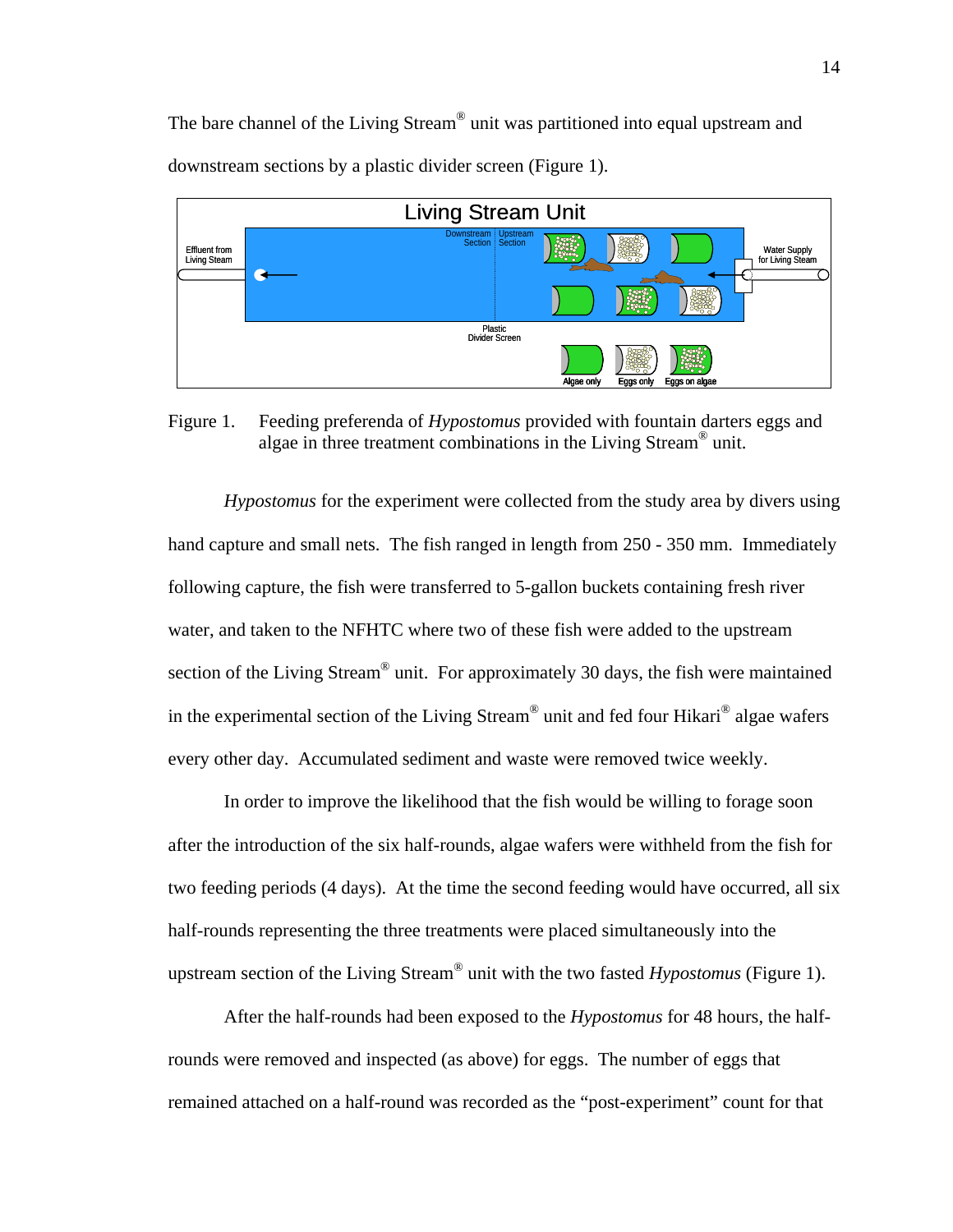The bare channel of the Living Stream® unit was partitioned into equal upstream and downstream sections by a plastic divider screen (Figure 1).

Living Stream Unit

Effluent from Living Steam

Downstream Section

Upstream Section

Water Supply for Living Steam

Plastic Divider Screen

Algae only

Eggs only

Eggs on algae

Figure 1. Feeding preferenda of *Hypostomus* provided with fountain darters eggs and algae in three treatment combinations in the Living Stream® unit.

*Hypostomus* for the experiment were collected from the study area by divers using hand capture and small nets. The fish ranged in length from 250 - 350 mm. Immediately following capture, the fish were transferred to 5-gallon buckets containing fresh river water, and taken to the NFHTC where two of these fish were added to the upstream section of the Living Stream® unit. For approximately 30 days, the fish were maintained in the experimental section of the Living Stream® unit and fed four Hikari® algae wafers every other day. Accumulated sediment and waste were removed twice weekly.

In order to improve the likelihood that the fish would be willing to forage soon after the introduction of the six half-rounds, algae wafers were withheld from the fish for two feeding periods (4 days). At the time the second feeding would have occurred, all six half-rounds representing the three treatments were placed simultaneously into the upstream section of the Living Stream® unit with the two fasted *Hypostomus* (Figure 1).

After the half-rounds had been exposed to the *Hypostomus* for 48 hours, the half-rounds were removed and inspected (as above) for eggs. The number of eggs that remained attached on a half-round was recorded as the "post-experiment" count for that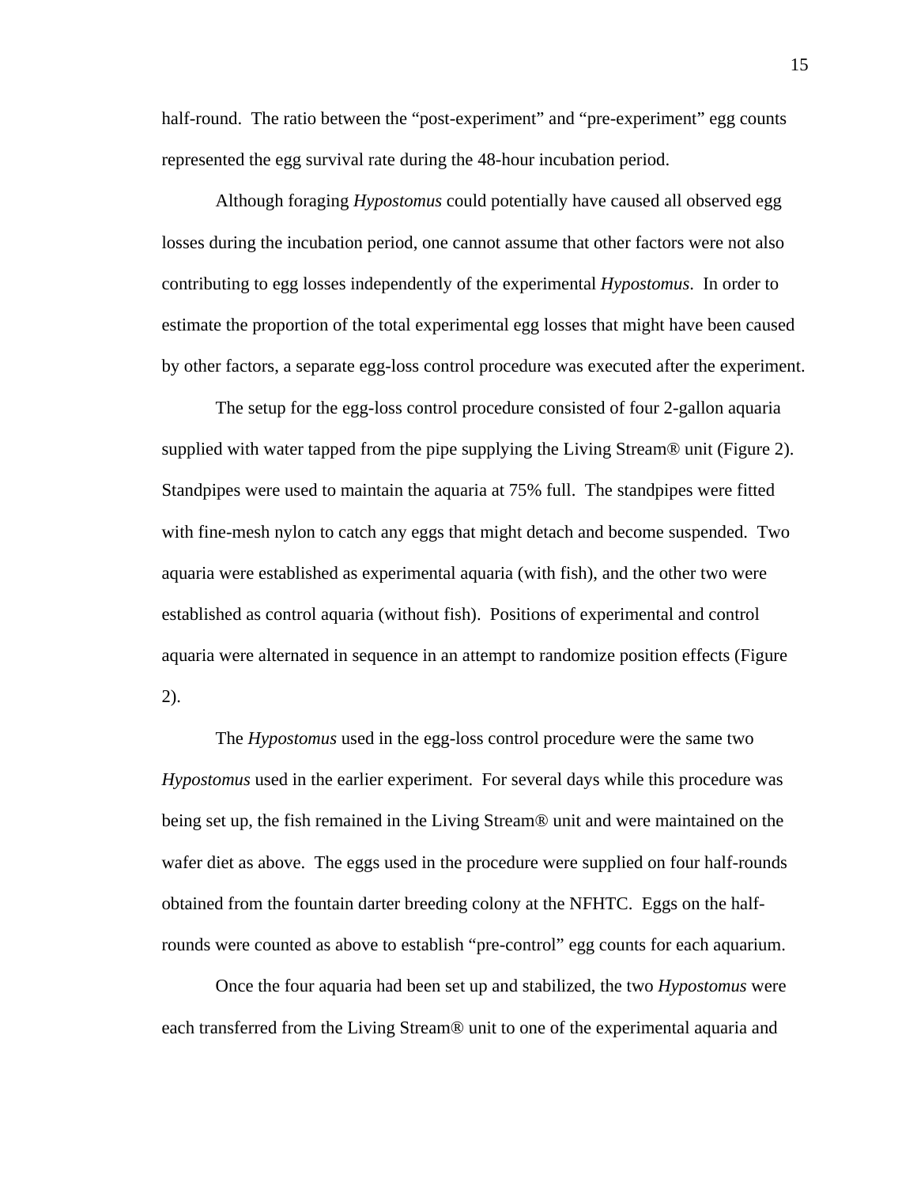half-round. The ratio between the "post-experiment" and "pre-experiment" egg counts represented the egg survival rate during the 48-hour incubation period.

Although foraging *Hypostomus* could potentially have caused all observed egg losses during the incubation period, one cannot assume that other factors were not also contributing to egg losses independently of the experimental *Hypostomus*. In order to estimate the proportion of the total experimental egg losses that might have been caused by other factors, a separate egg-loss control procedure was executed after the experiment.

The setup for the egg-loss control procedure consisted of four 2-gallon aquaria supplied with water tapped from the pipe supplying the Living Stream® unit (Figure 2). Standpipes were used to maintain the aquaria at 75% full. The standpipes were fitted with fine-mesh nylon to catch any eggs that might detach and become suspended. Two aquaria were established as experimental aquaria (with fish), and the other two were established as control aquaria (without fish). Positions of experimental and control aquaria were alternated in sequence in an attempt to randomize position effects (Figure 2).

The *Hypostomus* used in the egg-loss control procedure were the same two *Hypostomus* used in the earlier experiment. For several days while this procedure was being set up, the fish remained in the Living Stream® unit and were maintained on the wafer diet as above. The eggs used in the procedure were supplied on four half-rounds obtained from the fountain darter breeding colony at the NFHTC. Eggs on the half-rounds were counted as above to establish "pre-control" egg counts for each aquarium.

Once the four aquaria had been set up and stabilized, the two *Hypostomus* were each transferred from the Living Stream® unit to one of the experimental aquaria and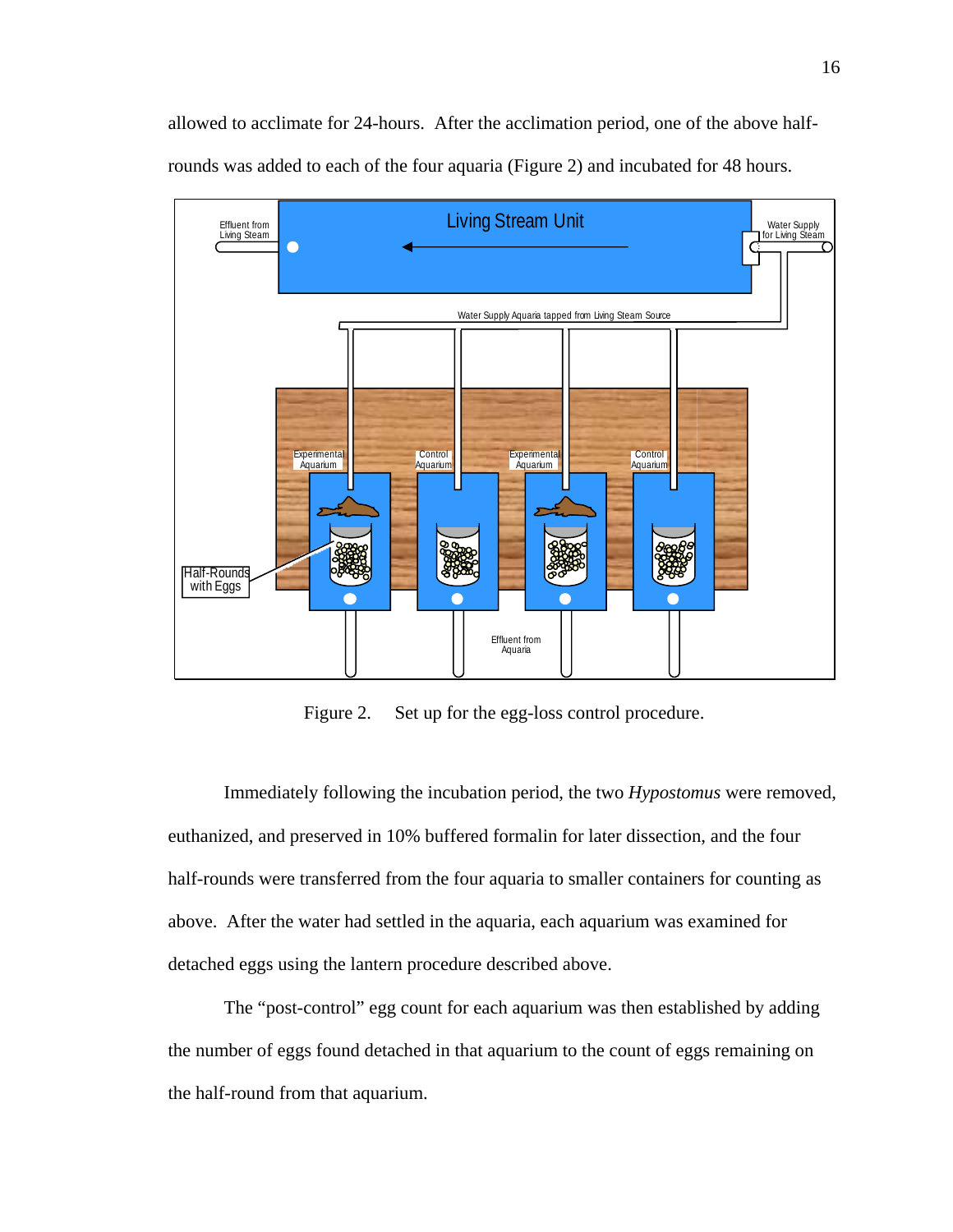allowed to acclimate for 24-hours. After the acclimation period, one of the above half-rounds was added to each of the four aquaria (Figure 2) and incubated for 48 hours.

Figure 2. Set up for the egg-loss control procedure.

Immediately following the incubation period, the two *Hypostomus* were removed, euthanized, and preserved in 10% buffered formalin for later dissection, and the four half-rounds were transferred from the four aquaria to smaller containers for counting as above. After the water had settled in the aquaria, each aquarium was examined for detached eggs using the lantern procedure described above.

The "post-control" egg count for each aquarium was then established by adding the number of eggs found detached in that aquarium to the count of eggs remaining on the half-round from that aquarium.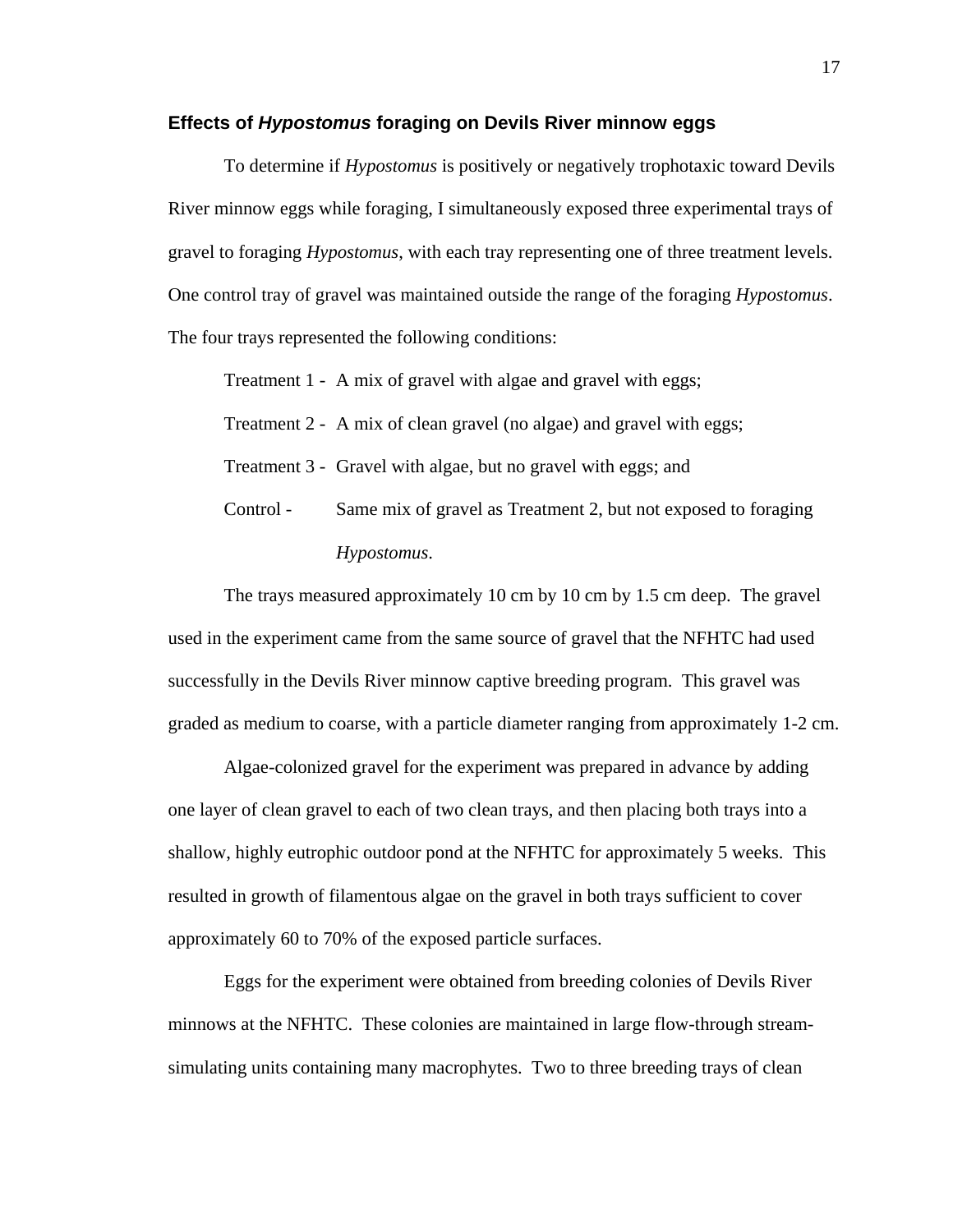### Effects of *Hypostomus* foraging on Devils River minnow eggs

To determine if *Hypostomus* is positively or negatively trophotaxic toward Devils River minnow eggs while foraging, I simultaneously exposed three experimental trays of gravel to foraging *Hypostomus*, with each tray representing one of three treatment levels. One control tray of gravel was maintained outside the range of the foraging *Hypostomus*. The four trays represented the following conditions:

Treatment 1 - A mix of gravel with algae and gravel with eggs;

Treatment 2 - A mix of clean gravel (no algae) and gravel with eggs;

Treatment 3 - Gravel with algae, but no gravel with eggs; and

Control - Same mix of gravel as Treatment 2, but not exposed to foraging *Hypostomus*.

The trays measured approximately 10 cm by 10 cm by 1.5 cm deep. The gravel used in the experiment came from the same source of gravel that the NFHTC had used successfully in the Devils River minnow captive breeding program. This gravel was graded as medium to coarse, with a particle diameter ranging from approximately 1-2 cm.

Algae-colonized gravel for the experiment was prepared in advance by adding one layer of clean gravel to each of two clean trays, and then placing both trays into a shallow, highly eutrophic outdoor pond at the NFHTC for approximately 5 weeks. This resulted in growth of filamentous algae on the gravel in both trays sufficient to cover approximately 60 to 70% of the exposed particle surfaces.

Eggs for the experiment were obtained from breeding colonies of Devils River minnows at the NFHTC. These colonies are maintained in large flow-through stream-simulating units containing many macrophytes. Two to three breeding trays of clean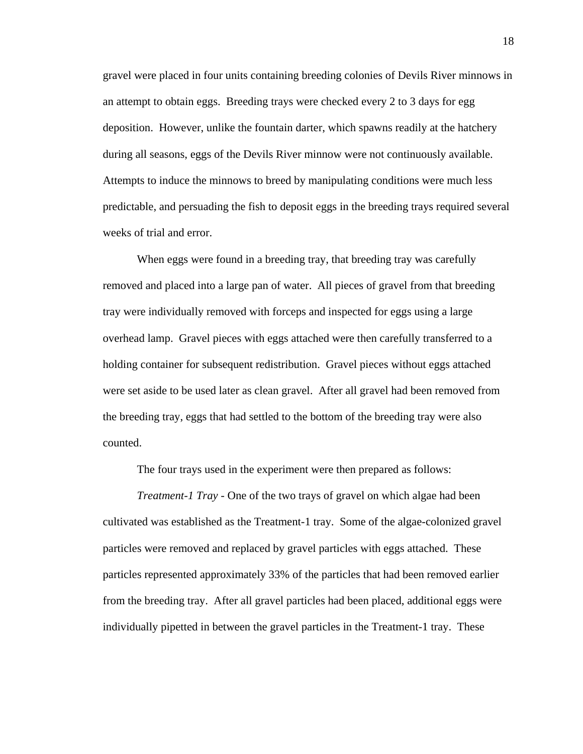gravel were placed in four units containing breeding colonies of Devils River minnows in an attempt to obtain eggs. Breeding trays were checked every 2 to 3 days for egg deposition. However, unlike the fountain darter, which spawns readily at the hatchery during all seasons, eggs of the Devils River minnow were not continuously available. Attempts to induce the minnows to breed by manipulating conditions were much less predictable, and persuading the fish to deposit eggs in the breeding trays required several weeks of trial and error.

When eggs were found in a breeding tray, that breeding tray was carefully removed and placed into a large pan of water. All pieces of gravel from that breeding tray were individually removed with forceps and inspected for eggs using a large overhead lamp. Gravel pieces with eggs attached were then carefully transferred to a holding container for subsequent redistribution. Gravel pieces without eggs attached were set aside to be used later as clean gravel. After all gravel had been removed from the breeding tray, eggs that had settled to the bottom of the breeding tray were also counted.

The four trays used in the experiment were then prepared as follows:

*Treatment-1 Tray* - One of the two trays of gravel on which algae had been cultivated was established as the Treatment-1 tray. Some of the algae-colonized gravel particles were removed and replaced by gravel particles with eggs attached. These particles represented approximately 33% of the particles that had been removed earlier from the breeding tray. After all gravel particles had been placed, additional eggs were individually pipetted in between the gravel particles in the Treatment-1 tray. These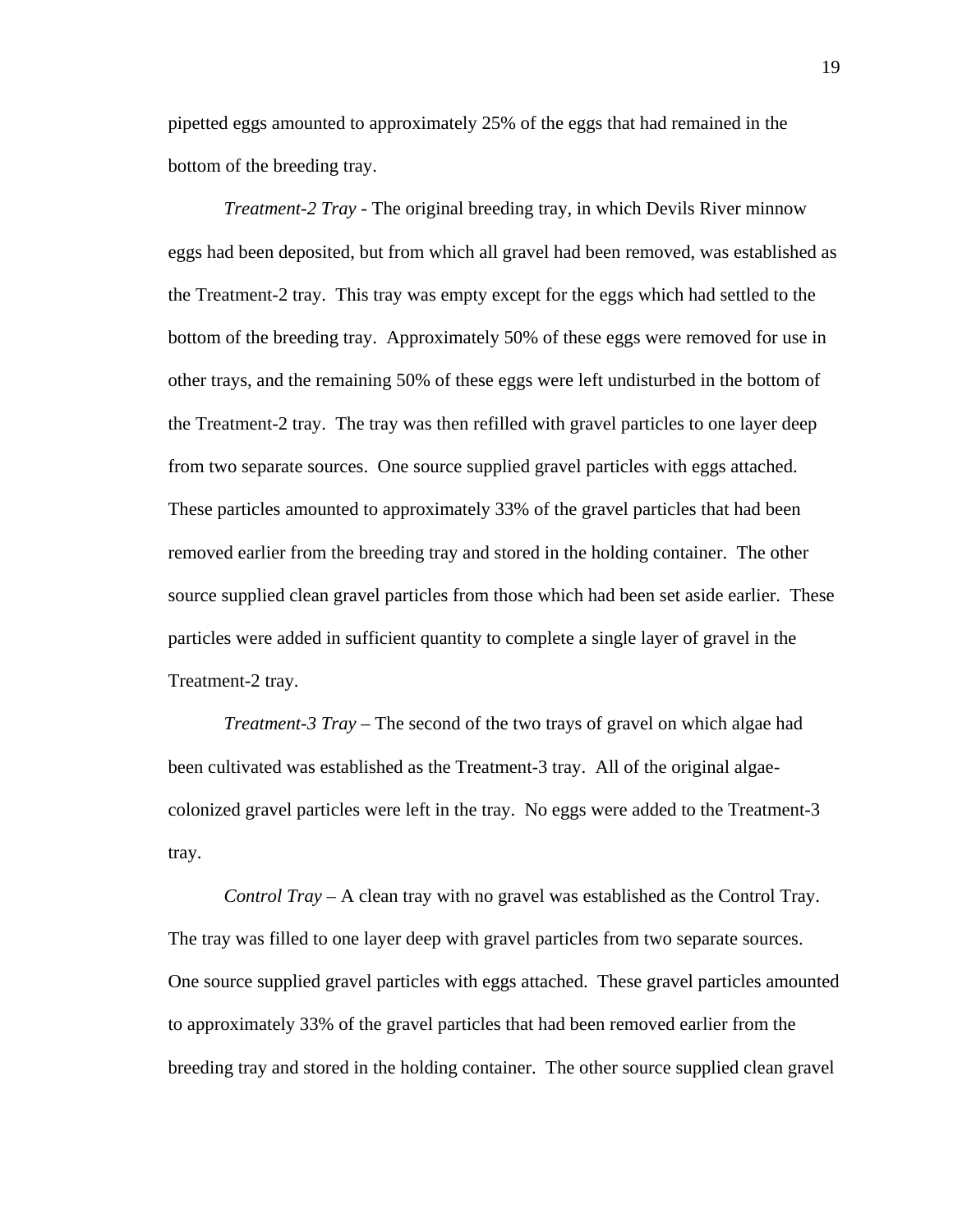pipetted eggs amounted to approximately 25% of the eggs that had remained in the bottom of the breeding tray.

*Treatment-2 Tray* - The original breeding tray, in which Devils River minnow eggs had been deposited, but from which all gravel had been removed, was established as the Treatment-2 tray. This tray was empty except for the eggs which had settled to the bottom of the breeding tray. Approximately 50% of these eggs were removed for use in other trays, and the remaining 50% of these eggs were left undisturbed in the bottom of the Treatment-2 tray. The tray was then refilled with gravel particles to one layer deep from two separate sources. One source supplied gravel particles with eggs attached. These particles amounted to approximately 33% of the gravel particles that had been removed earlier from the breeding tray and stored in the holding container. The other source supplied clean gravel particles from those which had been set aside earlier. These particles were added in sufficient quantity to complete a single layer of gravel in the Treatment-2 tray.

*Treatment-3 Tray* – The second of the two trays of gravel on which algae had been cultivated was established as the Treatment-3 tray. All of the original algae-colonized gravel particles were left in the tray. No eggs were added to the Treatment-3 tray.

*Control Tray* – A clean tray with no gravel was established as the Control Tray. The tray was filled to one layer deep with gravel particles from two separate sources. One source supplied gravel particles with eggs attached. These gravel particles amounted to approximately 33% of the gravel particles that had been removed earlier from the breeding tray and stored in the holding container. The other source supplied clean gravel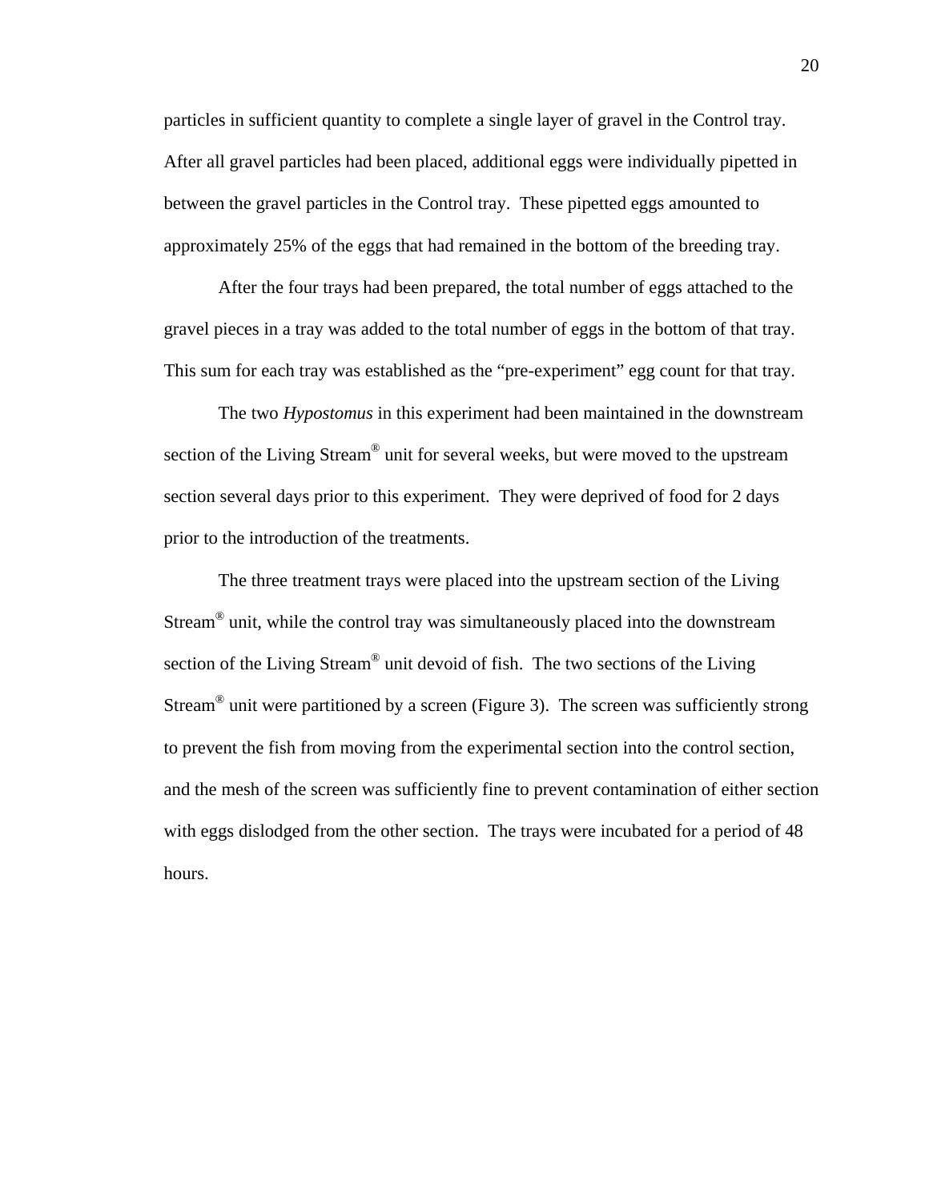particles in sufficient quantity to complete a single layer of gravel in the Control tray. After all gravel particles had been placed, additional eggs were individually pipetted in between the gravel particles in the Control tray. These pipetted eggs amounted to approximately 25% of the eggs that had remained in the bottom of the breeding tray.

After the four trays had been prepared, the total number of eggs attached to the gravel pieces in a tray was added to the total number of eggs in the bottom of that tray. This sum for each tray was established as the "pre-experiment" egg count for that tray.

The two *Hypostomus* in this experiment had been maintained in the downstream section of the Living Stream® unit for several weeks, but were moved to the upstream section several days prior to this experiment. They were deprived of food for 2 days prior to the introduction of the treatments.

The three treatment trays were placed into the upstream section of the Living Stream® unit, while the control tray was simultaneously placed into the downstream section of the Living Stream® unit devoid of fish. The two sections of the Living Stream® unit were partitioned by a screen (Figure 3). The screen was sufficiently strong to prevent the fish from moving from the experimental section into the control section, and the mesh of the screen was sufficiently fine to prevent contamination of either section with eggs dislodged from the other section. The trays were incubated for a period of 48 hours.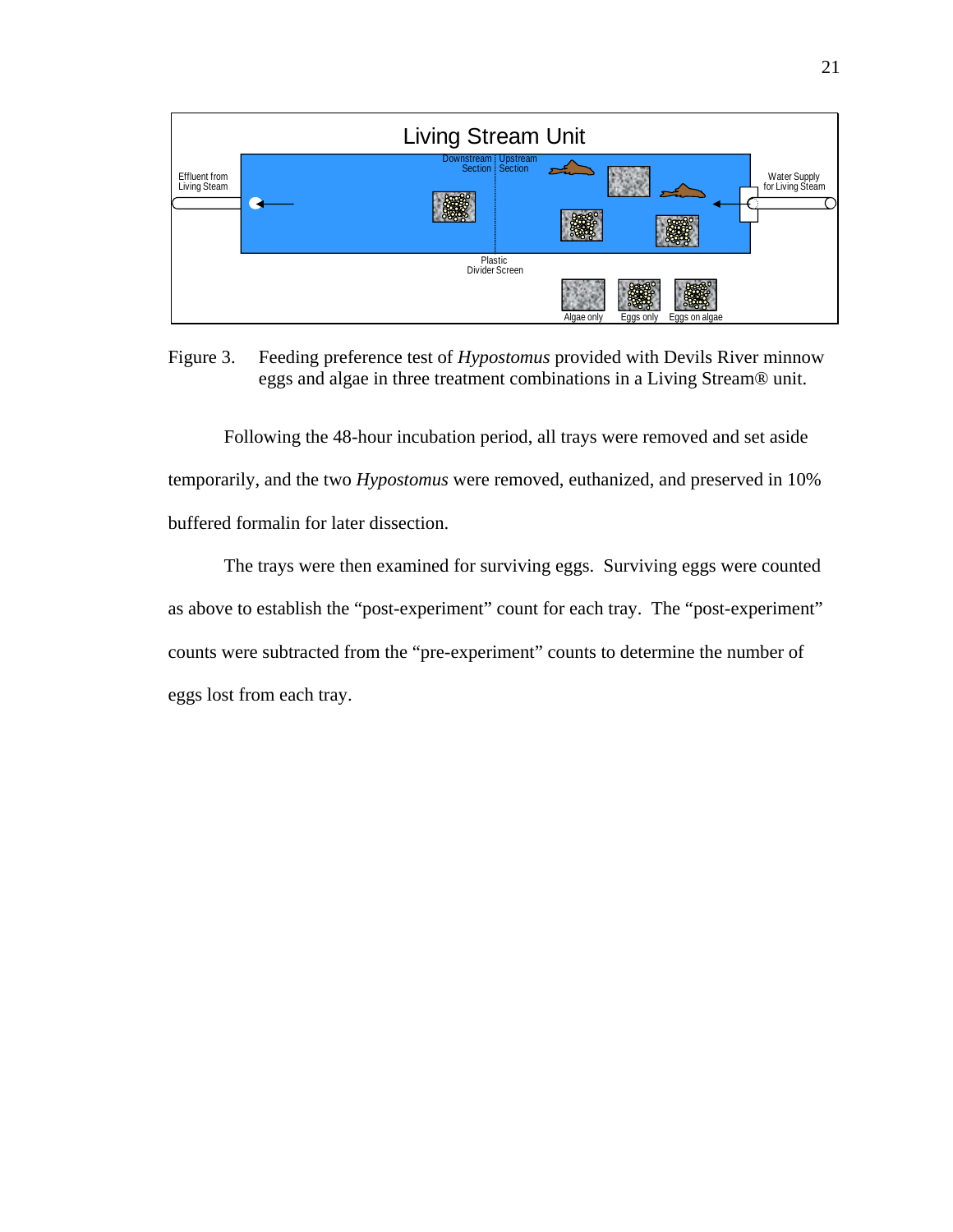Figure 3. Feeding preference test of *Hypostomus* provided with Devils River minnow eggs and algae in three treatment combinations in a Living Stream® unit.

Following the 48-hour incubation period, all trays were removed and set aside temporarily, and the two *Hypostomus* were removed, euthanized, and preserved in 10% buffered formalin for later dissection.

The trays were then examined for surviving eggs. Surviving eggs were counted as above to establish the "post-experiment" count for each tray. The "post-experiment" counts were subtracted from the "pre-experiment" counts to determine the number of eggs lost from each tray.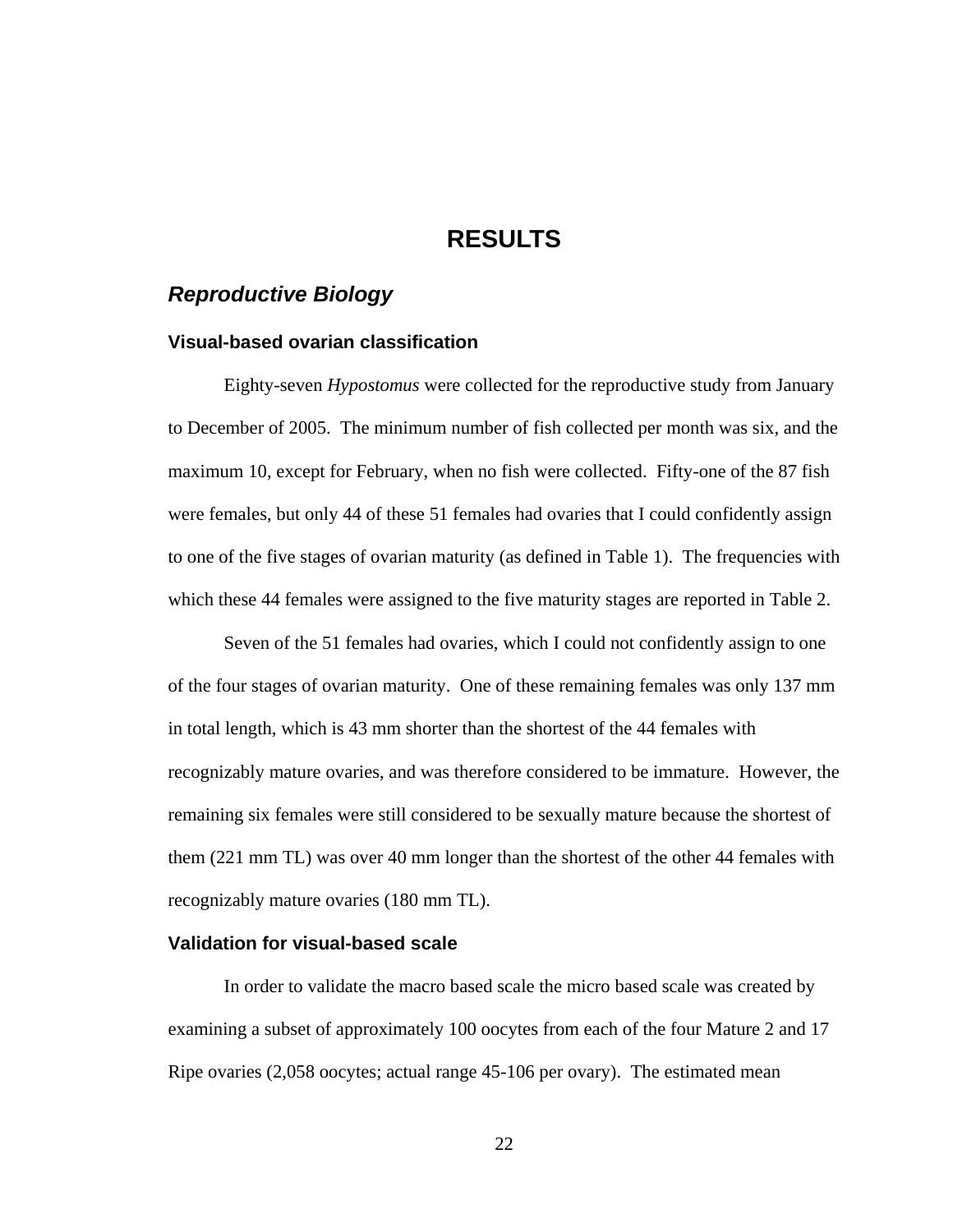# RESULTS

## *Reproductive Biology*

### Visual-based ovarian classification

Eighty-seven *Hypostomus* were collected for the reproductive study from January to December of 2005. The minimum number of fish collected per month was six, and the maximum 10, except for February, when no fish were collected. Fifty-one of the 87 fish were females, but only 44 of these 51 females had ovaries that I could confidently assign to one of the five stages of ovarian maturity (as defined in Table 1). The frequencies with which these 44 females were assigned to the five maturity stages are reported in Table 2.

Seven of the 51 females had ovaries, which I could not confidently assign to one of the four stages of ovarian maturity. One of these remaining females was only 137 mm in total length, which is 43 mm shorter than the shortest of the 44 females with recognizably mature ovaries, and was therefore considered to be immature. However, the remaining six females were still considered to be sexually mature because the shortest of them (221 mm TL) was over 40 mm longer than the shortest of the other 44 females with recognizably mature ovaries (180 mm TL).

### Validation for visual-based scale

In order to validate the macro based scale the micro based scale was created by examining a subset of approximately 100 oocytes from each of the four Mature 2 and 17 Ripe ovaries (2,058 oocytes; actual range 45-106 per ovary). The estimated mean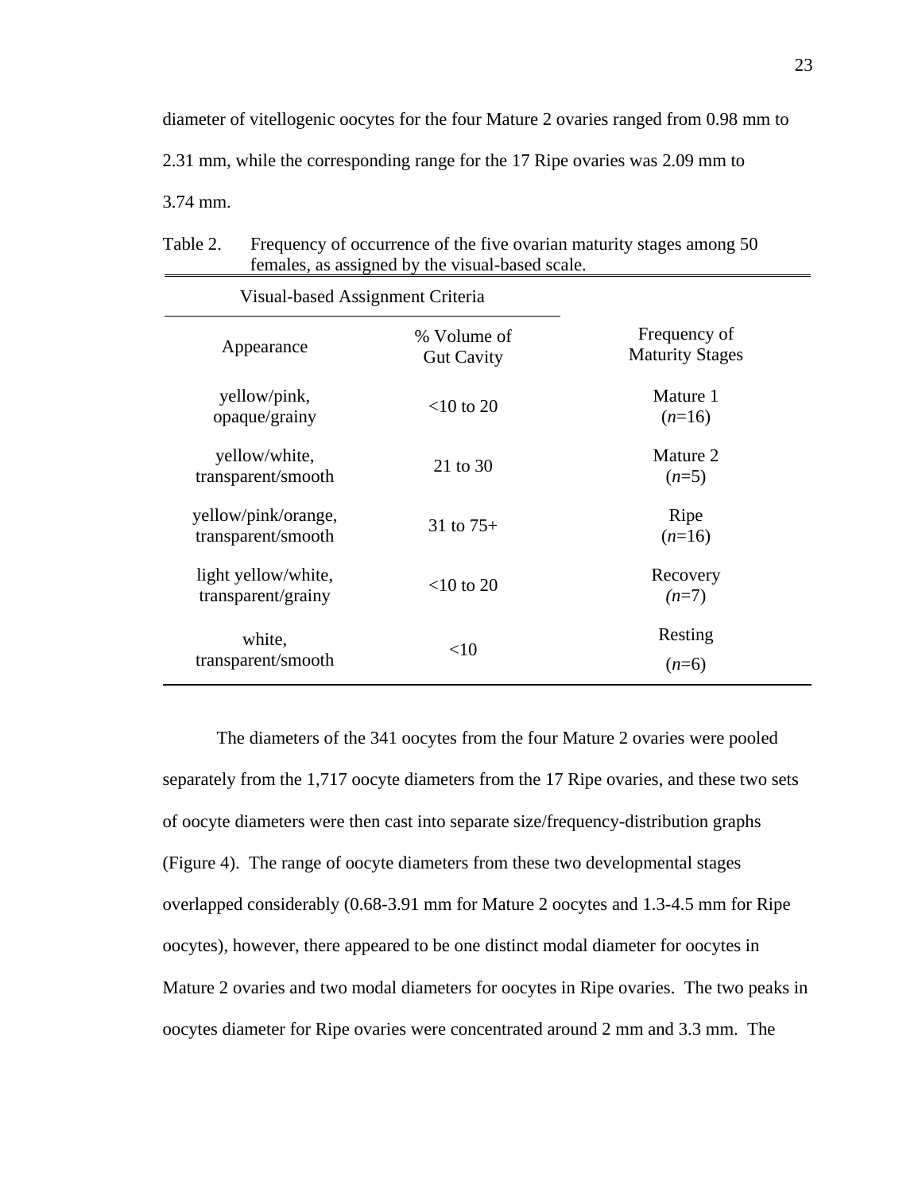diameter of vitellogenic oocytes for the four Mature 2 ovaries ranged from 0.98 mm to 2.31 mm, while the corresponding range for the 17 Ripe ovaries was 2.09 mm to 3.74 mm.

Table 2. Frequency of occurrence of the five ovarian maturity stages among 50 females, as assigned by the visual-based scale.

| Visual-based Assignment Criteria | | |
|---|---|---|
| Appearance | % Volume of Gut Cavity | Frequency of Maturity Stages |
| yellow/pink, opaque/grainy | <10 to 20 | Mature 1 (*n*=16) |
| yellow/white, transparent/smooth | 21 to 30 | Mature 2 (*n*=5) |
| yellow/pink/orange, transparent/smooth | 31 to 75+ | Ripe (*n*=16) |
| light yellow/white, transparent/grainy | <10 to 20 | Recovery (*n*=7) |
| white, transparent/smooth | <10 | Resting (*n*=6) |

The diameters of the 341 oocytes from the four Mature 2 ovaries were pooled separately from the 1,717 oocyte diameters from the 17 Ripe ovaries, and these two sets of oocyte diameters were then cast into separate size/frequency-distribution graphs (Figure 4). The range of oocyte diameters from these two developmental stages overlapped considerably (0.68-3.91 mm for Mature 2 oocytes and 1.3-4.5 mm for Ripe oocytes), however, there appeared to be one distinct modal diameter for oocytes in Mature 2 ovaries and two modal diameters for oocytes in Ripe ovaries. The two peaks in oocytes diameter for Ripe ovaries were concentrated around 2 mm and 3.3 mm. The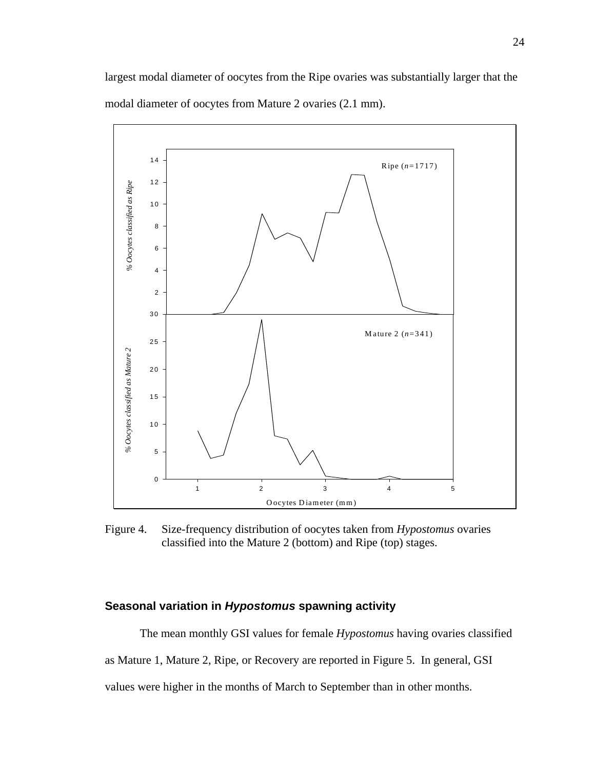largest modal diameter of oocytes from the Ripe ovaries was substantially larger that the modal diameter of oocytes from Mature 2 ovaries (2.1 mm).

Figure 4. Size-frequency distribution of oocytes taken from *Hypostomus* ovaries classified into the Mature 2 (bottom) and Ripe (top) stages.

## Seasonal variation in *Hypostomus* spawning activity

The mean monthly GSI values for female *Hypostomus* having ovaries classified as Mature 1, Mature 2, Ripe, or Recovery are reported in Figure 5. In general, GSI values were higher in the months of March to September than in other months.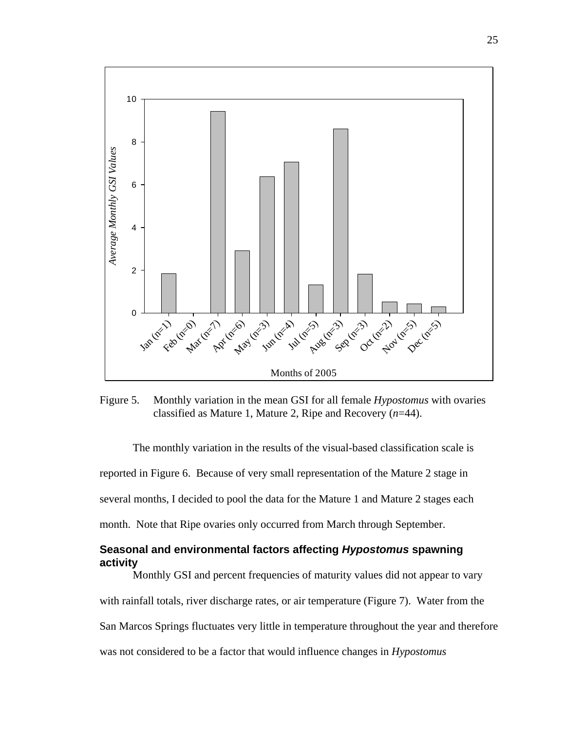Figure 5. Monthly variation in the mean GSI for all female *Hypostomus* with ovaries classified as Mature 1, Mature 2, Ripe and Recovery ($n$=44).

The monthly variation in the results of the visual-based classification scale is reported in Figure 6. Because of very small representation of the Mature 2 stage in several months, I decided to pool the data for the Mature 1 and Mature 2 stages each month. Note that Ripe ovaries only occurred from March through September.

## Seasonal and environmental factors affecting *Hypostomus* spawning activity

Monthly GSI and percent frequencies of maturity values did not appear to vary with rainfall totals, river discharge rates, or air temperature (Figure 7). Water from the San Marcos Springs fluctuates very little in temperature throughout the year and therefore was not considered to be a factor that would influence changes in *Hypostomus*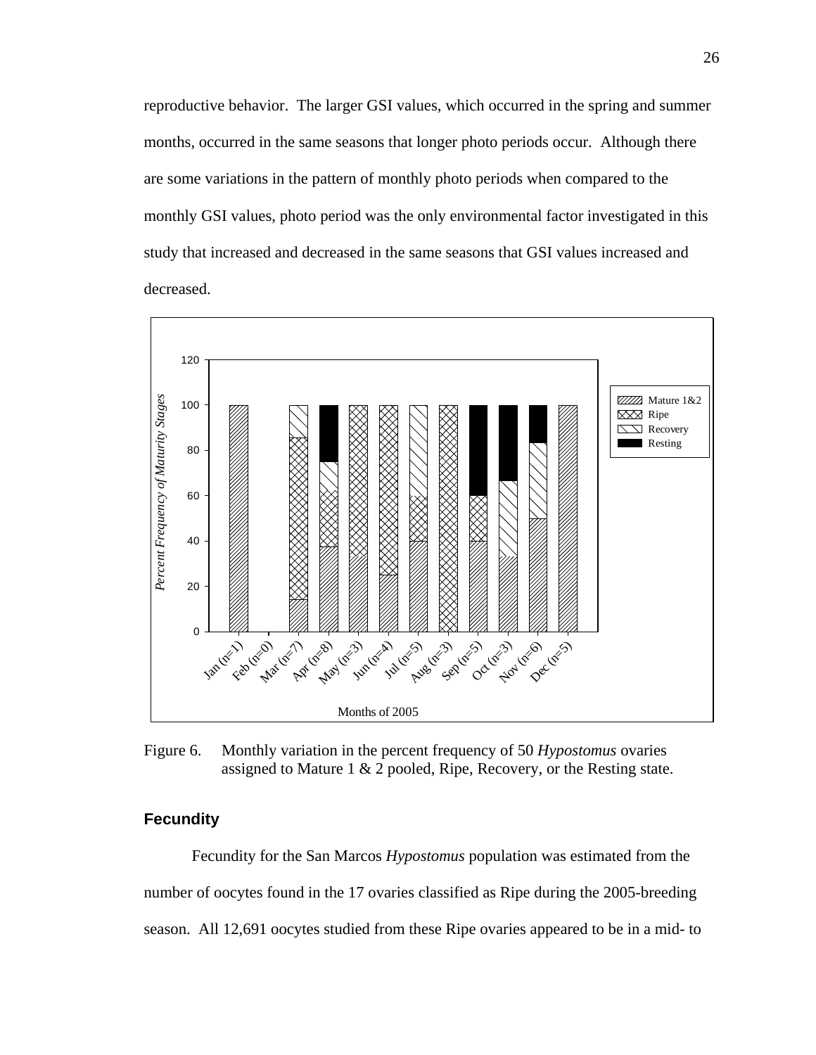reproductive behavior. The larger GSI values, which occurred in the spring and summer months, occurred in the same seasons that longer photo periods occur. Although there are some variations in the pattern of monthly photo periods when compared to the monthly GSI values, photo period was the only environmental factor investigated in this study that increased and decreased in the same seasons that GSI values increased and decreased.

Figure 6. Monthly variation in the percent frequency of 50 *Hypostomus* ovaries assigned to Mature 1 & 2 pooled, Ripe, Recovery, or the Resting state.

### Fecundity

Fecundity for the San Marcos *Hypostomus* population was estimated from the number of oocytes found in the 17 ovaries classified as Ripe during the 2005-breeding season. All 12,691 oocytes studied from these Ripe ovaries appeared to be in a mid- to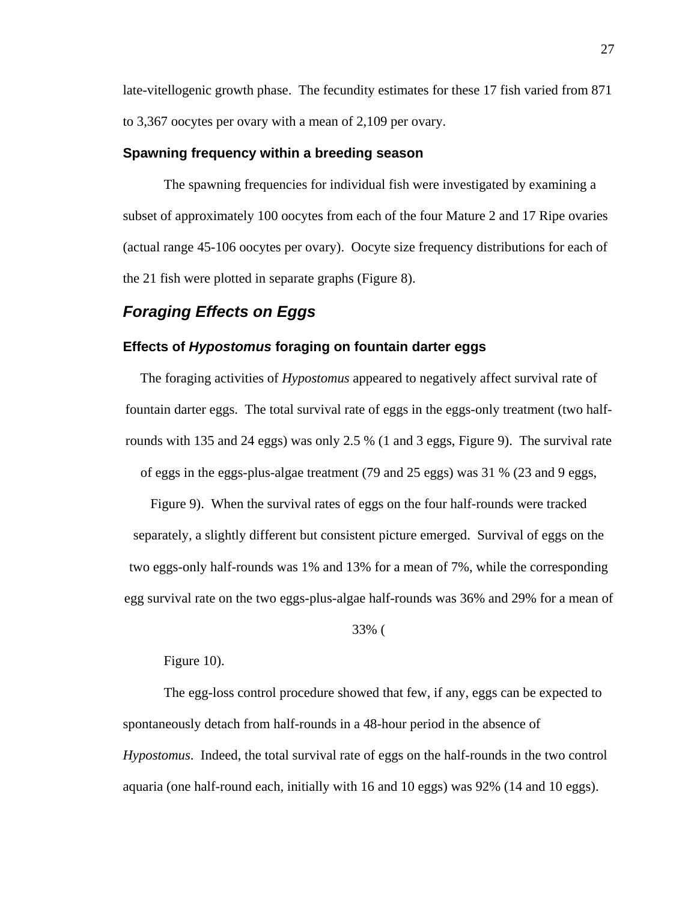late-vitellogenic growth phase. The fecundity estimates for these 17 fish varied from 871 to 3,367 oocytes per ovary with a mean of 2,109 per ovary.

### Spawning frequency within a breeding season

The spawning frequencies for individual fish were investigated by examining a subset of approximately 100 oocytes from each of the four Mature 2 and 17 Ripe ovaries (actual range 45-106 oocytes per ovary). Oocyte size frequency distributions for each of the 21 fish were plotted in separate graphs (Figure 8).

## *Foraging Effects on Eggs*

### Effects of *Hypostomus* foraging on fountain darter eggs

The foraging activities of *Hypostomus* appeared to negatively affect survival rate of fountain darter eggs. The total survival rate of eggs in the eggs-only treatment (two half-rounds with 135 and 24 eggs) was only 2.5 % (1 and 3 eggs, Figure 9). The survival rate of eggs in the eggs-plus-algae treatment (79 and 25 eggs) was 31 % (23 and 9 eggs, Figure 9). When the survival rates of eggs on the four half-rounds were tracked separately, a slightly different but consistent picture emerged. Survival of eggs on the two eggs-only half-rounds was 1% and 13% for a mean of 7%, while the corresponding egg survival rate on the two eggs-plus-algae half-rounds was 36% and 29% for a mean of 33% (

Figure 10).

The egg-loss control procedure showed that few, if any, eggs can be expected to spontaneously detach from half-rounds in a 48-hour period in the absence of *Hypostomus*. Indeed, the total survival rate of eggs on the half-rounds in the two control aquaria (one half-round each, initially with 16 and 10 eggs) was 92% (14 and 10 eggs).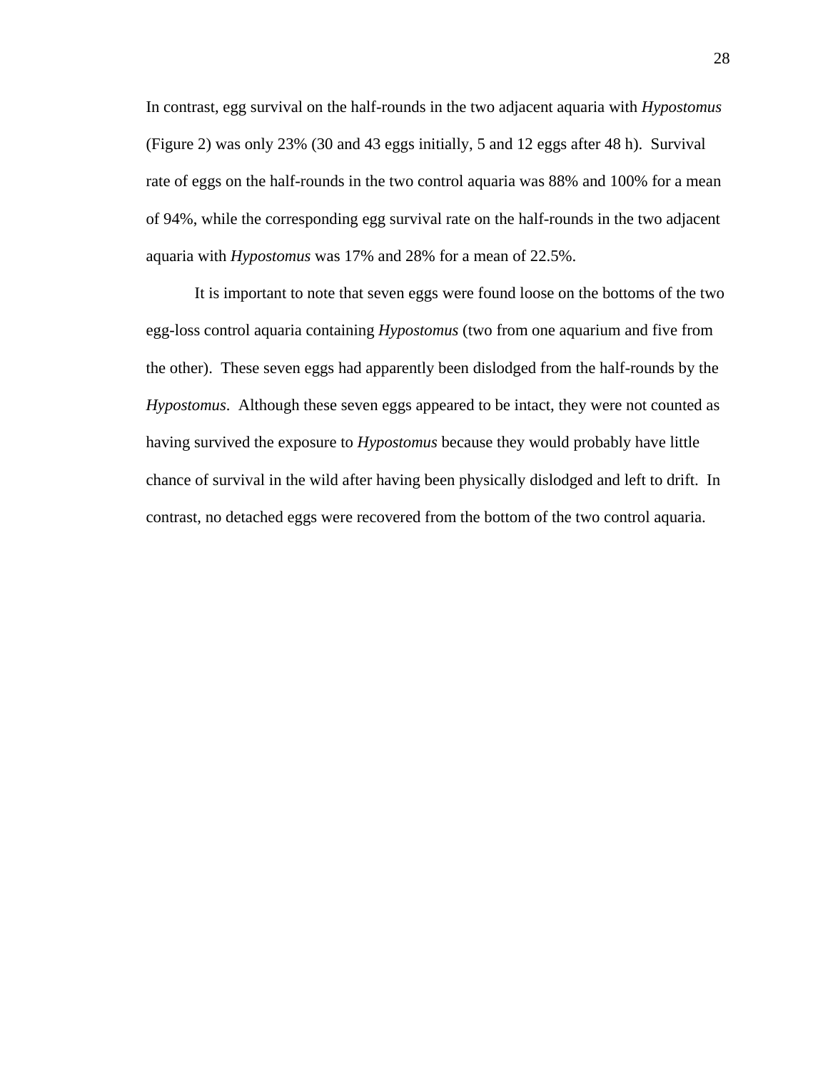In contrast, egg survival on the half-rounds in the two adjacent aquaria with *Hypostomus* (Figure 2) was only 23% (30 and 43 eggs initially, 5 and 12 eggs after 48 h). Survival rate of eggs on the half-rounds in the two control aquaria was 88% and 100% for a mean of 94%, while the corresponding egg survival rate on the half-rounds in the two adjacent aquaria with *Hypostomus* was 17% and 28% for a mean of 22.5%.

It is important to note that seven eggs were found loose on the bottoms of the two egg-loss control aquaria containing *Hypostomus* (two from one aquarium and five from the other). These seven eggs had apparently been dislodged from the half-rounds by the *Hypostomus*. Although these seven eggs appeared to be intact, they were not counted as having survived the exposure to *Hypostomus* because they would probably have little chance of survival in the wild after having been physically dislodged and left to drift. In contrast, no detached eggs were recovered from the bottom of the two control aquaria.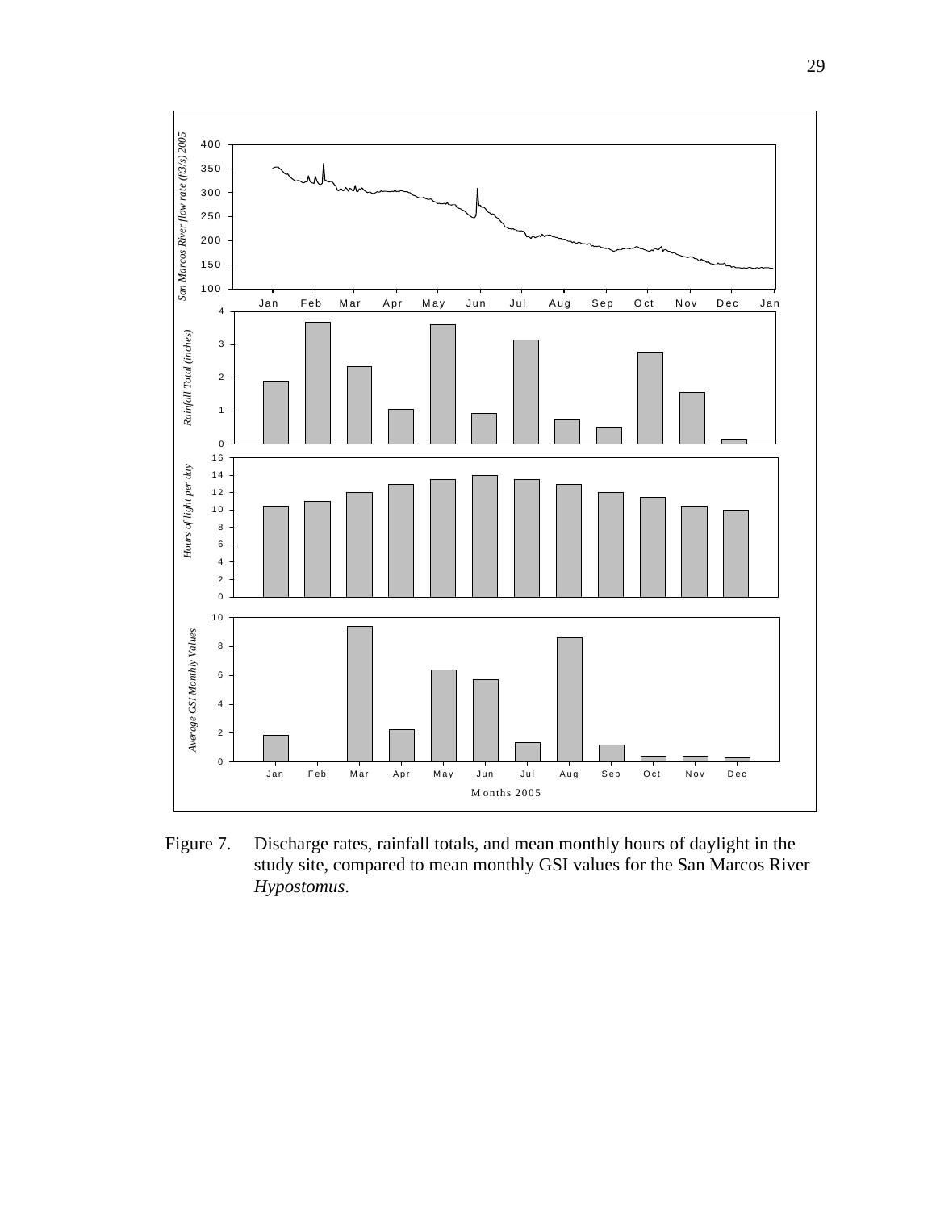Figure 7. Discharge rates, rainfall totals, and mean monthly hours of daylight in the study site, compared to mean monthly GSI values for the San Marcos River *Hypostomus*.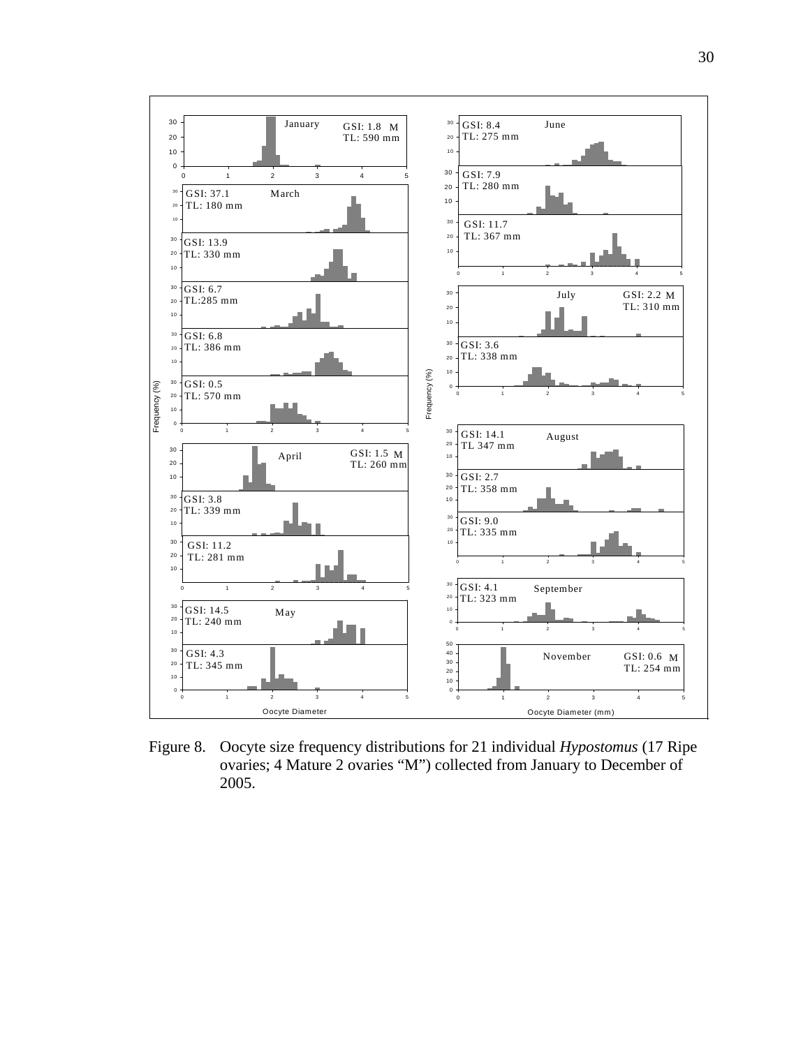Figure 8. Oocyte size frequency distributions for 21 individual *Hypostomus* (17 Ripe ovaries; 4 Mature 2 ovaries "M") collected from January to December of 2005.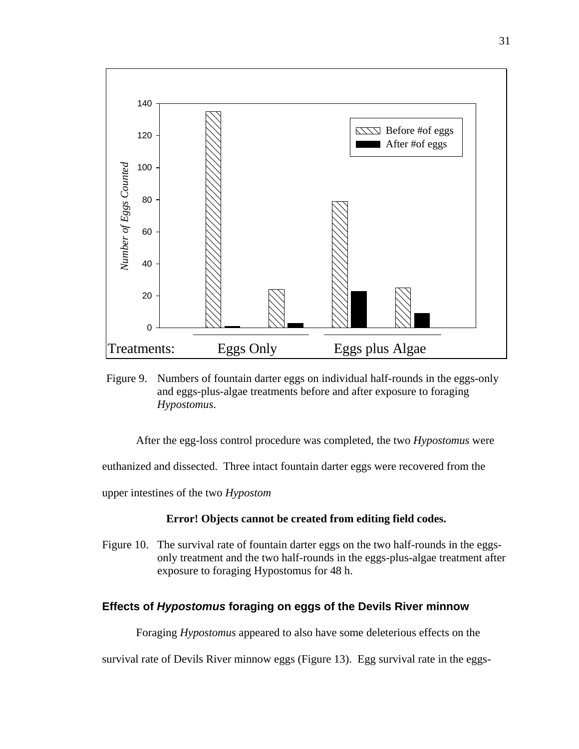Figure 9. Numbers of fountain darter eggs on individual half-rounds in the eggs-only and eggs-plus-algae treatments before and after exposure to foraging *Hypostomus*.

After the egg-loss control procedure was completed, the two *Hypostomus* were euthanized and dissected. Three intact fountain darter eggs were recovered from the upper intestines of the two *Hypostom*

**Error! Objects cannot be created from editing field codes.**

Figure 10. The survival rate of fountain darter eggs on the two half-rounds in the eggs-only treatment and the two half-rounds in the eggs-plus-algae treatment after exposure to foraging Hypostomus for 48 h.

### Effects of *Hypostomus* foraging on eggs of the Devils River minnow

Foraging *Hypostomus* appeared to also have some deleterious effects on the survival rate of Devils River minnow eggs (Figure 13). Egg survival rate in the eggs-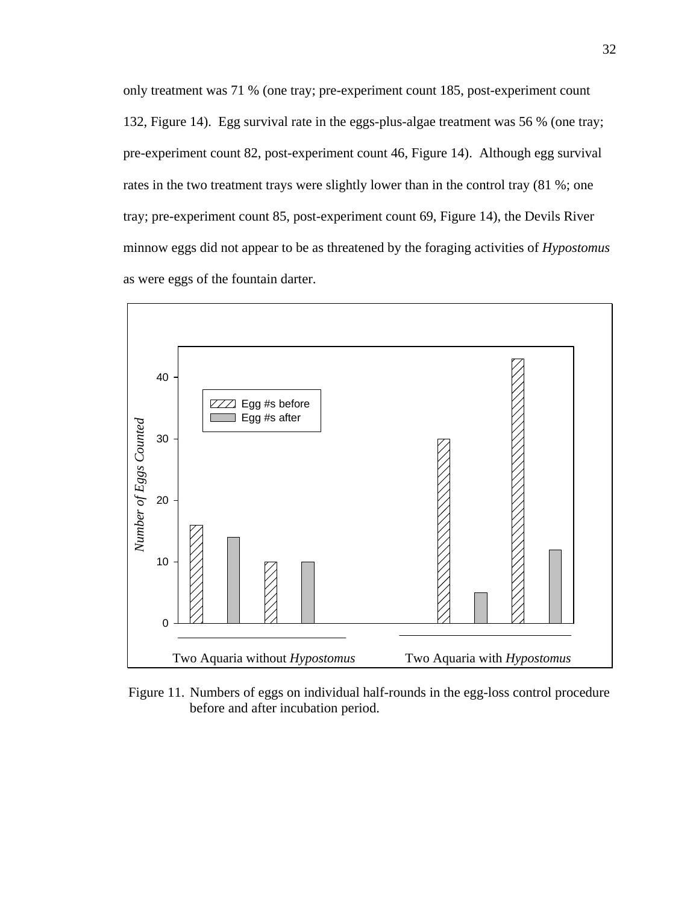only treatment was 71 % (one tray; pre-experiment count 185, post-experiment count 132, Figure 14). Egg survival rate in the eggs-plus-algae treatment was 56 % (one tray; pre-experiment count 82, post-experiment count 46, Figure 14). Although egg survival rates in the two treatment trays were slightly lower than in the control tray (81 %; one tray; pre-experiment count 85, post-experiment count 69, Figure 14), the Devils River minnow eggs did not appear to be as threatened by the foraging activities of *Hypostomus* as were eggs of the fountain darter.

Figure 11. Numbers of eggs on individual half-rounds in the egg-loss control procedure before and after incubation period.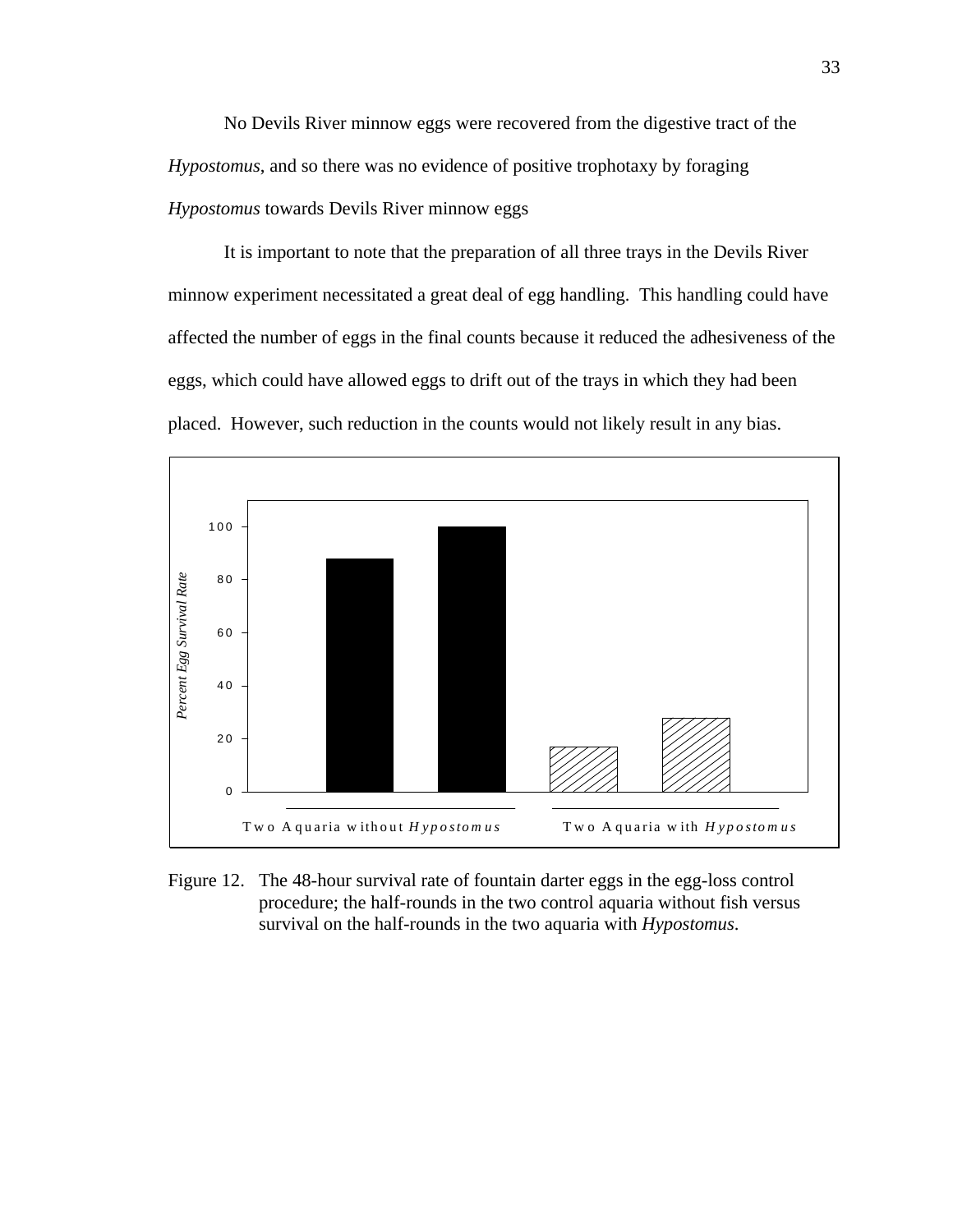No Devils River minnow eggs were recovered from the digestive tract of the *Hypostomus*, and so there was no evidence of positive trophotaxy by foraging *Hypostomus* towards Devils River minnow eggs

It is important to note that the preparation of all three trays in the Devils River minnow experiment necessitated a great deal of egg handling. This handling could have affected the number of eggs in the final counts because it reduced the adhesiveness of the eggs, which could have allowed eggs to drift out of the trays in which they had been placed. However, such reduction in the counts would not likely result in any bias.

Figure 12. The 48-hour survival rate of fountain darter eggs in the egg-loss control procedure; the half-rounds in the two control aquaria without fish versus survival on the half-rounds in the two aquaria with *Hypostomus*.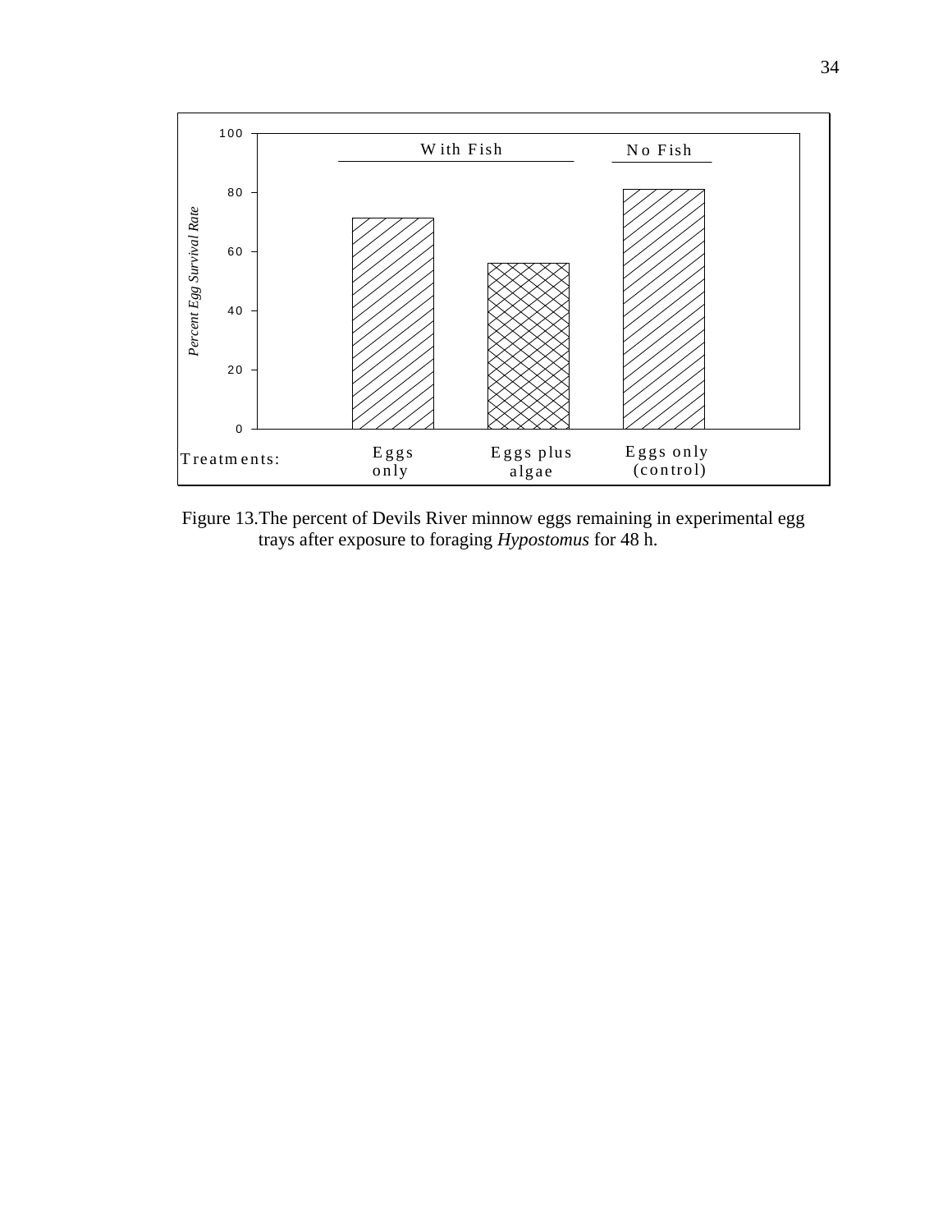Figure 13. The percent of Devils River minnow eggs remaining in experimental egg trays after exposure to foraging *Hypostomus* for 48 h.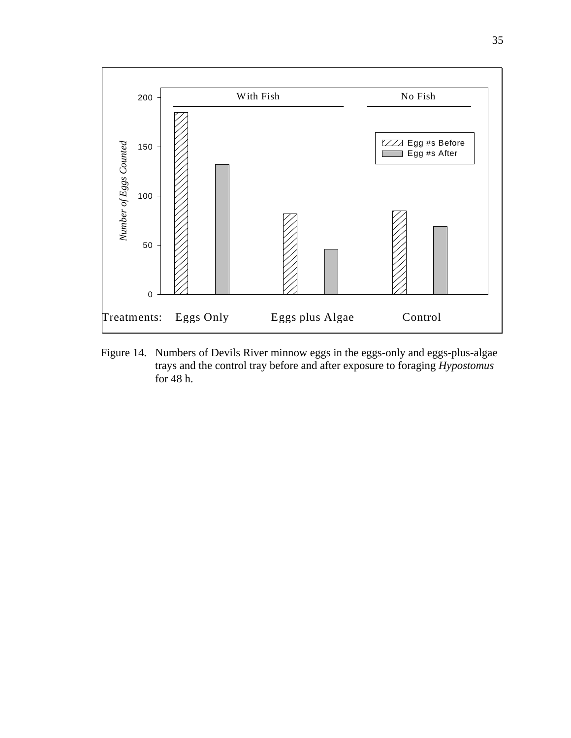Figure 14. Numbers of Devils River minnow eggs in the eggs-only and eggs-plus-algae trays and the control tray before and after exposure to foraging *Hypostomus* for 48 h.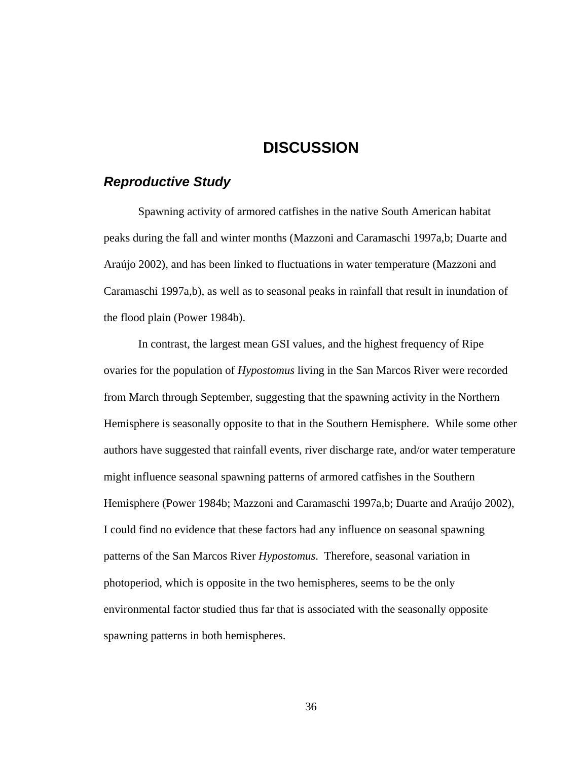# DISCUSSION

## *Reproductive Study*

Spawning activity of armored catfishes in the native South American habitat peaks during the fall and winter months (Mazzoni and Caramaschi 1997a,b; Duarte and Araújo 2002), and has been linked to fluctuations in water temperature (Mazzoni and Caramaschi 1997a,b), as well as to seasonal peaks in rainfall that result in inundation of the flood plain (Power 1984b).

In contrast, the largest mean GSI values, and the highest frequency of Ripe ovaries for the population of *Hypostomus* living in the San Marcos River were recorded from March through September, suggesting that the spawning activity in the Northern Hemisphere is seasonally opposite to that in the Southern Hemisphere. While some other authors have suggested that rainfall events, river discharge rate, and/or water temperature might influence seasonal spawning patterns of armored catfishes in the Southern Hemisphere (Power 1984b; Mazzoni and Caramaschi 1997a,b; Duarte and Araújo 2002), I could find no evidence that these factors had any influence on seasonal spawning patterns of the San Marcos River *Hypostomus*. Therefore, seasonal variation in photoperiod, which is opposite in the two hemispheres, seems to be the only environmental factor studied thus far that is associated with the seasonally opposite spawning patterns in both hemispheres.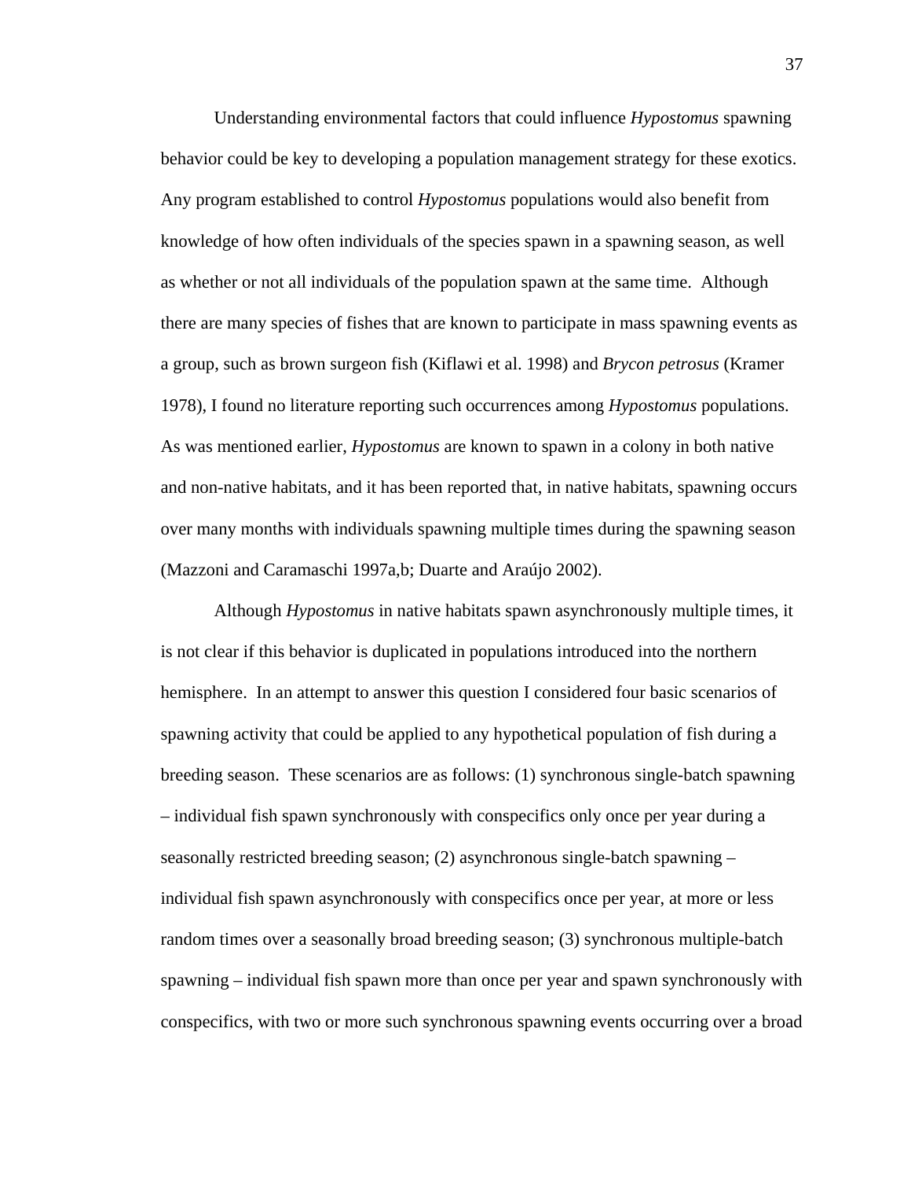Understanding environmental factors that could influence *Hypostomus* spawning behavior could be key to developing a population management strategy for these exotics. Any program established to control *Hypostomus* populations would also benefit from knowledge of how often individuals of the species spawn in a spawning season, as well as whether or not all individuals of the population spawn at the same time. Although there are many species of fishes that are known to participate in mass spawning events as a group, such as brown surgeon fish (Kiflawi et al. 1998) and *Brycon petrosus* (Kramer 1978), I found no literature reporting such occurrences among *Hypostomus* populations. As was mentioned earlier, *Hypostomus* are known to spawn in a colony in both native and non-native habitats, and it has been reported that, in native habitats, spawning occurs over many months with individuals spawning multiple times during the spawning season (Mazzoni and Caramaschi 1997a,b; Duarte and Araújo 2002).

Although *Hypostomus* in native habitats spawn asynchronously multiple times, it is not clear if this behavior is duplicated in populations introduced into the northern hemisphere. In an attempt to answer this question I considered four basic scenarios of spawning activity that could be applied to any hypothetical population of fish during a breeding season. These scenarios are as follows: (1) synchronous single-batch spawning – individual fish spawn synchronously with conspecifics only once per year during a seasonally restricted breeding season; (2) asynchronous single-batch spawning – individual fish spawn asynchronously with conspecifics once per year, at more or less random times over a seasonally broad breeding season; (3) synchronous multiple-batch spawning – individual fish spawn more than once per year and spawn synchronously with conspecifics, with two or more such synchronous spawning events occurring over a broad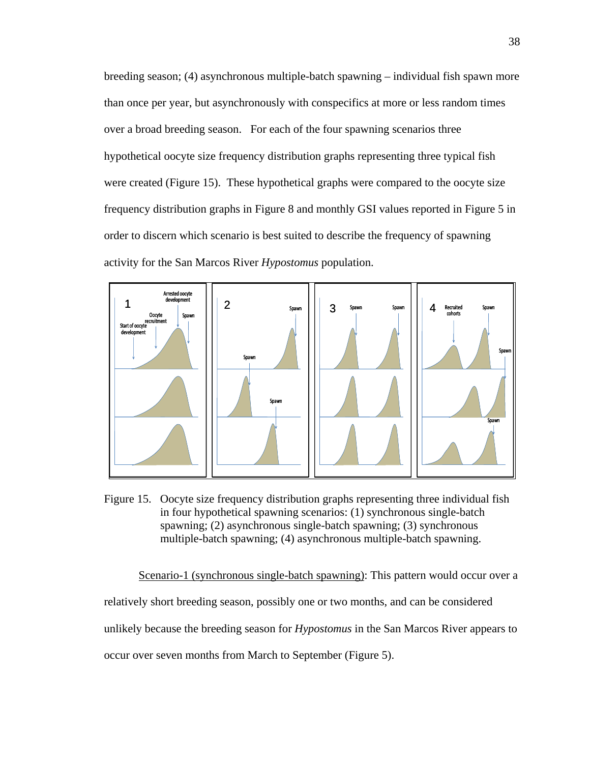breeding season; (4) asynchronous multiple-batch spawning – individual fish spawn more than once per year, but asynchronously with conspecifics at more or less random times over a broad breeding season. For each of the four spawning scenarios three hypothetical oocyte size frequency distribution graphs representing three typical fish were created (Figure 15). These hypothetical graphs were compared to the oocyte size frequency distribution graphs in Figure 8 and monthly GSI values reported in Figure 5 in order to discern which scenario is best suited to describe the frequency of spawning activity for the San Marcos River *Hypostomus* population.

Figure 15. Oocyte size frequency distribution graphs representing three individual fish in four hypothetical spawning scenarios: (1) synchronous single-batch spawning; (2) asynchronous single-batch spawning; (3) synchronous multiple-batch spawning; (4) asynchronous multiple-batch spawning.

Scenario-1 (synchronous single-batch spawning): This pattern would occur over a relatively short breeding season, possibly one or two months, and can be considered unlikely because the breeding season for *Hypostomus* in the San Marcos River appears to occur over seven months from March to September (Figure 5).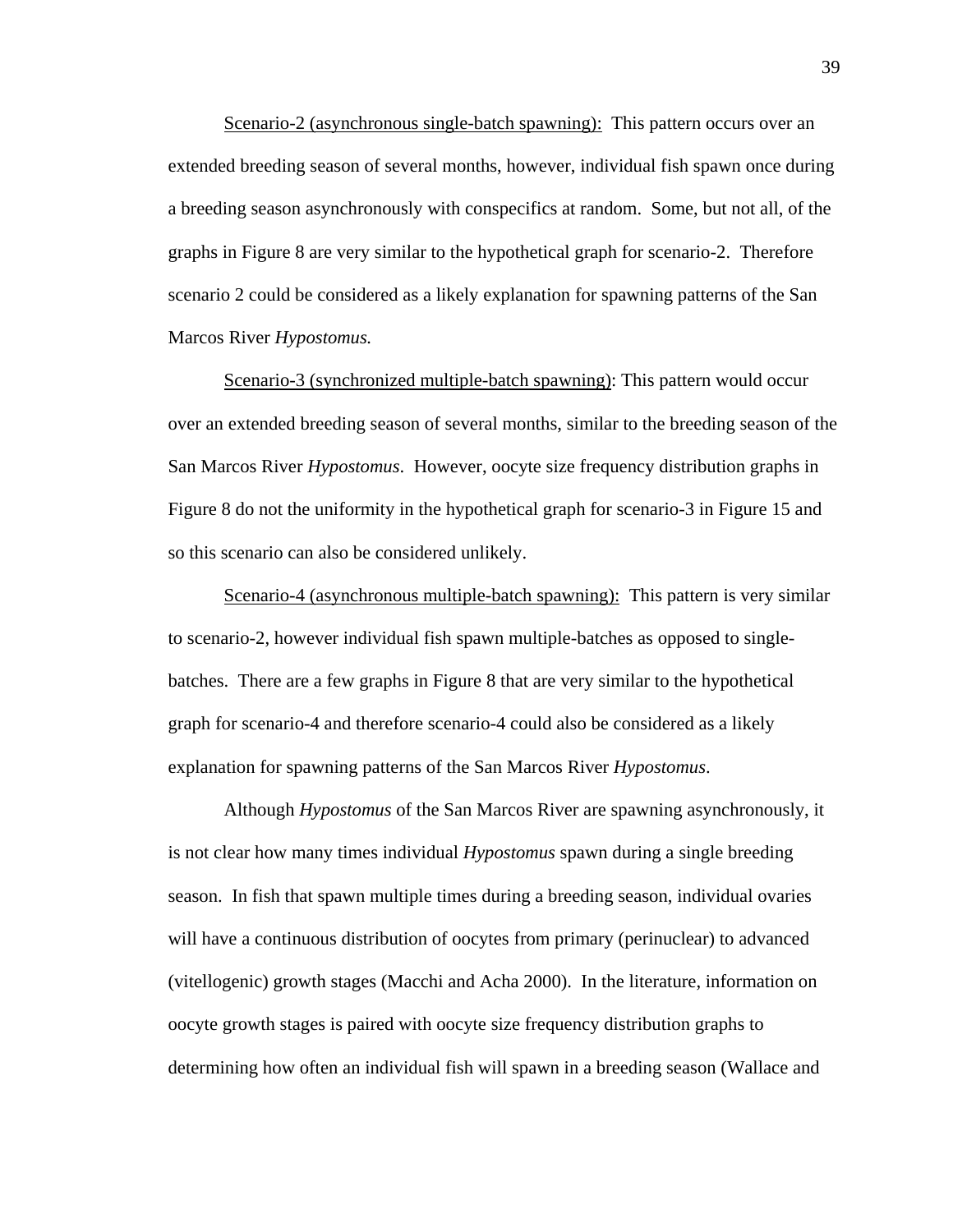Scenario-2 (asynchronous single-batch spawning): This pattern occurs over an extended breeding season of several months, however, individual fish spawn once during a breeding season asynchronously with conspecifics at random. Some, but not all, of the graphs in Figure 8 are very similar to the hypothetical graph for scenario-2. Therefore scenario 2 could be considered as a likely explanation for spawning patterns of the San Marcos River *Hypostomus.*

Scenario-3 (synchronized multiple-batch spawning): This pattern would occur over an extended breeding season of several months, similar to the breeding season of the San Marcos River *Hypostomus*. However, oocyte size frequency distribution graphs in Figure 8 do not the uniformity in the hypothetical graph for scenario-3 in Figure 15 and so this scenario can also be considered unlikely.

Scenario-4 (asynchronous multiple-batch spawning): This pattern is very similar to scenario-2, however individual fish spawn multiple-batches as opposed to single-batches. There are a few graphs in Figure 8 that are very similar to the hypothetical graph for scenario-4 and therefore scenario-4 could also be considered as a likely explanation for spawning patterns of the San Marcos River *Hypostomus*.

Although *Hypostomus* of the San Marcos River are spawning asynchronously, it is not clear how many times individual *Hypostomus* spawn during a single breeding season. In fish that spawn multiple times during a breeding season, individual ovaries will have a continuous distribution of oocytes from primary (perinuclear) to advanced (vitellogenic) growth stages (Macchi and Acha 2000). In the literature, information on oocyte growth stages is paired with oocyte size frequency distribution graphs to determining how often an individual fish will spawn in a breeding season (Wallace and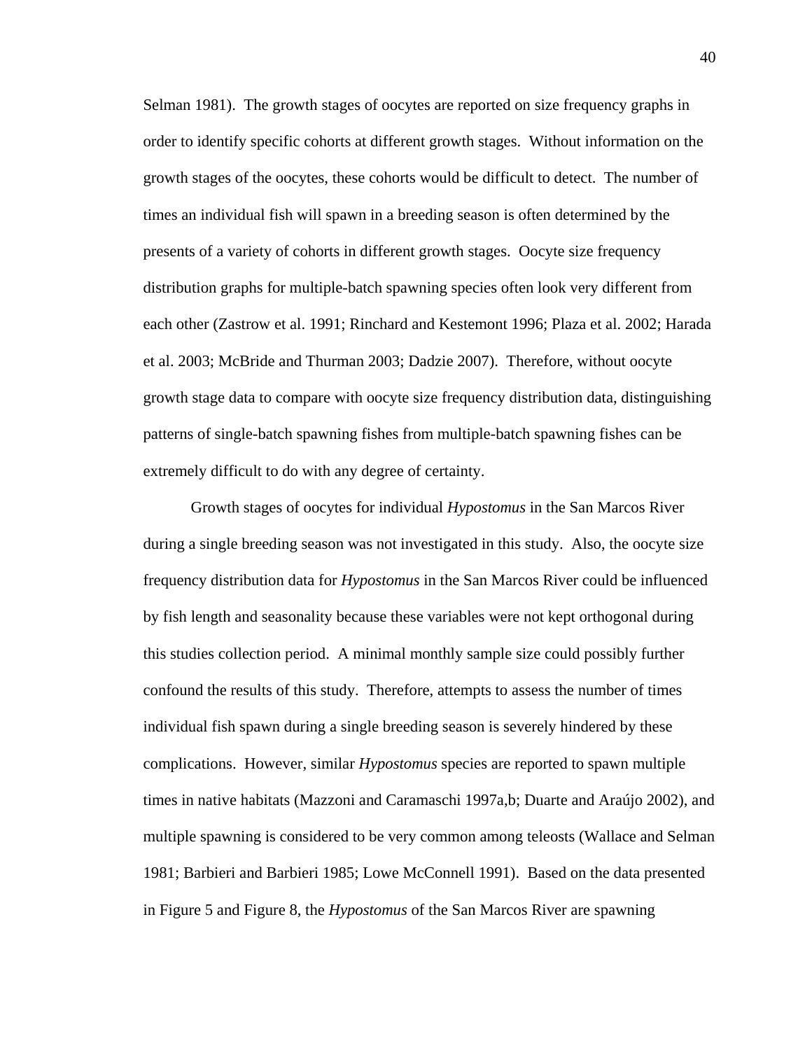Selman 1981). The growth stages of oocytes are reported on size frequency graphs in order to identify specific cohorts at different growth stages. Without information on the growth stages of the oocytes, these cohorts would be difficult to detect. The number of times an individual fish will spawn in a breeding season is often determined by the presents of a variety of cohorts in different growth stages. Oocyte size frequency distribution graphs for multiple-batch spawning species often look very different from each other (Zastrow et al. 1991; Rinchard and Kestemont 1996; Plaza et al. 2002; Harada et al. 2003; McBride and Thurman 2003; Dadzie 2007). Therefore, without oocyte growth stage data to compare with oocyte size frequency distribution data, distinguishing patterns of single-batch spawning fishes from multiple-batch spawning fishes can be extremely difficult to do with any degree of certainty.

Growth stages of oocytes for individual *Hypostomus* in the San Marcos River during a single breeding season was not investigated in this study. Also, the oocyte size frequency distribution data for *Hypostomus* in the San Marcos River could be influenced by fish length and seasonality because these variables were not kept orthogonal during this studies collection period. A minimal monthly sample size could possibly further confound the results of this study. Therefore, attempts to assess the number of times individual fish spawn during a single breeding season is severely hindered by these complications. However, similar *Hypostomus* species are reported to spawn multiple times in native habitats (Mazzoni and Caramaschi 1997a,b; Duarte and Araújo 2002), and multiple spawning is considered to be very common among teleosts (Wallace and Selman 1981; Barbieri and Barbieri 1985; Lowe McConnell 1991). Based on the data presented in Figure 5 and Figure 8, the *Hypostomus* of the San Marcos River are spawning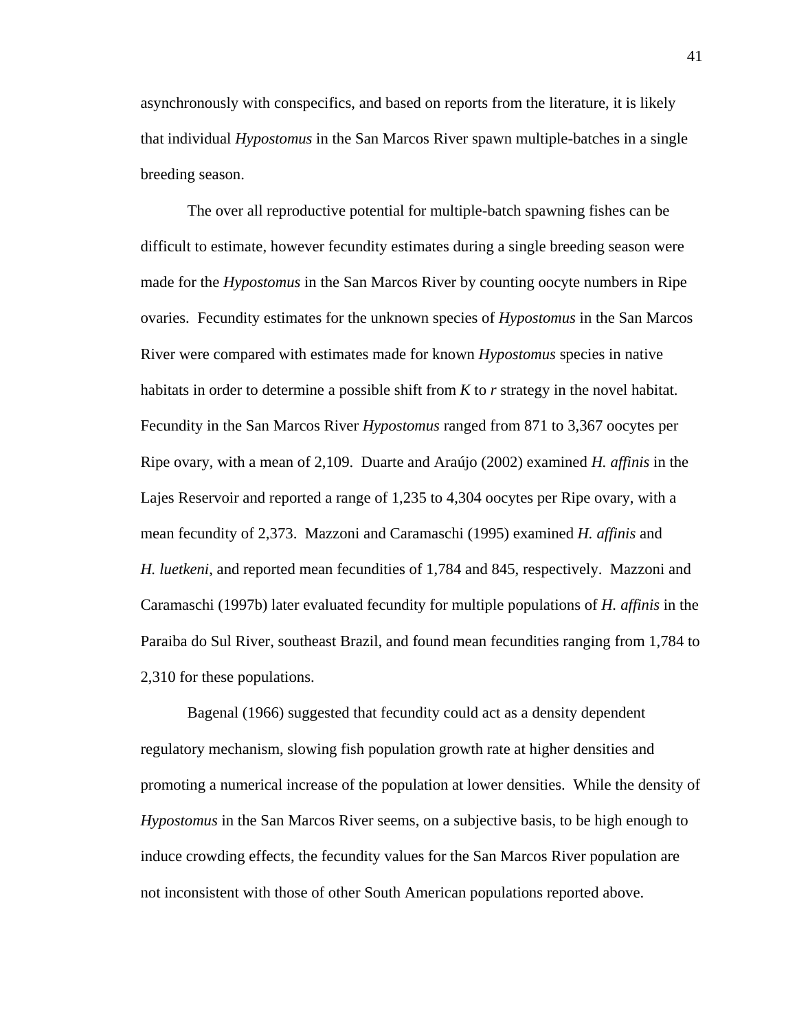asynchronously with conspecifics, and based on reports from the literature, it is likely that individual *Hypostomus* in the San Marcos River spawn multiple-batches in a single breeding season.

The over all reproductive potential for multiple-batch spawning fishes can be difficult to estimate, however fecundity estimates during a single breeding season were made for the *Hypostomus* in the San Marcos River by counting oocyte numbers in Ripe ovaries. Fecundity estimates for the unknown species of *Hypostomus* in the San Marcos River were compared with estimates made for known *Hypostomus* species in native habitats in order to determine a possible shift from *K* to *r* strategy in the novel habitat. Fecundity in the San Marcos River *Hypostomus* ranged from 871 to 3,367 oocytes per Ripe ovary, with a mean of 2,109. Duarte and Araújo (2002) examined *H. affinis* in the Lajes Reservoir and reported a range of 1,235 to 4,304 oocytes per Ripe ovary, with a mean fecundity of 2,373. Mazzoni and Caramaschi (1995) examined *H. affinis* and *H. luetkeni*, and reported mean fecundities of 1,784 and 845, respectively. Mazzoni and Caramaschi (1997b) later evaluated fecundity for multiple populations of *H. affinis* in the Paraiba do Sul River, southeast Brazil, and found mean fecundities ranging from 1,784 to 2,310 for these populations.

Bagenal (1966) suggested that fecundity could act as a density dependent regulatory mechanism, slowing fish population growth rate at higher densities and promoting a numerical increase of the population at lower densities. While the density of *Hypostomus* in the San Marcos River seems, on a subjective basis, to be high enough to induce crowding effects, the fecundity values for the San Marcos River population are not inconsistent with those of other South American populations reported above.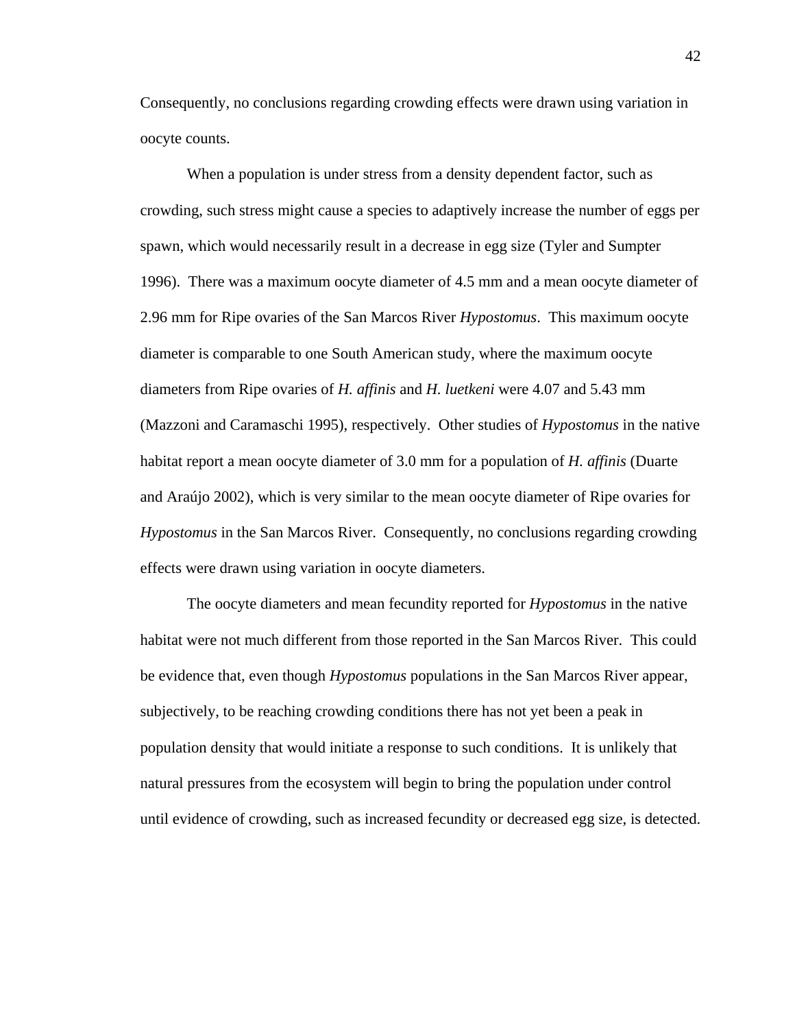Consequently, no conclusions regarding crowding effects were drawn using variation in oocyte counts.

When a population is under stress from a density dependent factor, such as crowding, such stress might cause a species to adaptively increase the number of eggs per spawn, which would necessarily result in a decrease in egg size (Tyler and Sumpter 1996). There was a maximum oocyte diameter of 4.5 mm and a mean oocyte diameter of 2.96 mm for Ripe ovaries of the San Marcos River *Hypostomus*. This maximum oocyte diameter is comparable to one South American study, where the maximum oocyte diameters from Ripe ovaries of *H. affinis* and *H. luetkeni* were 4.07 and 5.43 mm (Mazzoni and Caramaschi 1995), respectively. Other studies of *Hypostomus* in the native habitat report a mean oocyte diameter of 3.0 mm for a population of *H. affinis* (Duarte and Araújo 2002), which is very similar to the mean oocyte diameter of Ripe ovaries for *Hypostomus* in the San Marcos River. Consequently, no conclusions regarding crowding effects were drawn using variation in oocyte diameters.

The oocyte diameters and mean fecundity reported for *Hypostomus* in the native habitat were not much different from those reported in the San Marcos River. This could be evidence that, even though *Hypostomus* populations in the San Marcos River appear, subjectively, to be reaching crowding conditions there has not yet been a peak in population density that would initiate a response to such conditions. It is unlikely that natural pressures from the ecosystem will begin to bring the population under control until evidence of crowding, such as increased fecundity or decreased egg size, is detected.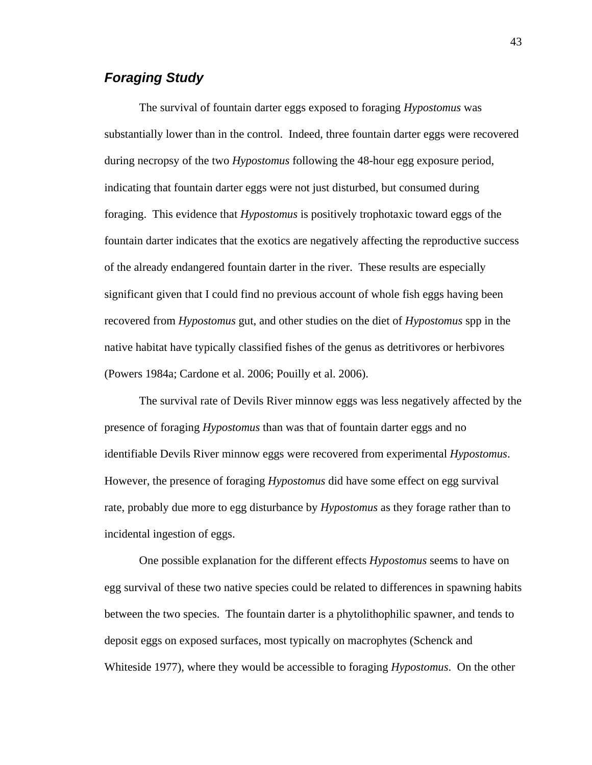### *Foraging Study*

The survival of fountain darter eggs exposed to foraging *Hypostomus* was substantially lower than in the control. Indeed, three fountain darter eggs were recovered during necropsy of the two *Hypostomus* following the 48-hour egg exposure period, indicating that fountain darter eggs were not just disturbed, but consumed during foraging. This evidence that *Hypostomus* is positively trophotaxic toward eggs of the fountain darter indicates that the exotics are negatively affecting the reproductive success of the already endangered fountain darter in the river. These results are especially significant given that I could find no previous account of whole fish eggs having been recovered from *Hypostomus* gut, and other studies on the diet of *Hypostomus* spp in the native habitat have typically classified fishes of the genus as detritivores or herbivores (Powers 1984a; Cardone et al. 2006; Pouilly et al. 2006).

The survival rate of Devils River minnow eggs was less negatively affected by the presence of foraging *Hypostomus* than was that of fountain darter eggs and no identifiable Devils River minnow eggs were recovered from experimental *Hypostomus*. However, the presence of foraging *Hypostomus* did have some effect on egg survival rate, probably due more to egg disturbance by *Hypostomus* as they forage rather than to incidental ingestion of eggs.

One possible explanation for the different effects *Hypostomus* seems to have on egg survival of these two native species could be related to differences in spawning habits between the two species. The fountain darter is a phytolithophilic spawner, and tends to deposit eggs on exposed surfaces, most typically on macrophytes (Schenck and Whiteside 1977), where they would be accessible to foraging *Hypostomus*. On the other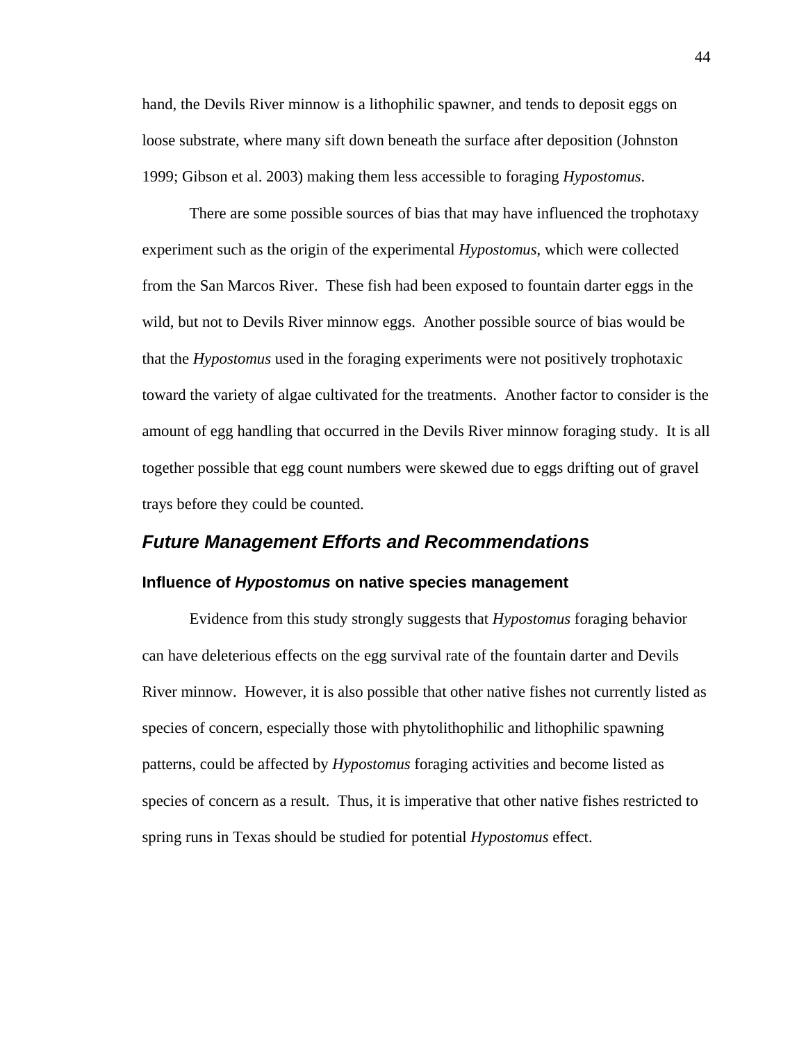hand, the Devils River minnow is a lithophilic spawner, and tends to deposit eggs on loose substrate, where many sift down beneath the surface after deposition (Johnston 1999; Gibson et al. 2003) making them less accessible to foraging *Hypostomus*.

There are some possible sources of bias that may have influenced the trophotaxy experiment such as the origin of the experimental *Hypostomus*, which were collected from the San Marcos River. These fish had been exposed to fountain darter eggs in the wild, but not to Devils River minnow eggs. Another possible source of bias would be that the *Hypostomus* used in the foraging experiments were not positively trophotaxic toward the variety of algae cultivated for the treatments. Another factor to consider is the amount of egg handling that occurred in the Devils River minnow foraging study. It is all together possible that egg count numbers were skewed due to eggs drifting out of gravel trays before they could be counted.

## *Future Management Efforts and Recommendations*

### Influence of *Hypostomus* on native species management

Evidence from this study strongly suggests that *Hypostomus* foraging behavior can have deleterious effects on the egg survival rate of the fountain darter and Devils River minnow. However, it is also possible that other native fishes not currently listed as species of concern, especially those with phytolithophilic and lithophilic spawning patterns, could be affected by *Hypostomus* foraging activities and become listed as species of concern as a result. Thus, it is imperative that other native fishes restricted to spring runs in Texas should be studied for potential *Hypostomus* effect.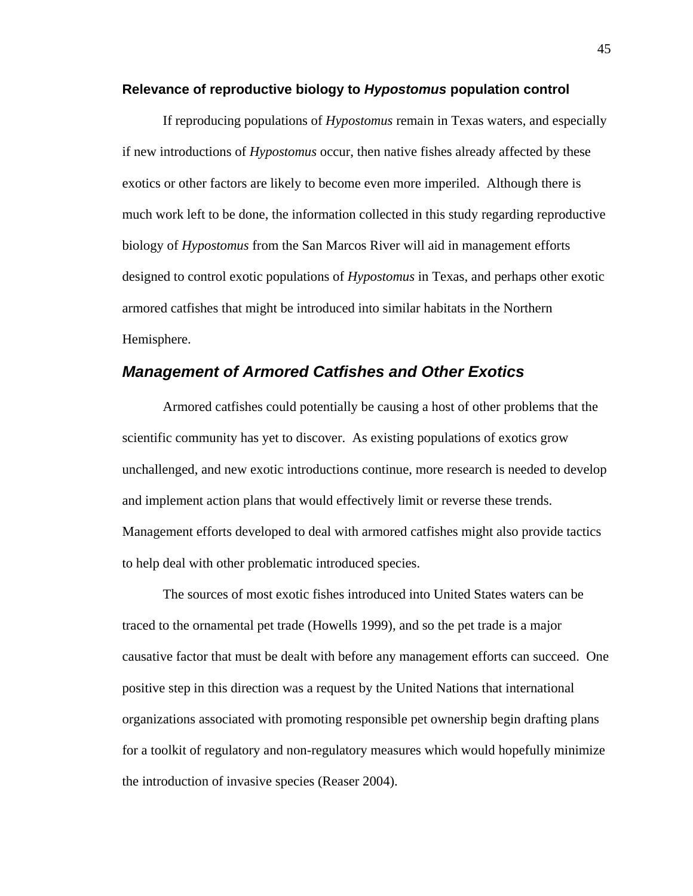### Relevance of reproductive biology to *Hypostomus* population control

If reproducing populations of *Hypostomus* remain in Texas waters, and especially if new introductions of *Hypostomus* occur, then native fishes already affected by these exotics or other factors are likely to become even more imperiled. Although there is much work left to be done, the information collected in this study regarding reproductive biology of *Hypostomus* from the San Marcos River will aid in management efforts designed to control exotic populations of *Hypostomus* in Texas, and perhaps other exotic armored catfishes that might be introduced into similar habitats in the Northern Hemisphere.

## *Management of Armored Catfishes and Other Exotics*

Armored catfishes could potentially be causing a host of other problems that the scientific community has yet to discover. As existing populations of exotics grow unchallenged, and new exotic introductions continue, more research is needed to develop and implement action plans that would effectively limit or reverse these trends. Management efforts developed to deal with armored catfishes might also provide tactics to help deal with other problematic introduced species.

The sources of most exotic fishes introduced into United States waters can be traced to the ornamental pet trade (Howells 1999), and so the pet trade is a major causative factor that must be dealt with before any management efforts can succeed. One positive step in this direction was a request by the United Nations that international organizations associated with promoting responsible pet ownership begin drafting plans for a toolkit of regulatory and non-regulatory measures which would hopefully minimize the introduction of invasive species (Reaser 2004).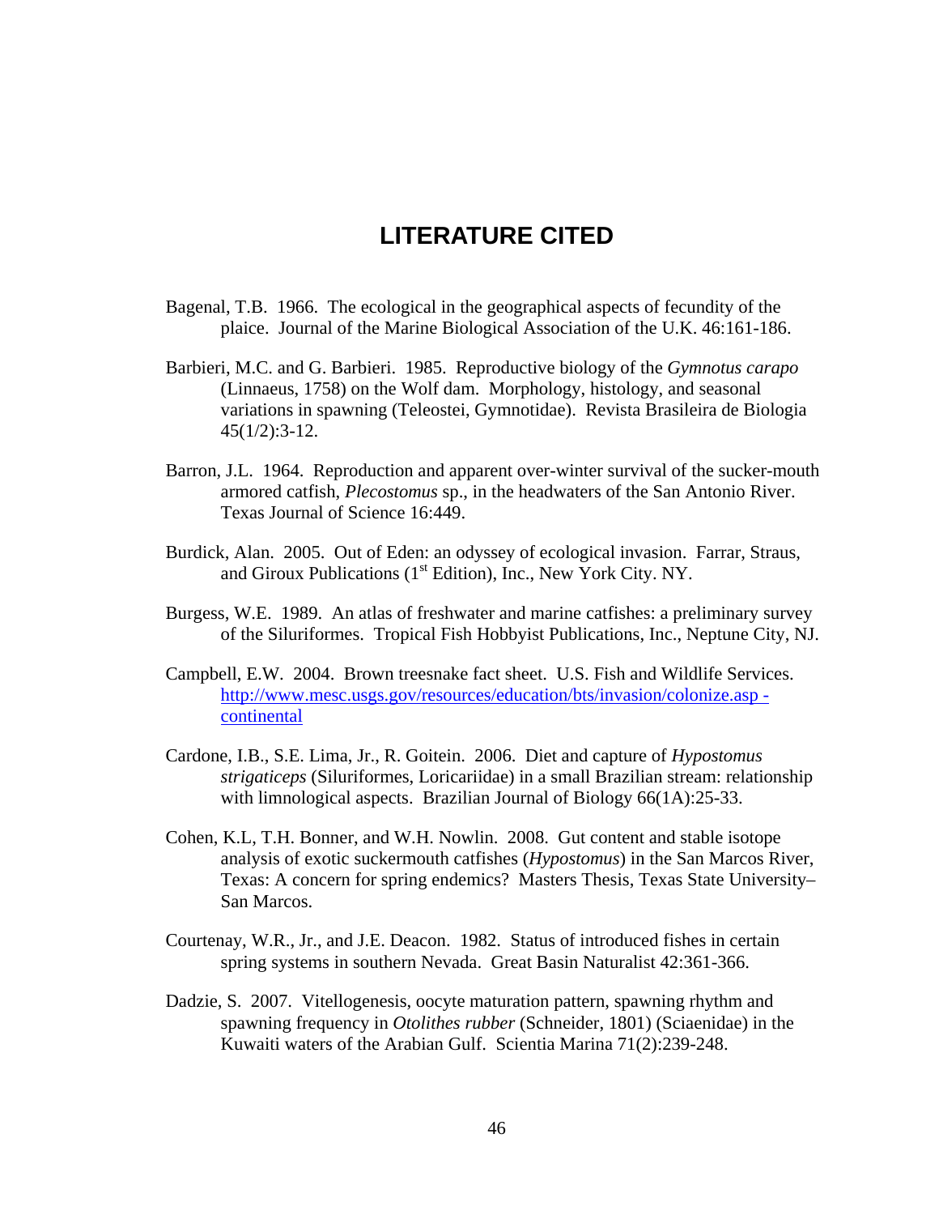# LITERATURE CITED

Bagenal, T.B. 1966. The ecological in the geographical aspects of fecundity of the plaice. Journal of the Marine Biological Association of the U.K. 46:161-186.

Barbieri, M.C. and G. Barbieri. 1985. Reproductive biology of the *Gymnotus carapo* (Linnaeus, 1758) on the Wolf dam. Morphology, histology, and seasonal variations in spawning (Teleostei, Gymnotidae). Revista Brasileira de Biologia 45(1/2):3-12.

Barron, J.L. 1964. Reproduction and apparent over-winter survival of the sucker-mouth armored catfish, *Plecostomus* sp., in the headwaters of the San Antonio River. Texas Journal of Science 16:449.

Burdick, Alan. 2005. Out of Eden: an odyssey of ecological invasion. Farrar, Straus, and Giroux Publications (1st Edition), Inc., New York City. NY.

Burgess, W.E. 1989. An atlas of freshwater and marine catfishes: a preliminary survey of the Siluriformes. Tropical Fish Hobbyist Publications, Inc., Neptune City, NJ.

Campbell, E.W. 2004. Brown treesnake fact sheet. U.S. Fish and Wildlife Services. http://www.mesc.usgs.gov/resources/education/bts/invasion/colonize.asp - continental

Cardone, I.B., S.E. Lima, Jr., R. Goitein. 2006. Diet and capture of *Hypostomus strigaticeps* (Siluriformes, Loricariidae) in a small Brazilian stream: relationship with limnological aspects. Brazilian Journal of Biology 66(1A):25-33.

Cohen, K.L, T.H. Bonner, and W.H. Nowlin. 2008. Gut content and stable isotope analysis of exotic suckermouth catfishes (*Hypostomus*) in the San Marcos River, Texas: A concern for spring endemics? Masters Thesis, Texas State University–San Marcos.

Courtenay, W.R., Jr., and J.E. Deacon. 1982. Status of introduced fishes in certain spring systems in southern Nevada. Great Basin Naturalist 42:361-366.

Dadzie, S. 2007. Vitellogenesis, oocyte maturation pattern, spawning rhythm and spawning frequency in *Otolithes rubber* (Schneider, 1801) (Sciaenidae) in the Kuwaiti waters of the Arabian Gulf. Scientia Marina 71(2):239-248.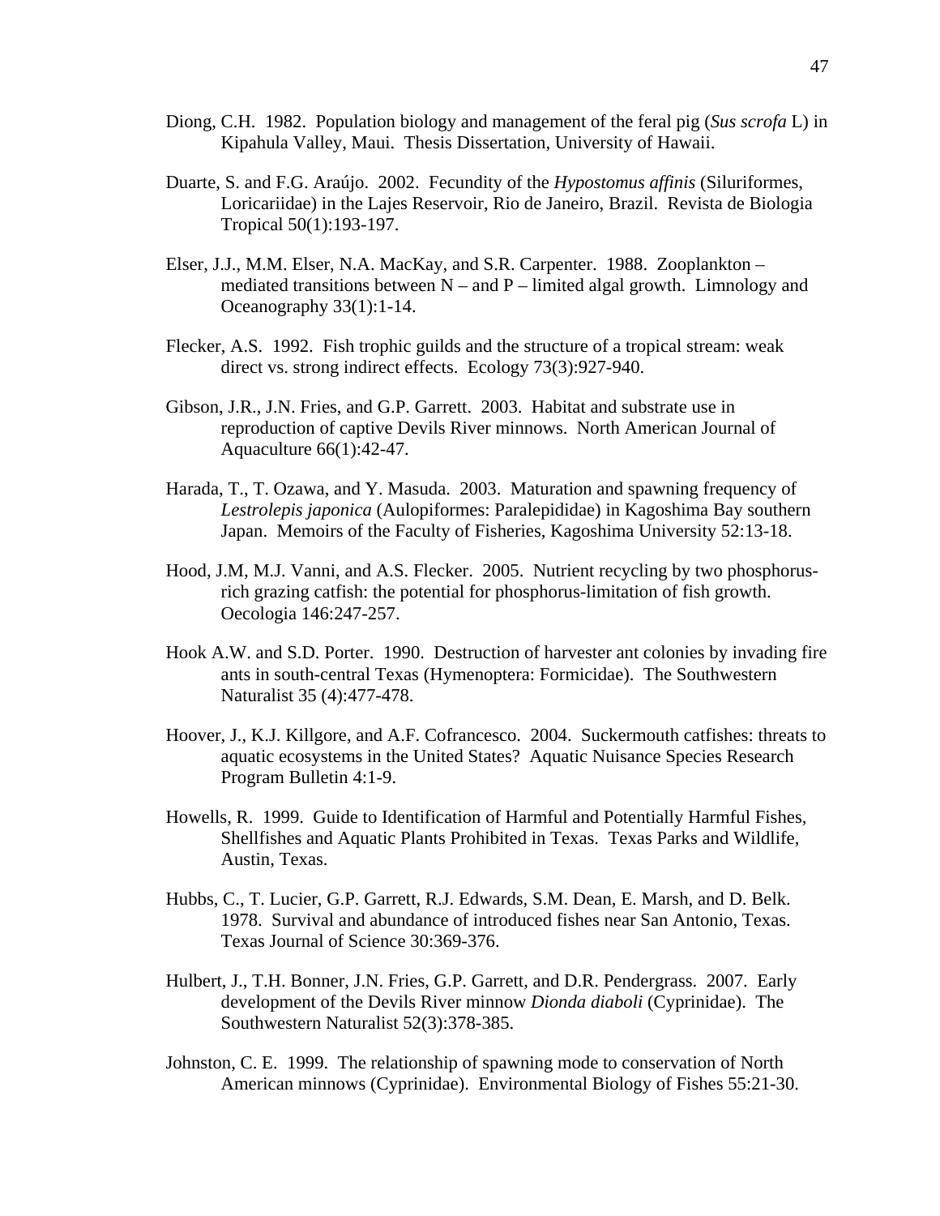Diong, C.H. 1982. Population biology and management of the feral pig (*Sus scrofa* L) in Kipahula Valley, Maui. Thesis Dissertation, University of Hawaii.

Duarte, S. and F.G. Araújo. 2002. Fecundity of the *Hypostomus affinis* (Siluriformes, Loricariidae) in the Lajes Reservoir, Rio de Janeiro, Brazil. Revista de Biologia Tropical 50(1):193-197.

Elser, J.J., M.M. Elser, N.A. MacKay, and S.R. Carpenter. 1988. Zooplankton – mediated transitions between N – and P – limited algal growth. Limnology and Oceanography 33(1):1-14.

Flecker, A.S. 1992. Fish trophic guilds and the structure of a tropical stream: weak direct vs. strong indirect effects. Ecology 73(3):927-940.

Gibson, J.R., J.N. Fries, and G.P. Garrett. 2003. Habitat and substrate use in reproduction of captive Devils River minnows. North American Journal of Aquaculture 66(1):42-47.

Harada, T., T. Ozawa, and Y. Masuda. 2003. Maturation and spawning frequency of *Lestrolepis japonica* (Aulopiformes: Paralepididae) in Kagoshima Bay southern Japan. Memoirs of the Faculty of Fisheries, Kagoshima University 52:13-18.

Hood, J.M, M.J. Vanni, and A.S. Flecker. 2005. Nutrient recycling by two phosphorus-rich grazing catfish: the potential for phosphorus-limitation of fish growth. Oecologia 146:247-257.

Hook A.W. and S.D. Porter. 1990. Destruction of harvester ant colonies by invading fire ants in south-central Texas (Hymenoptera: Formicidae). The Southwestern Naturalist 35 (4):477-478.

Hoover, J., K.J. Killgore, and A.F. Cofrancesco. 2004. Suckermouth catfishes: threats to aquatic ecosystems in the United States? Aquatic Nuisance Species Research Program Bulletin 4:1-9.

Howells, R. 1999. Guide to Identification of Harmful and Potentially Harmful Fishes, Shellfishes and Aquatic Plants Prohibited in Texas. Texas Parks and Wildlife, Austin, Texas.

Hubbs, C., T. Lucier, G.P. Garrett, R.J. Edwards, S.M. Dean, E. Marsh, and D. Belk. 1978. Survival and abundance of introduced fishes near San Antonio, Texas. Texas Journal of Science 30:369-376.

Hulbert, J., T.H. Bonner, J.N. Fries, G.P. Garrett, and D.R. Pendergrass. 2007. Early development of the Devils River minnow *Dionda diaboli* (Cyprinidae). The Southwestern Naturalist 52(3):378-385.

Johnston, C. E. 1999. The relationship of spawning mode to conservation of North American minnows (Cyprinidae). Environmental Biology of Fishes 55:21-30.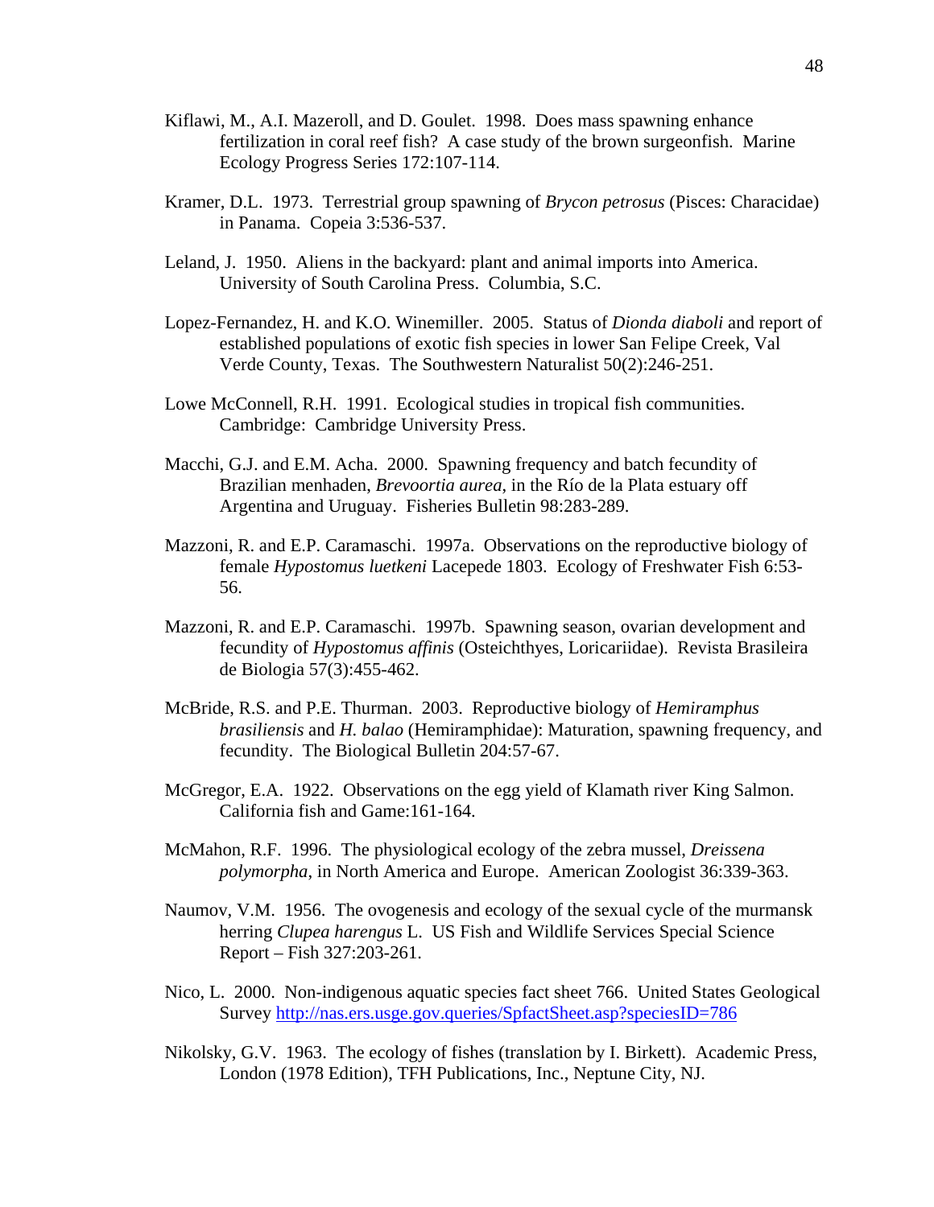Kiflawi, M., A.I. Mazeroll, and D. Goulet. 1998. Does mass spawning enhance fertilization in coral reef fish? A case study of the brown surgeonfish. Marine Ecology Progress Series 172:107-114.

Kramer, D.L. 1973. Terrestrial group spawning of *Brycon petrosus* (Pisces: Characidae) in Panama. Copeia 3:536-537.

Leland, J. 1950. Aliens in the backyard: plant and animal imports into America. University of South Carolina Press. Columbia, S.C.

Lopez-Fernandez, H. and K.O. Winemiller. 2005. Status of *Dionda diaboli* and report of established populations of exotic fish species in lower San Felipe Creek, Val Verde County, Texas. The Southwestern Naturalist 50(2):246-251.

Lowe McConnell, R.H. 1991. Ecological studies in tropical fish communities. Cambridge: Cambridge University Press.

Macchi, G.J. and E.M. Acha. 2000. Spawning frequency and batch fecundity of Brazilian menhaden, *Brevoortia aurea*, in the Río de la Plata estuary off Argentina and Uruguay. Fisheries Bulletin 98:283-289.

Mazzoni, R. and E.P. Caramaschi. 1997a. Observations on the reproductive biology of female *Hypostomus luetkeni* Lacepede 1803. Ecology of Freshwater Fish 6:53-56.

Mazzoni, R. and E.P. Caramaschi. 1997b. Spawning season, ovarian development and fecundity of *Hypostomus affinis* (Osteichthyes, Loricariidae). Revista Brasileira de Biologia 57(3):455-462.

McBride, R.S. and P.E. Thurman. 2003. Reproductive biology of *Hemiramphus brasiliensis* and *H. balao* (Hemiramphidae): Maturation, spawning frequency, and fecundity. The Biological Bulletin 204:57-67.

McGregor, E.A. 1922. Observations on the egg yield of Klamath river King Salmon. California fish and Game:161-164.

McMahon, R.F. 1996. The physiological ecology of the zebra mussel, *Dreissena polymorpha*, in North America and Europe. American Zoologist 36:339-363.

Naumov, V.M. 1956. The ovogenesis and ecology of the sexual cycle of the murmansk herring *Clupea harengus* L. US Fish and Wildlife Services Special Science Report – Fish 327:203-261.

Nico, L. 2000. Non-indigenous aquatic species fact sheet 766. United States Geological Survey http://nas.ers.usge.gov.queries/SpfactSheet.asp?speciesID=786

Nikolsky, G.V. 1963. The ecology of fishes (translation by I. Birkett). Academic Press, London (1978 Edition), TFH Publications, Inc., Neptune City, NJ.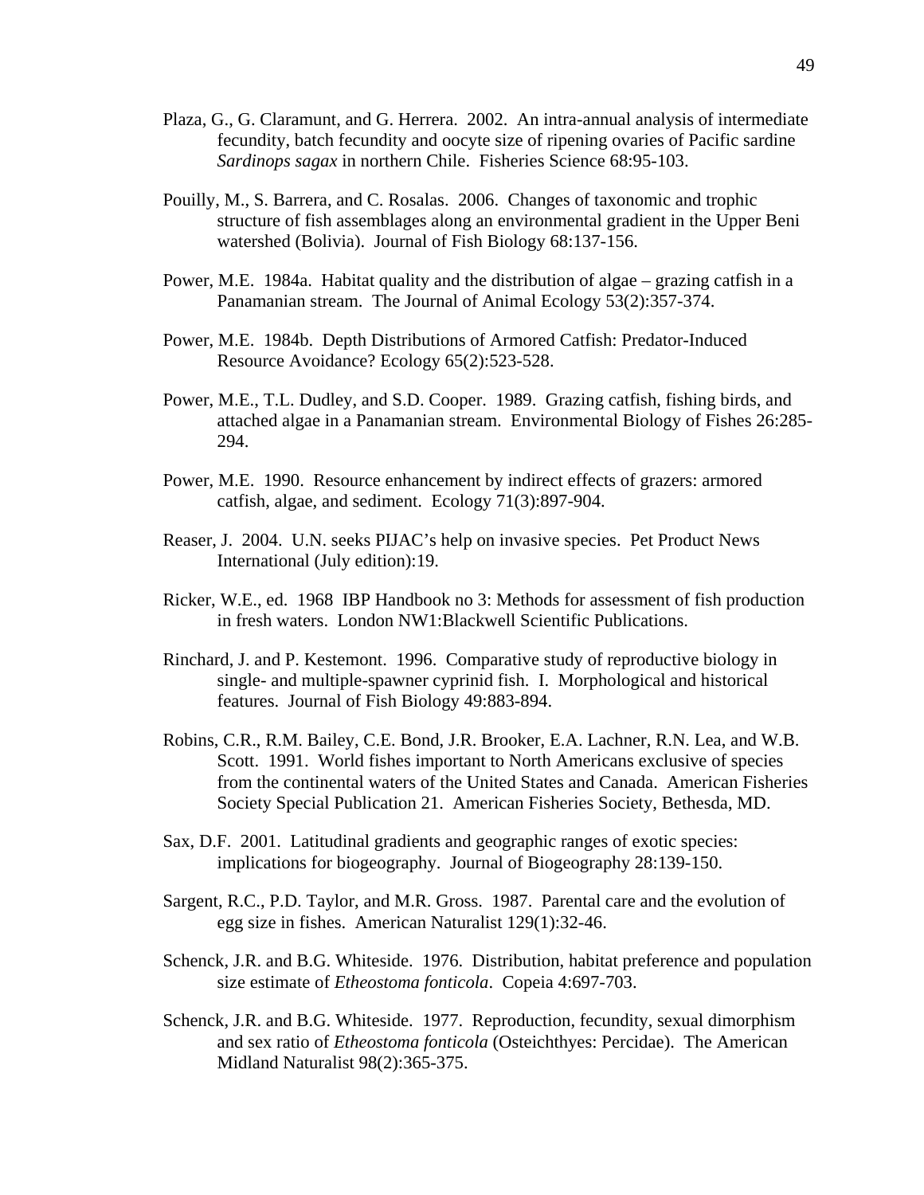Plaza, G., G. Claramunt, and G. Herrera. 2002. An intra-annual analysis of intermediate fecundity, batch fecundity and oocyte size of ripening ovaries of Pacific sardine *Sardinops sagax* in northern Chile. Fisheries Science 68:95-103.

Pouilly, M., S. Barrera, and C. Rosalas. 2006. Changes of taxonomic and trophic structure of fish assemblages along an environmental gradient in the Upper Beni watershed (Bolivia). Journal of Fish Biology 68:137-156.

Power, M.E. 1984a. Habitat quality and the distribution of algae – grazing catfish in a Panamanian stream. The Journal of Animal Ecology 53(2):357-374.

Power, M.E. 1984b. Depth Distributions of Armored Catfish: Predator-Induced Resource Avoidance? Ecology 65(2):523-528.

Power, M.E., T.L. Dudley, and S.D. Cooper. 1989. Grazing catfish, fishing birds, and attached algae in a Panamanian stream. Environmental Biology of Fishes 26:285-294.

Power, M.E. 1990. Resource enhancement by indirect effects of grazers: armored catfish, algae, and sediment. Ecology 71(3):897-904.

Reaser, J. 2004. U.N. seeks PIJAC's help on invasive species. Pet Product News International (July edition):19.

Ricker, W.E., ed. 1968 IBP Handbook no 3: Methods for assessment of fish production in fresh waters. London NW1:Blackwell Scientific Publications.

Rinchard, J. and P. Kestemont. 1996. Comparative study of reproductive biology in single- and multiple-spawner cyprinid fish. I. Morphological and historical features. Journal of Fish Biology 49:883-894.

Robins, C.R., R.M. Bailey, C.E. Bond, J.R. Brooker, E.A. Lachner, R.N. Lea, and W.B. Scott. 1991. World fishes important to North Americans exclusive of species from the continental waters of the United States and Canada. American Fisheries Society Special Publication 21. American Fisheries Society, Bethesda, MD.

Sax, D.F. 2001. Latitudinal gradients and geographic ranges of exotic species: implications for biogeography. Journal of Biogeography 28:139-150.

Sargent, R.C., P.D. Taylor, and M.R. Gross. 1987. Parental care and the evolution of egg size in fishes. American Naturalist 129(1):32-46.

Schenck, J.R. and B.G. Whiteside. 1976. Distribution, habitat preference and population size estimate of *Etheostoma fonticola*. Copeia 4:697-703.

Schenck, J.R. and B.G. Whiteside. 1977. Reproduction, fecundity, sexual dimorphism and sex ratio of *Etheostoma fonticola* (Osteichthyes: Percidae). The American Midland Naturalist 98(2):365-375.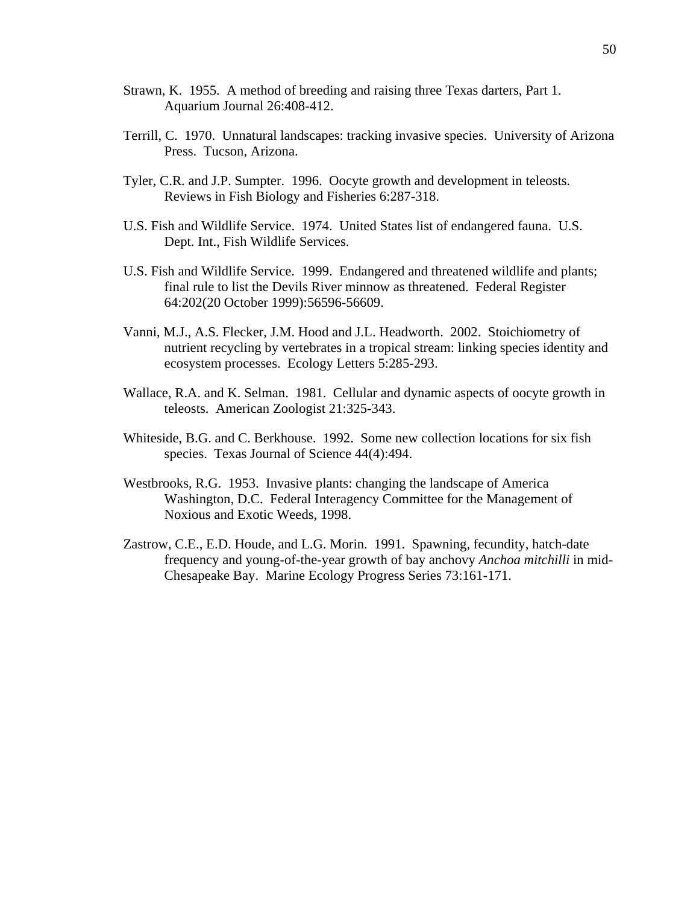Strawn, K. 1955. A method of breeding and raising three Texas darters, Part 1. Aquarium Journal 26:408-412.

Terrill, C. 1970. Unnatural landscapes: tracking invasive species. University of Arizona Press. Tucson, Arizona.

Tyler, C.R. and J.P. Sumpter. 1996. Oocyte growth and development in teleosts. Reviews in Fish Biology and Fisheries 6:287-318.

U.S. Fish and Wildlife Service. 1974. United States list of endangered fauna. U.S. Dept. Int., Fish Wildlife Services.

U.S. Fish and Wildlife Service. 1999. Endangered and threatened wildlife and plants; final rule to list the Devils River minnow as threatened. Federal Register 64:202(20 October 1999):56596-56609.

Vanni, M.J., A.S. Flecker, J.M. Hood and J.L. Headworth. 2002. Stoichiometry of nutrient recycling by vertebrates in a tropical stream: linking species identity and ecosystem processes. Ecology Letters 5:285-293.

Wallace, R.A. and K. Selman. 1981. Cellular and dynamic aspects of oocyte growth in teleosts. American Zoologist 21:325-343.

Whiteside, B.G. and C. Berkhouse. 1992. Some new collection locations for six fish species. Texas Journal of Science 44(4):494.

Westbrooks, R.G. 1953. Invasive plants: changing the landscape of America Washington, D.C. Federal Interagency Committee for the Management of Noxious and Exotic Weeds, 1998.

Zastrow, C.E., E.D. Houde, and L.G. Morin. 1991. Spawning, fecundity, hatch-date frequency and young-of-the-year growth of bay anchovy *Anchoa mitchilli* in mid-Chesapeake Bay. Marine Ecology Progress Series 73:161-171.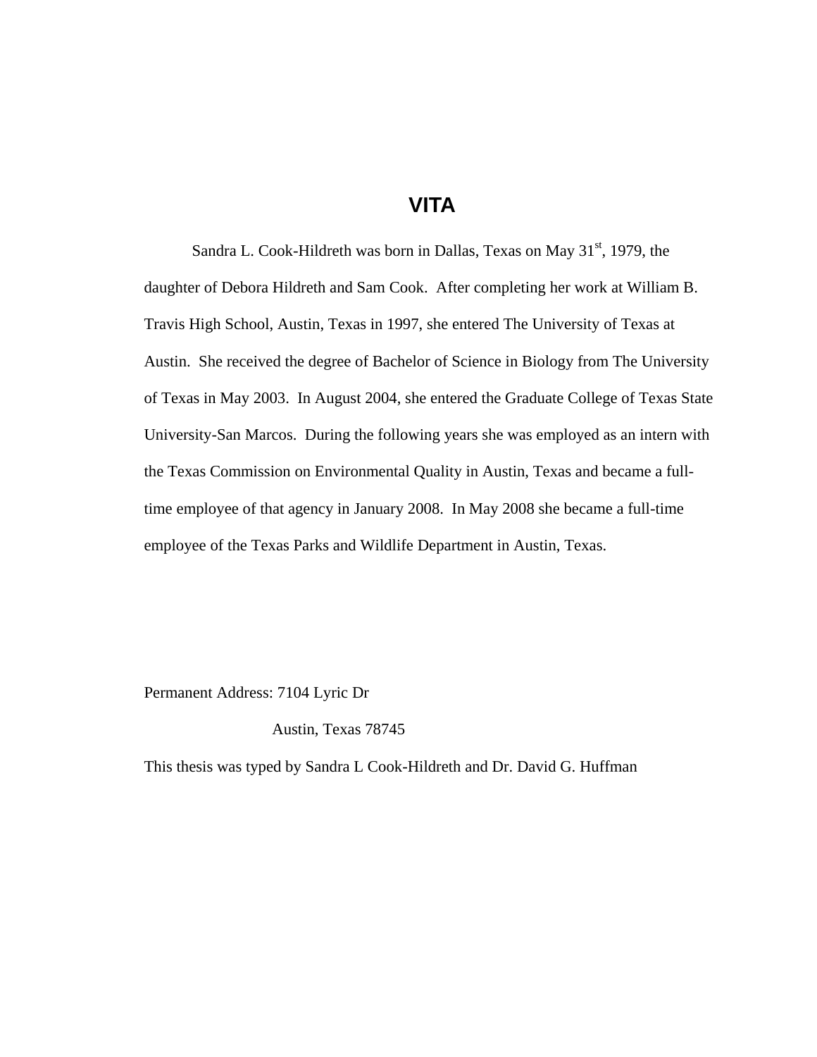# VITA

Sandra L. Cook-Hildreth was born in Dallas, Texas on May 31st, 1979, the daughter of Debora Hildreth and Sam Cook. After completing her work at William B. Travis High School, Austin, Texas in 1997, she entered The University of Texas at Austin. She received the degree of Bachelor of Science in Biology from The University of Texas in May 2003. In August 2004, she entered the Graduate College of Texas State University-San Marcos. During the following years she was employed as an intern with the Texas Commission on Environmental Quality in Austin, Texas and became a full-time employee of that agency in January 2008. In May 2008 she became a full-time employee of the Texas Parks and Wildlife Department in Austin, Texas.

Permanent Address: 7104 Lyric Dr

Austin, Texas 78745

This thesis was typed by Sandra L Cook-Hildreth and Dr. David G. Huffman